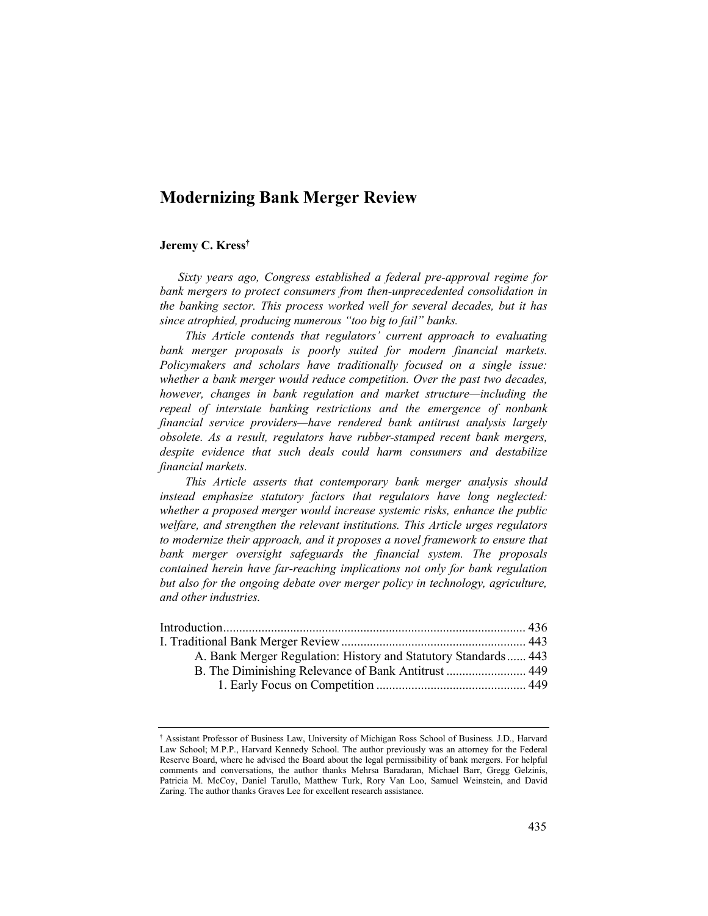# Modernizing Bank Merger Review

**Jeremy C. Kress**[†]

*Sixty years ago, Congress established a federal pre-approval regime for bank mergers to protect consumers from then-unprecedented consolidation in the banking sector. This process worked well for several decades, but it has since atrophied, producing numerous "too big to fail" banks.*

*This Article contends that regulators' current approach to evaluating bank merger proposals is poorly suited for modern financial markets. Policymakers and scholars have traditionally focused on a single issue: whether a bank merger would reduce competition. Over the past two decades, however, changes in bank regulation and market structure—including the repeal of interstate banking restrictions and the emergence of nonbank financial service providers—have rendered bank antitrust analysis largely obsolete. As a result, regulators have rubber-stamped recent bank mergers, despite evidence that such deals could harm consumers and destabilize financial markets.*

*This Article asserts that contemporary bank merger analysis should instead emphasize statutory factors that regulators have long neglected: whether a proposed merger would increase systemic risks, enhance the public welfare, and strengthen the relevant institutions. This Article urges regulators to modernize their approach, and it proposes a novel framework to ensure that bank merger oversight safeguards the financial system. The proposals contained herein have far-reaching implications not only for bank regulation but also for the ongoing debate over merger policy in technology, agriculture, and other industries.*

Introduction .......... 436
I. Traditional Bank Merger Review .......... 443
  A. Bank Merger Regulation: History and Statutory Standards .......... 443
  B. The Diminishing Relevance of Bank Antitrust .......... 449
    1. Early Focus on Competition .......... 449

[†] Assistant Professor of Business Law, University of Michigan Ross School of Business. J.D., Harvard Law School; M.P.P., Harvard Kennedy School. The author previously was an attorney for the Federal Reserve Board, where he advised the Board about the legal permissibility of bank mergers. For helpful comments and conversations, the author thanks Mehrsa Baradaran, Michael Barr, Gregg Gelzinis, Patricia M. McCoy, Daniel Tarullo, Matthew Turk, Rory Van Loo, Samuel Weinstein, and David Zaring. The author thanks Graves Lee for excellent research assistance.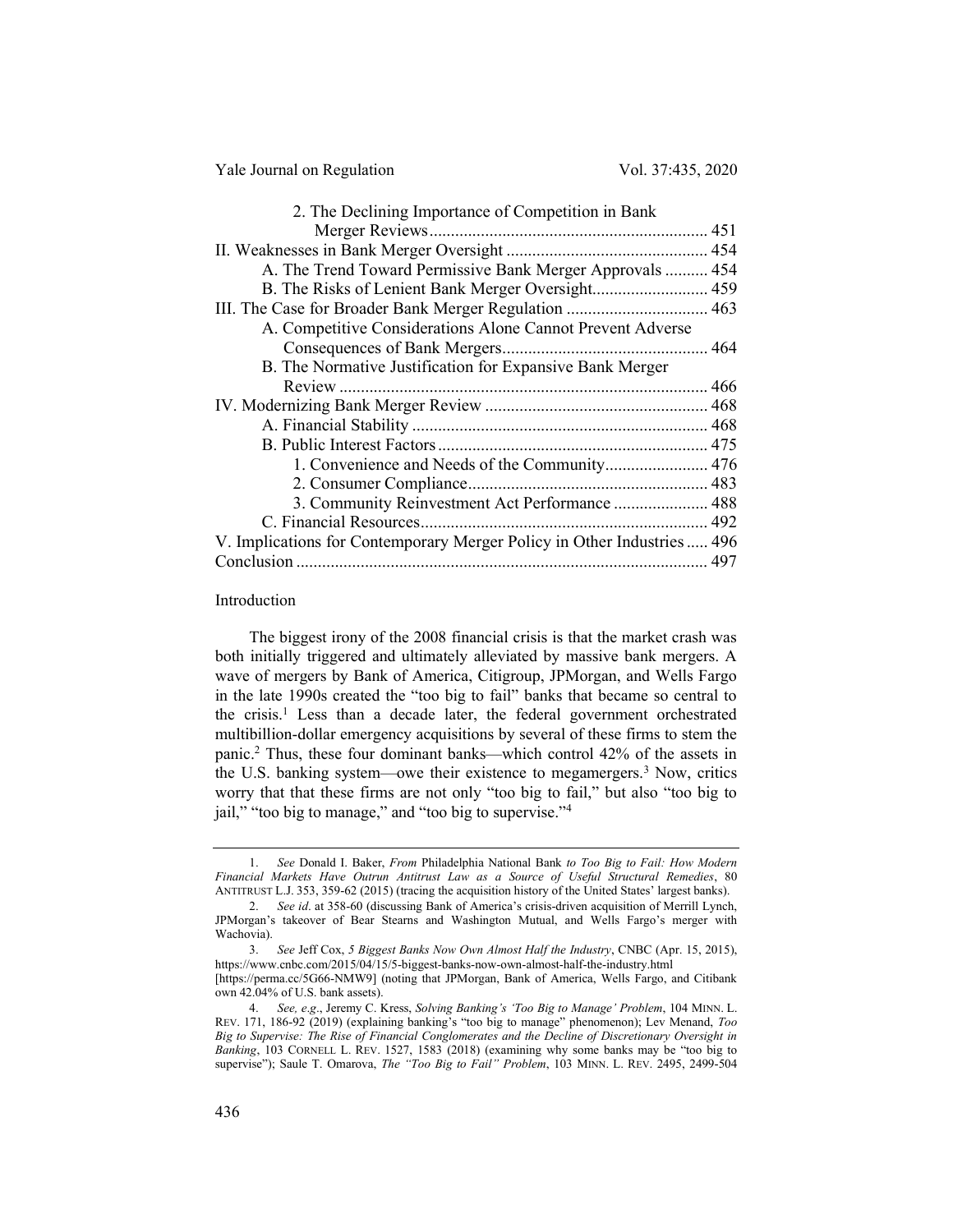2. The Declining Importance of Competition in Bank Merger Reviews ................................................................ 451

II. Weaknesses in Bank Merger Oversight ............................................... 454

A. The Trend Toward Permissive Bank Merger Approvals .......... 454

B. The Risks of Lenient Bank Merger Oversight........................... 459

III. The Case for Broader Bank Merger Regulation ................................. 463

A. Competitive Considerations Alone Cannot Prevent Adverse Consequences of Bank Mergers................................................ 464

B. The Normative Justification for Expansive Bank Merger Review ..................................................................................... 466

IV. Modernizing Bank Merger Review .................................................... 468

A. Financial Stability ..................................................................... 468

B. Public Interest Factors............................................................... 475

1. Convenience and Needs of the Community........................ 476

2. Consumer Compliance........................................................ 483

3. Community Reinvestment Act Performance ...................... 488

C. Financial Resources................................................................... 492

V. Implications for Contemporary Merger Policy in Other Industries ..... 496

Conclusion ............................................................................................... 497

## Introduction

The biggest irony of the 2008 financial crisis is that the market crash was both initially triggered and ultimately alleviated by massive bank mergers. A wave of mergers by Bank of America, Citigroup, JPMorgan, and Wells Fargo in the late 1990s created the "too big to fail" banks that became so central to the crisis.[1] Less than a decade later, the federal government orchestrated multibillion-dollar emergency acquisitions by several of these firms to stem the panic.[2] Thus, these four dominant banks—which control 42% of the assets in the U.S. banking system—owe their existence to megamergers.[3] Now, critics worry that that these firms are not only "too big to fail," but also "too big to jail," "too big to manage," and "too big to supervise."[4]

---

1. *See* Donald I. Baker, *From* Philadelphia National Bank *to Too Big to Fail: How Modern Financial Markets Have Outrun Antitrust Law as a Source of Useful Structural Remedies*, 80 ANTITRUST L.J. 353, 359-62 (2015) (tracing the acquisition history of the United States' largest banks).

2. *See id*. at 358-60 (discussing Bank of America's crisis-driven acquisition of Merrill Lynch, JPMorgan's takeover of Bear Stearns and Washington Mutual, and Wells Fargo's merger with Wachovia).

3. *See* Jeff Cox, *5 Biggest Banks Now Own Almost Half the Industry*, CNBC (Apr. 15, 2015), https://www.cnbc.com/2015/04/15/5-biggest-banks-now-own-almost-half-the-industry.html [https://perma.cc/5G66-NMW9] (noting that JPMorgan, Bank of America, Wells Fargo, and Citibank own 42.04% of U.S. bank assets).

4. *See, e.g*., Jeremy C. Kress, *Solving Banking's 'Too Big to Manage' Problem*, 104 MINN. L. REV. 171, 186-92 (2019) (explaining banking's "too big to manage" phenomenon); Lev Menand, *Too Big to Supervise: The Rise of Financial Conglomerates and the Decline of Discretionary Oversight in Banking*, 103 CORNELL L. REV. 1527, 1583 (2018) (examining why some banks may be "too big to supervise"); Saule T. Omarova, *The "Too Big to Fail" Problem*, 103 MINN. L. REV. 2495, 2499-504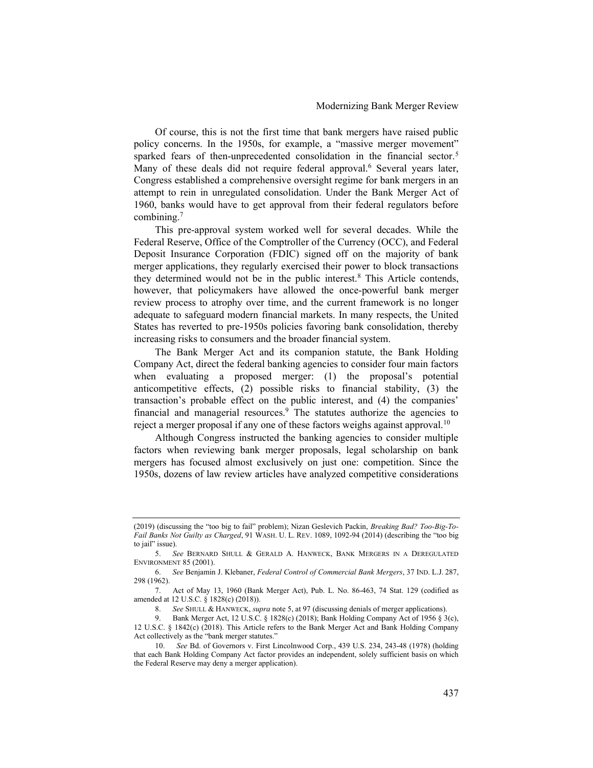Of course, this is not the first time that bank mergers have raised public policy concerns. In the 1950s, for example, a "massive merger movement" sparked fears of then-unprecedented consolidation in the financial sector.[5] Many of these deals did not require federal approval.[6] Several years later, Congress established a comprehensive oversight regime for bank mergers in an attempt to rein in unregulated consolidation. Under the Bank Merger Act of 1960, banks would have to get approval from their federal regulators before combining.[7]

This pre-approval system worked well for several decades. While the Federal Reserve, Office of the Comptroller of the Currency (OCC), and Federal Deposit Insurance Corporation (FDIC) signed off on the majority of bank merger applications, they regularly exercised their power to block transactions they determined would not be in the public interest.[8] This Article contends, however, that policymakers have allowed the once-powerful bank merger review process to atrophy over time, and the current framework is no longer adequate to safeguard modern financial markets. In many respects, the United States has reverted to pre-1950s policies favoring bank consolidation, thereby increasing risks to consumers and the broader financial system.

The Bank Merger Act and its companion statute, the Bank Holding Company Act, direct the federal banking agencies to consider four main factors when evaluating a proposed merger: (1) the proposal's potential anticompetitive effects, (2) possible risks to financial stability, (3) the transaction's probable effect on the public interest, and (4) the companies' financial and managerial resources.[9] The statutes authorize the agencies to reject a merger proposal if any one of these factors weighs against approval.[10]

Although Congress instructed the banking agencies to consider multiple factors when reviewing bank merger proposals, legal scholarship on bank mergers has focused almost exclusively on just one: competition. Since the 1950s, dozens of law review articles have analyzed competitive considerations

---

(2019) (discussing the "too big to fail" problem); Nizan Geslevich Packin, *Breaking Bad? Too-Big-To-Fail Banks Not Guilty as Charged*, 91 WASH. U. L. REV. 1089, 1092-94 (2014) (describing the "too big to jail" issue).

5. *See* BERNARD SHULL & GERALD A. HANWECK, BANK MERGERS IN A DEREGULATED ENVIRONMENT 85 (2001).

6. *See* Benjamin J. Klebaner, *Federal Control of Commercial Bank Mergers*, 37 IND. L.J. 287, 298 (1962).

7. Act of May 13, 1960 (Bank Merger Act), Pub. L. No. 86-463, 74 Stat. 129 (codified as amended at 12 U.S.C. § 1828(c) (2018)).

8. *See* SHULL & HANWECK, *supra* note 5, at 97 (discussing denials of merger applications).

9. Bank Merger Act, 12 U.S.C. § 1828(c) (2018); Bank Holding Company Act of 1956 § 3(c), 12 U.S.C. § 1842(c) (2018). This Article refers to the Bank Merger Act and Bank Holding Company Act collectively as the "bank merger statutes."

10. *See* Bd. of Governors v. First Lincolnwood Corp., 439 U.S. 234, 243-48 (1978) (holding that each Bank Holding Company Act factor provides an independent, solely sufficient basis on which the Federal Reserve may deny a merger application).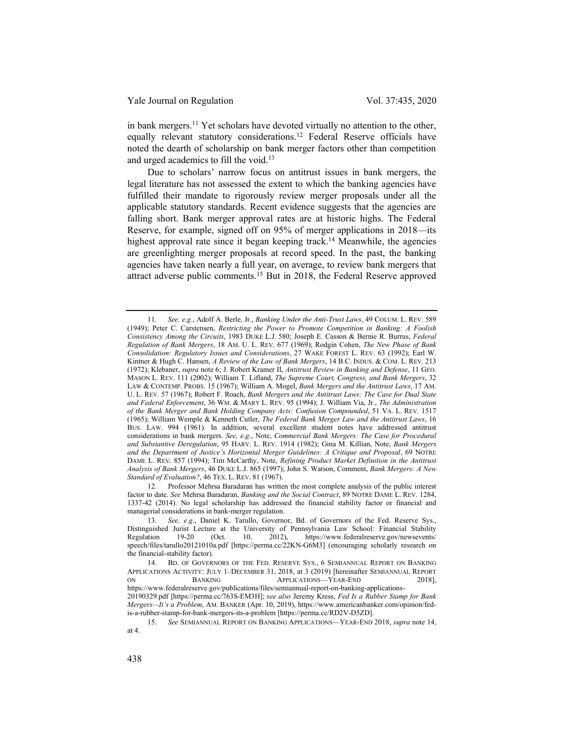in bank mergers.[11] Yet scholars have devoted virtually no attention to the other, equally relevant statutory considerations.[12] Federal Reserve officials have noted the dearth of scholarship on bank merger factors other than competition and urged academics to fill the void.[13]

Due to scholars' narrow focus on antitrust issues in bank mergers, the legal literature has not assessed the extent to which the banking agencies have fulfilled their mandate to rigorously review merger proposals under all the applicable statutory standards. Recent evidence suggests that the agencies are falling short. Bank merger approval rates are at historic highs. The Federal Reserve, for example, signed off on 95% of merger applications in 2018—its highest approval rate since it began keeping track.[14] Meanwhile, the agencies are greenlighting merger proposals at record speed. In the past, the banking agencies have taken nearly a full year, on average, to review bank mergers that attract adverse public comments.[15] But in 2018, the Federal Reserve approved

---

11. *See, e.g.*, Adolf A. Berle, Jr., *Banking Under the Anti-Trust Laws*, 49 COLUM. L. REV. 589 (1949); Peter C. Carstensen, *Restricting the Power to Promote Competition in Banking: A Foolish Consistency Among the Circuits*, 1983 DUKE L.J. 580; Joseph E. Casson & Bernie R. Burrus, *Federal Regulation of Bank Mergers*, 18 AM. U. L. REV. 677 (1969); Rodgin Cohen, *The New Phase of Bank Consolidation: Regulatory Issues and Considerations*, 27 WAKE FOREST L. REV. 63 (1992); Earl W. Kintner & Hugh C. Hansen, *A Review of the Law of Bank Mergers*, 14 B.C. INDUS. & COM. L. REV. 213 (1972); Klebaner, *supra* note 6; J. Robert Kramer II, *Antitrust Review in Banking and Defense*, 11 GEO. MASON L. REV. 111 (2002); William T. Lifland, *The Supreme Court, Congress, and Bank Mergers*, 32 LAW & CONTEMP. PROBS. 15 (1967); William A. Mogel, *Bank Mergers and the Antitrust Laws*, 17 AM. U. L. REV. 57 (1967); Robert F. Roach, *Bank Mergers and the Antitrust Laws: The Case for Dual State and Federal Enforcement*, 36 WM. & MARY L. REV. 95 (1994); J. William Via, Jr., *The Administration of the Bank Merger and Bank Holding Company Acts: Confusion Compounded*, 51 VA. L. REV. 1517 (1965); William Wemple & Kenneth Cutler, *The Federal Bank Merger Law and the Antitrust Laws*, 16 BUS. LAW. 994 (1961). In addition, several excellent student notes have addressed antitrust considerations in bank mergers. *See, e.g.*, Note, *Commercial Bank Mergers: The Case for Procedural and Substantive Deregulation*, 95 HARV. L. REV. 1914 (1982); Gina M. Killian, Note, *Bank Mergers and the Department of Justice's Horizontal Merger Guidelines: A Critique and Proposal*, 69 NOTRE DAME L. REV. 857 (1994); Tim McCarthy, Note, *Refining Product Market Definition in the Antitrust Analysis of Bank Mergers*, 46 DUKE L.J. 865 (1997); John S. Watson, Comment, *Bank Mergers: A New Standard of Evaluation?*, 46 TEX. L. REV. 81 (1967).

12. Professor Mehrsa Baradaran has written the most complete analysis of the public interest factor to date. *See* Mehrsa Baradaran, *Banking and the Social Contract*, 89 NOTRE DAME L. REV. 1284, 1337-42 (2014). No legal scholarship has addressed the financial stability factor or financial and managerial considerations in bank-merger regulation.

13. *See, e.g.*, Daniel K. Tarullo, Governor, Bd. of Governors of the Fed. Reserve Sys., Distinguished Jurist Lecture at the University of Pennsylvania Law School: Financial Stability Regulation 19-20 (Oct. 10, 2012), https://www.federalreserve.gov/newsevents/speech/files/tarullo20121010a.pdf [https://perma.cc/22KN-G6M3] (encouraging scholarly research on the financial-stability factor).

14. BD. OF GOVERNORS OF THE FED. RESERVE SYS., 6 SEMIANNUAL REPORT ON BANKING APPLICATIONS ACTIVITY: JULY 1–DECEMBER 31, 2018, at 3 (2019) [hereinafter SEMIANNUAL REPORT ON BANKING APPLICATIONS—YEAR-END 2018], https://www.federalreserve.gov/publications/files/semiannual-report-on-banking-applications-20190329.pdf [https://perma.cc/763S-EM3H]; *see also* Jeremy Kress, *Fed Is a Rubber Stamp for Bank Mergers—It's a Problem*, AM. BANKER (Apr. 10, 2019), https://www.americanbanker.com/opinion/fed-is-a-rubber-stamp-for-bank-mergers-its-a-problem [https://perma.cc/RD2V-D5ZD].

15. *See* SEMIANNUAL REPORT ON BANKING APPLICATIONS—YEAR-END 2018, *supra* note 14, at 4.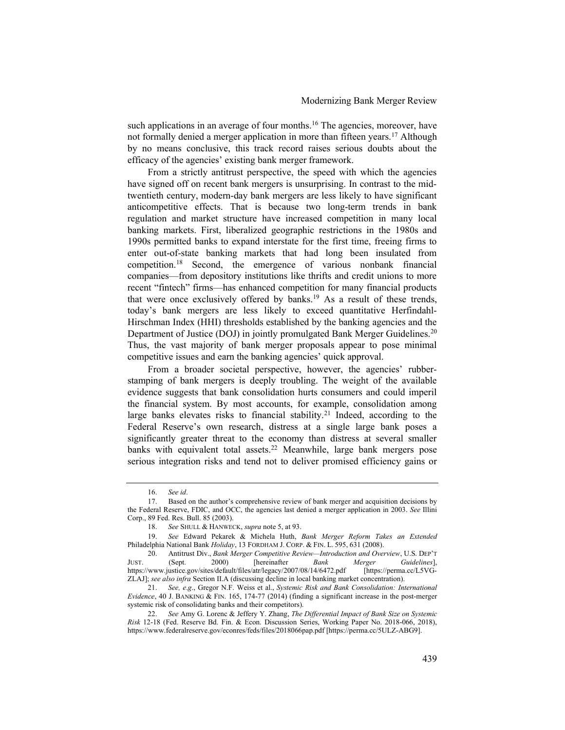such applications in an average of four months.[16] The agencies, moreover, have not formally denied a merger application in more than fifteen years.[17] Although by no means conclusive, this track record raises serious doubts about the efficacy of the agencies' existing bank merger framework.

From a strictly antitrust perspective, the speed with which the agencies have signed off on recent bank mergers is unsurprising. In contrast to the mid-twentieth century, modern-day bank mergers are less likely to have significant anticompetitive effects. That is because two long-term trends in bank regulation and market structure have increased competition in many local banking markets. First, liberalized geographic restrictions in the 1980s and 1990s permitted banks to expand interstate for the first time, freeing firms to enter out-of-state banking markets that had long been insulated from competition.[18] Second, the emergence of various nonbank financial companies—from depository institutions like thrifts and credit unions to more recent "fintech" firms—has enhanced competition for many financial products that were once exclusively offered by banks.[19] As a result of these trends, today's bank mergers are less likely to exceed quantitative Herfindahl-Hirschman Index (HHI) thresholds established by the banking agencies and the Department of Justice (DOJ) in jointly promulgated Bank Merger Guidelines.[20] Thus, the vast majority of bank merger proposals appear to pose minimal competitive issues and earn the banking agencies' quick approval.

From a broader societal perspective, however, the agencies' rubber-stamping of bank mergers is deeply troubling. The weight of the available evidence suggests that bank consolidation hurts consumers and could imperil the financial system. By most accounts, for example, consolidation among large banks elevates risks to financial stability.[21] Indeed, according to the Federal Reserve's own research, distress at a single large bank poses a significantly greater threat to the economy than distress at several smaller banks with equivalent total assets.[22] Meanwhile, large bank mergers pose serious integration risks and tend not to deliver promised efficiency gains or

---

16. *See id*.

17. Based on the author's comprehensive review of bank merger and acquisition decisions by the Federal Reserve, FDIC, and OCC, the agencies last denied a merger application in 2003. *See* Illini Corp., 89 Fed. Res. Bull. 85 (2003).

18. *See* SHULL & HANWECK, *supra* note 5, at 93.

19. *See* Edward Pekarek & Michela Huth, *Bank Merger Reform Takes an Extended* Philadelphia National Bank *Holiday*, 13 FORDHAM J. CORP. & FIN. L. 595, 631 (2008).

20. Antitrust Div., *Bank Merger Competitive Review—Introduction and Overview*, U.S. DEP'T JUST. (Sept. 2000) [hereinafter *Bank Merger Guidelines*], https://www.justice.gov/sites/default/files/atr/legacy/2007/08/14/6472.pdf [https://perma.cc/L5VG-ZLAJ]; *see also infra* Section II.A (discussing decline in local banking market concentration).

21. *See, e.g*., Gregor N.F. Weiss et al., *Systemic Risk and Bank Consolidation: International Evidence*, 40 J. BANKING & FIN. 165, 174-77 (2014) (finding a significant increase in the post-merger systemic risk of consolidating banks and their competitors).

22. *See* Amy G. Lorenc & Jeffery Y. Zhang, *The Differential Impact of Bank Size on Systemic Risk* 12-18 (Fed. Reserve Bd. Fin. & Econ. Discussion Series, Working Paper No. 2018-066, 2018), https://www.federalreserve.gov/econres/feds/files/2018066pap.pdf [https://perma.cc/5ULZ-ABG9].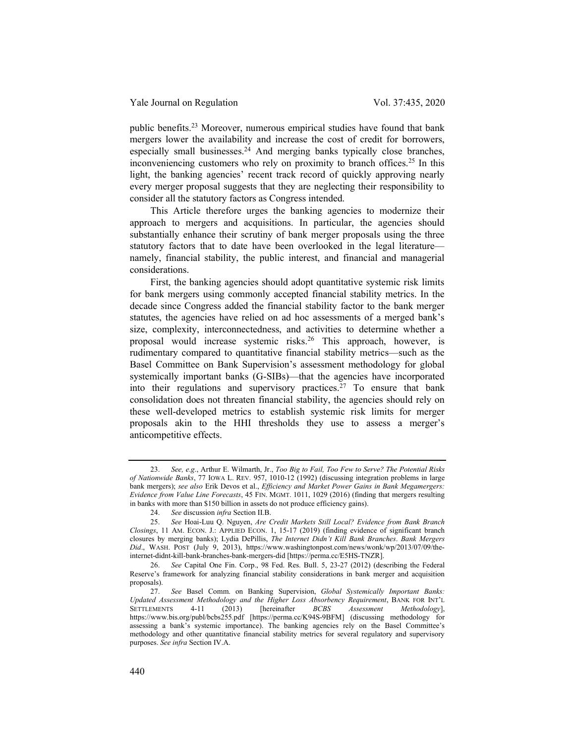public benefits.[23] Moreover, numerous empirical studies have found that bank mergers lower the availability and increase the cost of credit for borrowers, especially small businesses.[24] And merging banks typically close branches, inconveniencing customers who rely on proximity to branch offices.[25] In this light, the banking agencies' recent track record of quickly approving nearly every merger proposal suggests that they are neglecting their responsibility to consider all the statutory factors as Congress intended.

This Article therefore urges the banking agencies to modernize their approach to mergers and acquisitions. In particular, the agencies should substantially enhance their scrutiny of bank merger proposals using the three statutory factors that to date have been overlooked in the legal literature—namely, financial stability, the public interest, and financial and managerial considerations.

First, the banking agencies should adopt quantitative systemic risk limits for bank mergers using commonly accepted financial stability metrics. In the decade since Congress added the financial stability factor to the bank merger statutes, the agencies have relied on ad hoc assessments of a merged bank's size, complexity, interconnectedness, and activities to determine whether a proposal would increase systemic risks.[26] This approach, however, is rudimentary compared to quantitative financial stability metrics—such as the Basel Committee on Bank Supervision's assessment methodology for global systemically important banks (G-SIBs)—that the agencies have incorporated into their regulations and supervisory practices.[27] To ensure that bank consolidation does not threaten financial stability, the agencies should rely on these well-developed metrics to establish systemic risk limits for merger proposals akin to the HHI thresholds they use to assess a merger's anticompetitive effects.

---

23. *See, e.g.*, Arthur E. Wilmarth, Jr., *Too Big to Fail, Too Few to Serve? The Potential Risks of Nationwide Banks*, 77 IOWA L. REV. 957, 1010-12 (1992) (discussing integration problems in large bank mergers); *see also* Erik Devos et al., *Efficiency and Market Power Gains in Bank Megamergers: Evidence from Value Line Forecasts*, 45 FIN. MGMT. 1011, 1029 (2016) (finding that mergers resulting in banks with more than $150 billion in assets do not produce efficiency gains).

24. *See* discussion *infra* Section II.B.

25. *See* Hoai-Luu Q. Nguyen, *Are Credit Markets Still Local? Evidence from Bank Branch Closings*, 11 AM. ECON. J.: APPLIED ECON. 1, 15-17 (2019) (finding evidence of significant branch closures by merging banks); Lydia DePillis, *The Internet Didn't Kill Bank Branches. Bank Mergers Did*., WASH. POST (July 9, 2013), https://www.washingtonpost.com/news/wonk/wp/2013/07/09/the-internet-didnt-kill-bank-branches-bank-mergers-did [https://perma.cc/E5HS-TNZR].

26. *See* Capital One Fin. Corp., 98 Fed. Res. Bull. 5, 23-27 (2012) (describing the Federal Reserve's framework for analyzing financial stability considerations in bank merger and acquisition proposals).

27. *See* Basel Comm. on Banking Supervision, *Global Systemically Important Banks: Updated Assessment Methodology and the Higher Loss Absorbency Requirement*, BANK FOR INT'L SETTLEMENTS 4-11 (2013) [hereinafter *BCBS Assessment Methodology*], https://www.bis.org/publ/bcbs255.pdf [https://perma.cc/K94S-9BFM] (discussing methodology for assessing a bank's systemic importance). The banking agencies rely on the Basel Committee's methodology and other quantitative financial stability metrics for several regulatory and supervisory purposes. *See infra* Section IV.A.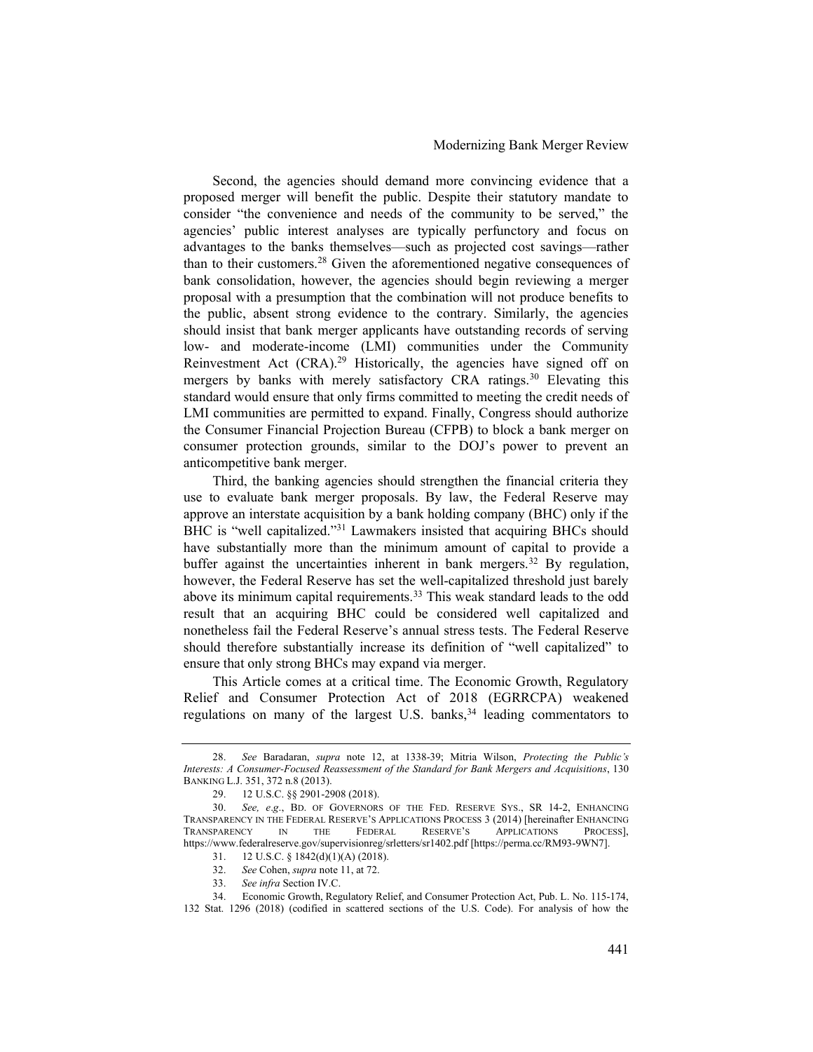Second, the agencies should demand more convincing evidence that a proposed merger will benefit the public. Despite their statutory mandate to consider "the convenience and needs of the community to be served," the agencies' public interest analyses are typically perfunctory and focus on advantages to the banks themselves—such as projected cost savings—rather than to their customers.[28] Given the aforementioned negative consequences of bank consolidation, however, the agencies should begin reviewing a merger proposal with a presumption that the combination will not produce benefits to the public, absent strong evidence to the contrary. Similarly, the agencies should insist that bank merger applicants have outstanding records of serving low- and moderate-income (LMI) communities under the Community Reinvestment Act (CRA).[29] Historically, the agencies have signed off on mergers by banks with merely satisfactory CRA ratings.[30] Elevating this standard would ensure that only firms committed to meeting the credit needs of LMI communities are permitted to expand. Finally, Congress should authorize the Consumer Financial Projection Bureau (CFPB) to block a bank merger on consumer protection grounds, similar to the DOJ's power to prevent an anticompetitive bank merger.

Third, the banking agencies should strengthen the financial criteria they use to evaluate bank merger proposals. By law, the Federal Reserve may approve an interstate acquisition by a bank holding company (BHC) only if the BHC is "well capitalized."[31] Lawmakers insisted that acquiring BHCs should have substantially more than the minimum amount of capital to provide a buffer against the uncertainties inherent in bank mergers.[32] By regulation, however, the Federal Reserve has set the well-capitalized threshold just barely above its minimum capital requirements.[33] This weak standard leads to the odd result that an acquiring BHC could be considered well capitalized and nonetheless fail the Federal Reserve's annual stress tests. The Federal Reserve should therefore substantially increase its definition of "well capitalized" to ensure that only strong BHCs may expand via merger.

This Article comes at a critical time. The Economic Growth, Regulatory Relief and Consumer Protection Act of 2018 (EGRRCPA) weakened regulations on many of the largest U.S. banks,[34] leading commentators to

---

28. *See* Baradaran, *supra* note 12, at 1338-39; Mitria Wilson, *Protecting the Public's Interests: A Consumer-Focused Reassessment of the Standard for Bank Mergers and Acquisitions*, 130 BANKING L.J. 351, 372 n.8 (2013).

29. 12 U.S.C. §§ 2901-2908 (2018).

30. *See, e.g.*, BD. OF GOVERNORS OF THE FED. RESERVE SYS., SR 14-2, ENHANCING TRANSPARENCY IN THE FEDERAL RESERVE'S APPLICATIONS PROCESS 3 (2014) [hereinafter ENHANCING TRANSPARENCY IN THE FEDERAL RESERVE'S APPLICATIONS PROCESS], https://www.federalreserve.gov/supervisionreg/srletters/sr1402.pdf [https://perma.cc/RM93-9WN7].

31. 12 U.S.C. § 1842(d)(1)(A) (2018).

32. *See* Cohen, *supra* note 11, at 72.

33. *See infra* Section IV.C.

34. Economic Growth, Regulatory Relief, and Consumer Protection Act, Pub. L. No. 115-174, 132 Stat. 1296 (2018) (codified in scattered sections of the U.S. Code). For analysis of how the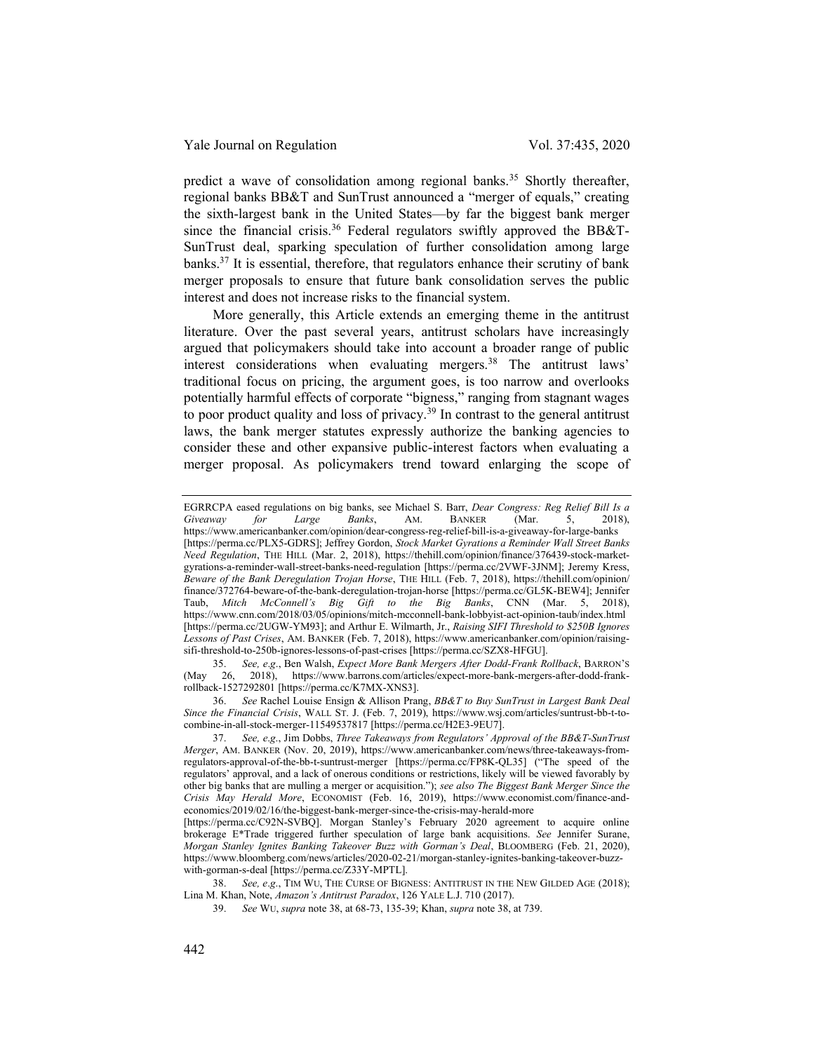predict a wave of consolidation among regional banks.[35] Shortly thereafter, regional banks BB&T and SunTrust announced a "merger of equals," creating the sixth-largest bank in the United States—by far the biggest bank merger since the financial crisis.[36] Federal regulators swiftly approved the BB&T-SunTrust deal, sparking speculation of further consolidation among large banks.[37] It is essential, therefore, that regulators enhance their scrutiny of bank merger proposals to ensure that future bank consolidation serves the public interest and does not increase risks to the financial system.

More generally, this Article extends an emerging theme in the antitrust literature. Over the past several years, antitrust scholars have increasingly argued that policymakers should take into account a broader range of public interest considerations when evaluating mergers.[38] The antitrust laws' traditional focus on pricing, the argument goes, is too narrow and overlooks potentially harmful effects of corporate "bigness," ranging from stagnant wages to poor product quality and loss of privacy.[39] In contrast to the general antitrust laws, the bank merger statutes expressly authorize the banking agencies to consider these and other expansive public-interest factors when evaluating a merger proposal. As policymakers trend toward enlarging the scope of

---

EGRRCPA eased regulations on big banks, see Michael S. Barr, *Dear Congress: Reg Relief Bill Is a Giveaway for Large Banks*, AM. BANKER (Mar. 5, 2018), https://www.americanbanker.com/opinion/dear-congress-reg-relief-bill-is-a-giveaway-for-large-banks [https://perma.cc/PLX5-GDRS]; Jeffrey Gordon, *Stock Market Gyrations a Reminder Wall Street Banks Need Regulation*, THE HILL (Mar. 2, 2018), https://thehill.com/opinion/finance/376439-stock-market-gyrations-a-reminder-wall-street-banks-need-regulation [https://perma.cc/2VWF-3JNM]; Jeremy Kress, *Beware of the Bank Deregulation Trojan Horse*, THE HILL (Feb. 7, 2018), https://thehill.com/opinion/finance/372764-beware-of-the-bank-deregulation-trojan-horse [https://perma.cc/GL5K-BEW4]; Jennifer Taub, *Mitch McConnell's Big Gift to the Big Banks*, CNN (Mar. 5, 2018), https://www.cnn.com/2018/03/05/opinions/mitch-mcconnell-bank-lobbyist-act-opinion-taub/index.html [https://perma.cc/2UGW-YM93]; and Arthur E. Wilmarth, Jr., *Raising SIFI Threshold to $250B Ignores Lessons of Past Crises*, AM. BANKER (Feb. 7, 2018), https://www.americanbanker.com/opinion/raising-sifi-threshold-to-250b-ignores-lessons-of-past-crises [https://perma.cc/SZX8-HFGU].

35. *See, e.g.*, Ben Walsh, *Expect More Bank Mergers After Dodd-Frank Rollback*, BARRON'S (May 26, 2018), https://www.barrons.com/articles/expect-more-bank-mergers-after-dodd-frank-rollback-1527292801 [https://perma.cc/K7MX-XNS3].

36. *See* Rachel Louise Ensign & Allison Prang, *BB&T to Buy SunTrust in Largest Bank Deal Since the Financial Crisis*, WALL ST. J. (Feb. 7, 2019), https://www.wsj.com/articles/suntrust-bb-t-to-combine-in-all-stock-merger-11549537817 [https://perma.cc/H2E3-9EU7].

37. *See, e.g.*, Jim Dobbs, *Three Takeaways from Regulators' Approval of the BB&T-SunTrust Merger*, AM. BANKER (Nov. 20, 2019), https://www.americanbanker.com/news/three-takeaways-from-regulators-approval-of-the-bb-t-suntrust-merger [https://perma.cc/FP8K-QL35] ("The speed of the regulators' approval, and a lack of onerous conditions or restrictions, likely will be viewed favorably by other big banks that are mulling a merger or acquisition."); *see also The Biggest Bank Merger Since the Crisis May Herald More*, ECONOMIST (Feb. 16, 2019), https://www.economist.com/finance-and-economics/2019/02/16/the-biggest-bank-merger-since-the-crisis-may-herald-more [https://perma.cc/C92N-SVBQ]. Morgan Stanley's February 2020 agreement to acquire online brokerage E*Trade triggered further speculation of large bank acquisitions. *See* Jennifer Surane, *Morgan Stanley Ignites Banking Takeover Buzz with Gorman's Deal*, BLOOMBERG (Feb. 21, 2020), https://www.bloomberg.com/news/articles/2020-02-21/morgan-stanley-ignites-banking-takeover-buzz-with-gorman-s-deal [https://perma.cc/Z33Y-MPTL].

38. *See, e.g.*, TIM WU, THE CURSE OF BIGNESS: ANTITRUST IN THE NEW GILDED AGE (2018); Lina M. Khan, Note, *Amazon's Antitrust Paradox*, 126 YALE L.J. 710 (2017).

39. *See* WU, *supra* note 38, at 68-73, 135-39; Khan, *supra* note 38, at 739.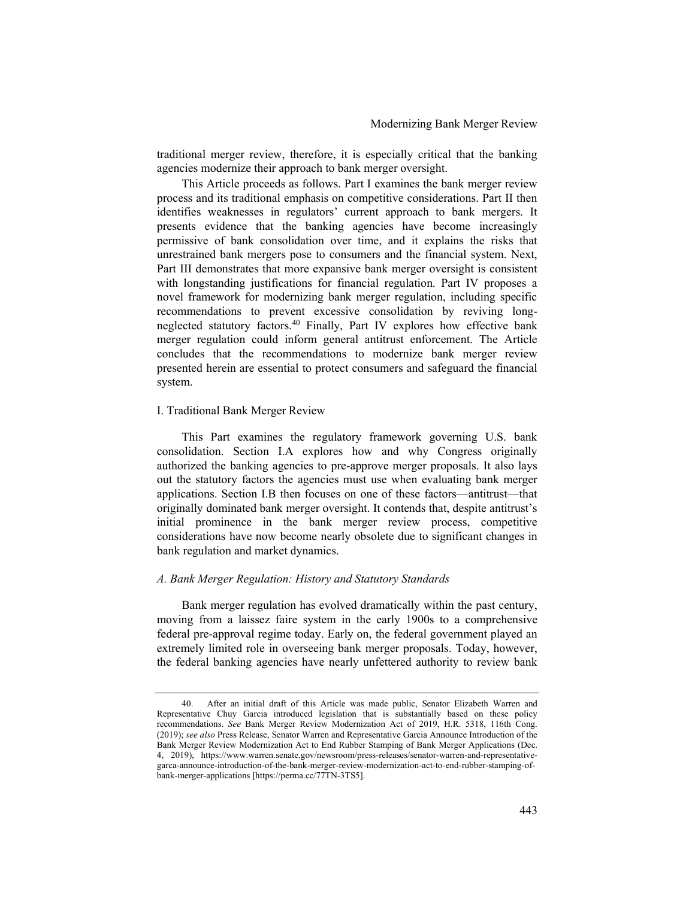traditional merger review, therefore, it is especially critical that the banking agencies modernize their approach to bank merger oversight.

This Article proceeds as follows. Part I examines the bank merger review process and its traditional emphasis on competitive considerations. Part II then identifies weaknesses in regulators' current approach to bank mergers. It presents evidence that the banking agencies have become increasingly permissive of bank consolidation over time, and it explains the risks that unrestrained bank mergers pose to consumers and the financial system. Next, Part III demonstrates that more expansive bank merger oversight is consistent with longstanding justifications for financial regulation. Part IV proposes a novel framework for modernizing bank merger regulation, including specific recommendations to prevent excessive consolidation by reviving long-neglected statutory factors.[40] Finally, Part IV explores how effective bank merger regulation could inform general antitrust enforcement. The Article concludes that the recommendations to modernize bank merger review presented herein are essential to protect consumers and safeguard the financial system.

## I. Traditional Bank Merger Review

This Part examines the regulatory framework governing U.S. bank consolidation. Section I.A explores how and why Congress originally authorized the banking agencies to pre-approve merger proposals. It also lays out the statutory factors the agencies must use when evaluating bank merger applications. Section I.B then focuses on one of these factors—antitrust—that originally dominated bank merger oversight. It contends that, despite antitrust's initial prominence in the bank merger review process, competitive considerations have now become nearly obsolete due to significant changes in bank regulation and market dynamics.

### *A. Bank Merger Regulation: History and Statutory Standards*

Bank merger regulation has evolved dramatically within the past century, moving from a laissez faire system in the early 1900s to a comprehensive federal pre-approval regime today. Early on, the federal government played an extremely limited role in overseeing bank merger proposals. Today, however, the federal banking agencies have nearly unfettered authority to review bank

---

40. After an initial draft of this Article was made public, Senator Elizabeth Warren and Representative Chuy Garcia introduced legislation that is substantially based on these policy recommendations. *See* Bank Merger Review Modernization Act of 2019, H.R. 5318, 116th Cong. (2019); *see also* Press Release, Senator Warren and Representative Garcia Announce Introduction of the Bank Merger Review Modernization Act to End Rubber Stamping of Bank Merger Applications (Dec. 4, 2019), https://www.warren.senate.gov/newsroom/press-releases/senator-warren-and-representative-garca-announce-introduction-of-the-bank-merger-review-modernization-act-to-end-rubber-stamping-of-bank-merger-applications [https://perma.cc/77TN-3TS5].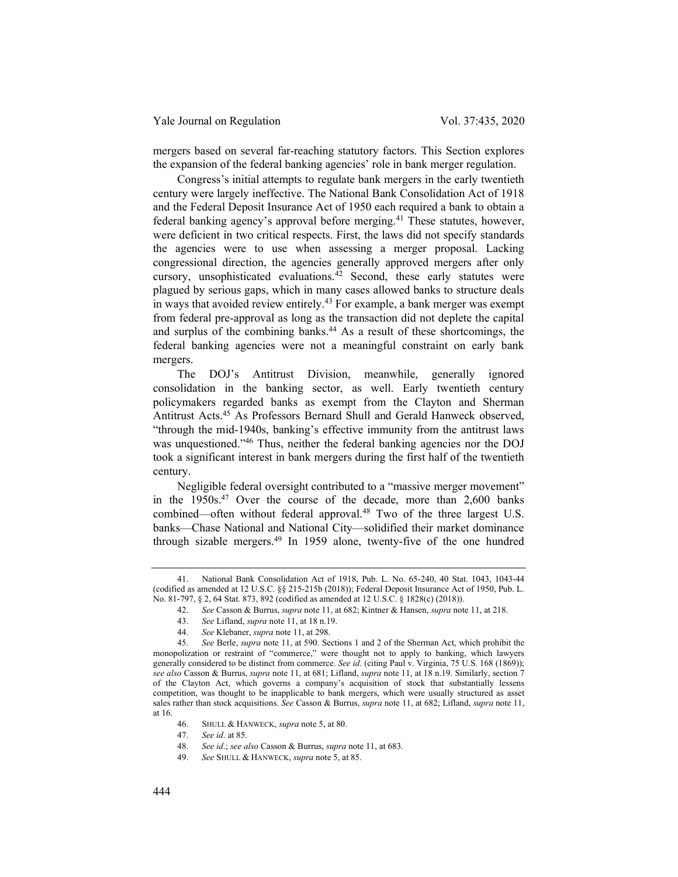mergers based on several far-reaching statutory factors. This Section explores the expansion of the federal banking agencies' role in bank merger regulation.

Congress's initial attempts to regulate bank mergers in the early twentieth century were largely ineffective. The National Bank Consolidation Act of 1918 and the Federal Deposit Insurance Act of 1950 each required a bank to obtain a federal banking agency's approval before merging.[41] These statutes, however, were deficient in two critical respects. First, the laws did not specify standards the agencies were to use when assessing a merger proposal. Lacking congressional direction, the agencies generally approved mergers after only cursory, unsophisticated evaluations.[42] Second, these early statutes were plagued by serious gaps, which in many cases allowed banks to structure deals in ways that avoided review entirely.[43] For example, a bank merger was exempt from federal pre-approval as long as the transaction did not deplete the capital and surplus of the combining banks.[44] As a result of these shortcomings, the federal banking agencies were not a meaningful constraint on early bank mergers.

The DOJ's Antitrust Division, meanwhile, generally ignored consolidation in the banking sector, as well. Early twentieth century policymakers regarded banks as exempt from the Clayton and Sherman Antitrust Acts.[45] As Professors Bernard Shull and Gerald Hanweck observed, "through the mid-1940s, banking's effective immunity from the antitrust laws was unquestioned."[46] Thus, neither the federal banking agencies nor the DOJ took a significant interest in bank mergers during the first half of the twentieth century.

Negligible federal oversight contributed to a "massive merger movement" in the 1950s.[47] Over the course of the decade, more than 2,600 banks combined—often without federal approval.[48] Two of the three largest U.S. banks—Chase National and National City—solidified their market dominance through sizable mergers.[49] In 1959 alone, twenty-five of the one hundred

---

41. National Bank Consolidation Act of 1918, Pub. L. No. 65-240, 40 Stat. 1043, 1043-44 (codified as amended at 12 U.S.C. §§ 215-215b (2018)); Federal Deposit Insurance Act of 1950, Pub. L. No. 81-797, § 2, 64 Stat. 873, 892 (codified as amended at 12 U.S.C. § 1828(c) (2018)).

42. *See* Casson & Burrus, *supra* note 11, at 682; Kintner & Hansen, *supra* note 11, at 218.

43. *See* Lifland, *supra* note 11, at 18 n.19.

44. *See* Klebaner, *supra* note 11, at 298.

45. *See* Berle, *supra* note 11, at 590. Sections 1 and 2 of the Sherman Act, which prohibit the monopolization or restraint of "commerce," were thought not to apply to banking, which lawyers generally considered to be distinct from commerce. *See id*. (citing Paul v. Virginia, 75 U.S. 168 (1869)); *see also* Casson & Burrus, *supra* note 11, at 681; Lifland, *supra* note 11, at 18 n.19. Similarly, section 7 of the Clayton Act, which governs a company's acquisition of stock that substantially lessens competition, was thought to be inapplicable to bank mergers, which were usually structured as asset sales rather than stock acquisitions. *See* Casson & Burrus, *supra* note 11, at 682; Lifland, *supra* note 11, at 16.

46. SHULL & HANWECK, *supra* note 5, at 80.

47. *See id*. at 85.

48. *See id*.; *see also* Casson & Burrus, *supra* note 11, at 683.

49. *See* SHULL & HANWECK, *supra* note 5, at 85.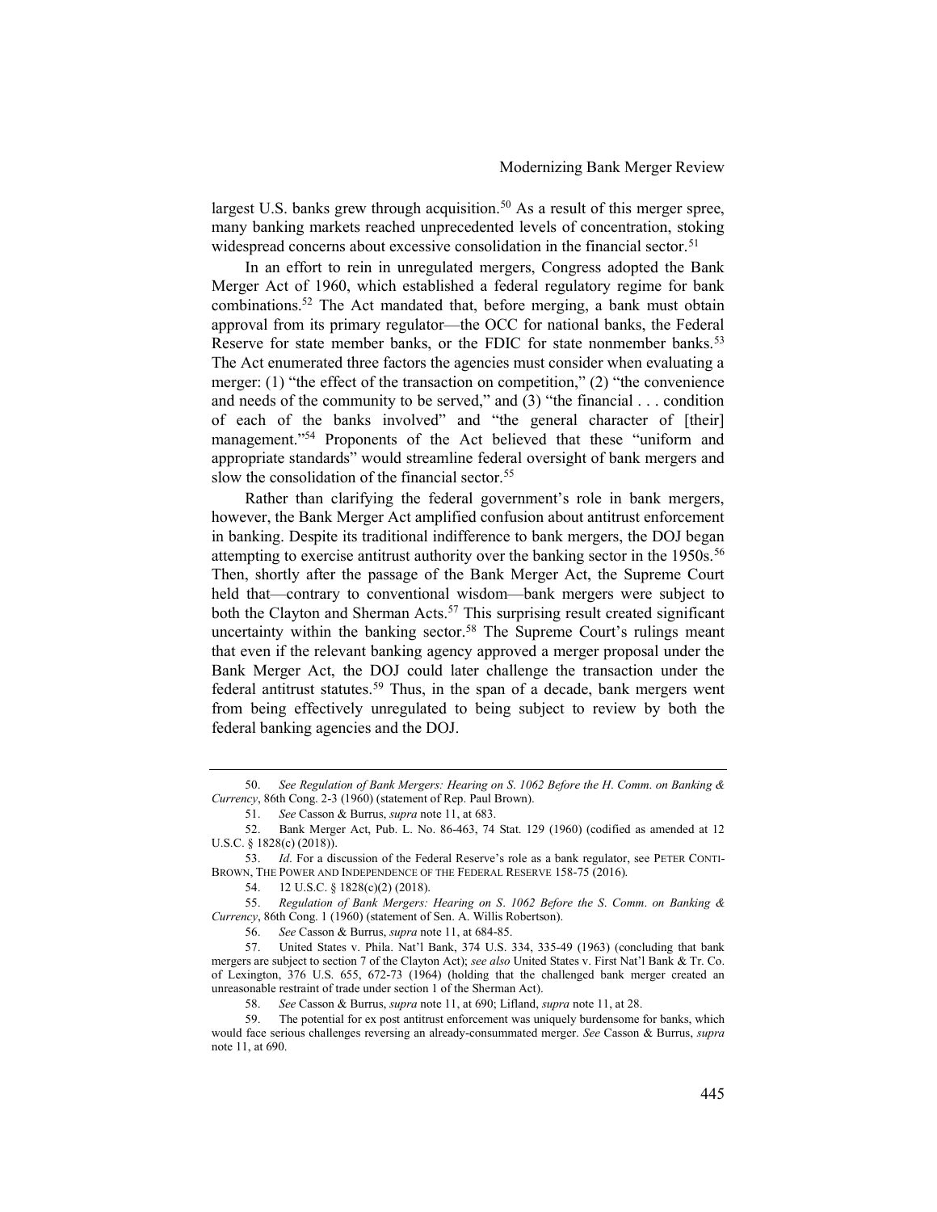largest U.S. banks grew through acquisition.[50] As a result of this merger spree, many banking markets reached unprecedented levels of concentration, stoking widespread concerns about excessive consolidation in the financial sector.[51]

In an effort to rein in unregulated mergers, Congress adopted the Bank Merger Act of 1960, which established a federal regulatory regime for bank combinations.[52] The Act mandated that, before merging, a bank must obtain approval from its primary regulator—the OCC for national banks, the Federal Reserve for state member banks, or the FDIC for state nonmember banks.[53] The Act enumerated three factors the agencies must consider when evaluating a merger: (1) "the effect of the transaction on competition," (2) "the convenience and needs of the community to be served," and (3) "the financial . . . condition of each of the banks involved" and "the general character of [their] management."[54] Proponents of the Act believed that these "uniform and appropriate standards" would streamline federal oversight of bank mergers and slow the consolidation of the financial sector.[55]

Rather than clarifying the federal government's role in bank mergers, however, the Bank Merger Act amplified confusion about antitrust enforcement in banking. Despite its traditional indifference to bank mergers, the DOJ began attempting to exercise antitrust authority over the banking sector in the 1950s.[56] Then, shortly after the passage of the Bank Merger Act, the Supreme Court held that—contrary to conventional wisdom—bank mergers were subject to both the Clayton and Sherman Acts.[57] This surprising result created significant uncertainty within the banking sector.[58] The Supreme Court's rulings meant that even if the relevant banking agency approved a merger proposal under the Bank Merger Act, the DOJ could later challenge the transaction under the federal antitrust statutes.[59] Thus, in the span of a decade, bank mergers went from being effectively unregulated to being subject to review by both the federal banking agencies and the DOJ.

---

50. *See Regulation of Bank Mergers: Hearing on S. 1062 Before the H. Comm. on Banking & Currency*, 86th Cong. 2-3 (1960) (statement of Rep. Paul Brown).

51. *See* Casson & Burrus, *supra* note 11, at 683.

52. Bank Merger Act, Pub. L. No. 86-463, 74 Stat. 129 (1960) (codified as amended at 12 U.S.C. § 1828(c) (2018)).

53. *Id*. For a discussion of the Federal Reserve's role as a bank regulator, see PETER CONTI-BROWN, THE POWER AND INDEPENDENCE OF THE FEDERAL RESERVE 158-75 (2016).

54. 12 U.S.C. § 1828(c)(2) (2018).

55. *Regulation of Bank Mergers: Hearing on S. 1062 Before the S. Comm. on Banking & Currency*, 86th Cong. 1 (1960) (statement of Sen. A. Willis Robertson).

56. *See* Casson & Burrus, *supra* note 11, at 684-85.

57. United States v. Phila. Nat'l Bank, 374 U.S. 334, 335-49 (1963) (concluding that bank mergers are subject to section 7 of the Clayton Act); *see also* United States v. First Nat'l Bank & Tr. Co. of Lexington, 376 U.S. 655, 672-73 (1964) (holding that the challenged bank merger created an unreasonable restraint of trade under section 1 of the Sherman Act).

58. *See* Casson & Burrus, *supra* note 11, at 690; Lifland, *supra* note 11, at 28.

59. The potential for ex post antitrust enforcement was uniquely burdensome for banks, which would face serious challenges reversing an already-consummated merger. *See* Casson & Burrus, *supra* note 11, at 690.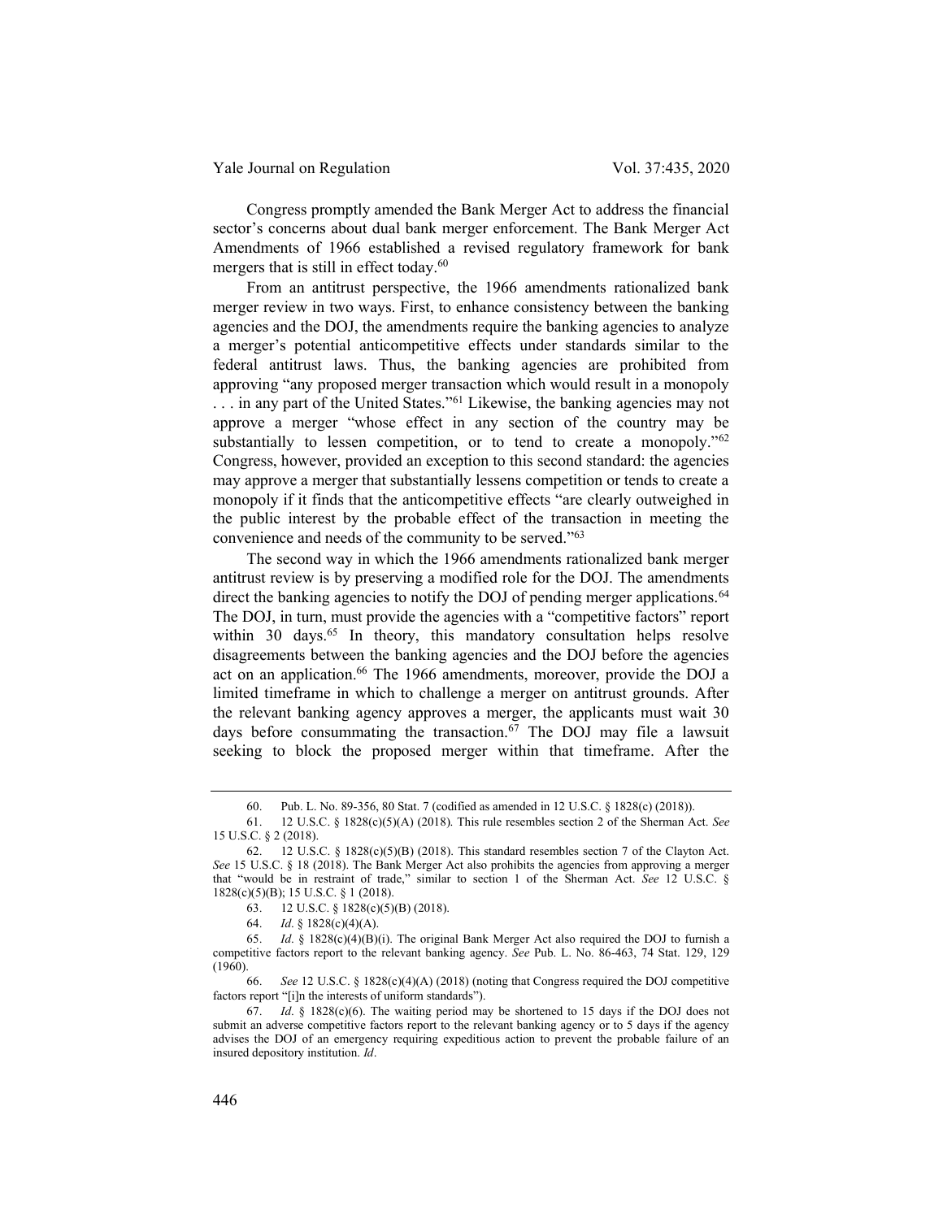Congress promptly amended the Bank Merger Act to address the financial sector's concerns about dual bank merger enforcement. The Bank Merger Act Amendments of 1966 established a revised regulatory framework for bank mergers that is still in effect today.[60]

From an antitrust perspective, the 1966 amendments rationalized bank merger review in two ways. First, to enhance consistency between the banking agencies and the DOJ, the amendments require the banking agencies to analyze a merger's potential anticompetitive effects under standards similar to the federal antitrust laws. Thus, the banking agencies are prohibited from approving "any proposed merger transaction which would result in a monopoly . . . in any part of the United States."[61] Likewise, the banking agencies may not approve a merger "whose effect in any section of the country may be substantially to lessen competition, or to tend to create a monopoly."[62] Congress, however, provided an exception to this second standard: the agencies may approve a merger that substantially lessens competition or tends to create a monopoly if it finds that the anticompetitive effects "are clearly outweighed in the public interest by the probable effect of the transaction in meeting the convenience and needs of the community to be served."[63]

The second way in which the 1966 amendments rationalized bank merger antitrust review is by preserving a modified role for the DOJ. The amendments direct the banking agencies to notify the DOJ of pending merger applications.[64] The DOJ, in turn, must provide the agencies with a "competitive factors" report within 30 days.[65] In theory, this mandatory consultation helps resolve disagreements between the banking agencies and the DOJ before the agencies act on an application.[66] The 1966 amendments, moreover, provide the DOJ a limited timeframe in which to challenge a merger on antitrust grounds. After the relevant banking agency approves a merger, the applicants must wait 30 days before consummating the transaction.[67] The DOJ may file a lawsuit seeking to block the proposed merger within that timeframe. After the

---

60. Pub. L. No. 89-356, 80 Stat. 7 (codified as amended in 12 U.S.C. § 1828(c) (2018)).

61. 12 U.S.C. § 1828(c)(5)(A) (2018). This rule resembles section 2 of the Sherman Act. *See* 15 U.S.C. § 2 (2018).

62. 12 U.S.C. § 1828(c)(5)(B) (2018). This standard resembles section 7 of the Clayton Act. *See* 15 U.S.C. § 18 (2018). The Bank Merger Act also prohibits the agencies from approving a merger that "would be in restraint of trade," similar to section 1 of the Sherman Act. *See* 12 U.S.C. § 1828(c)(5)(B); 15 U.S.C. § 1 (2018).

63. 12 U.S.C. § 1828(c)(5)(B) (2018).

64. *Id*. § 1828(c)(4)(A).

65. *Id*. § 1828(c)(4)(B)(i). The original Bank Merger Act also required the DOJ to furnish a competitive factors report to the relevant banking agency. *See* Pub. L. No. 86-463, 74 Stat. 129, 129 (1960).

66. *See* 12 U.S.C. § 1828(c)(4)(A) (2018) (noting that Congress required the DOJ competitive factors report "[i]n the interests of uniform standards").

67. *Id*. § 1828(c)(6). The waiting period may be shortened to 15 days if the DOJ does not submit an adverse competitive factors report to the relevant banking agency or to 5 days if the agency advises the DOJ of an emergency requiring expeditious action to prevent the probable failure of an insured depository institution. *Id*.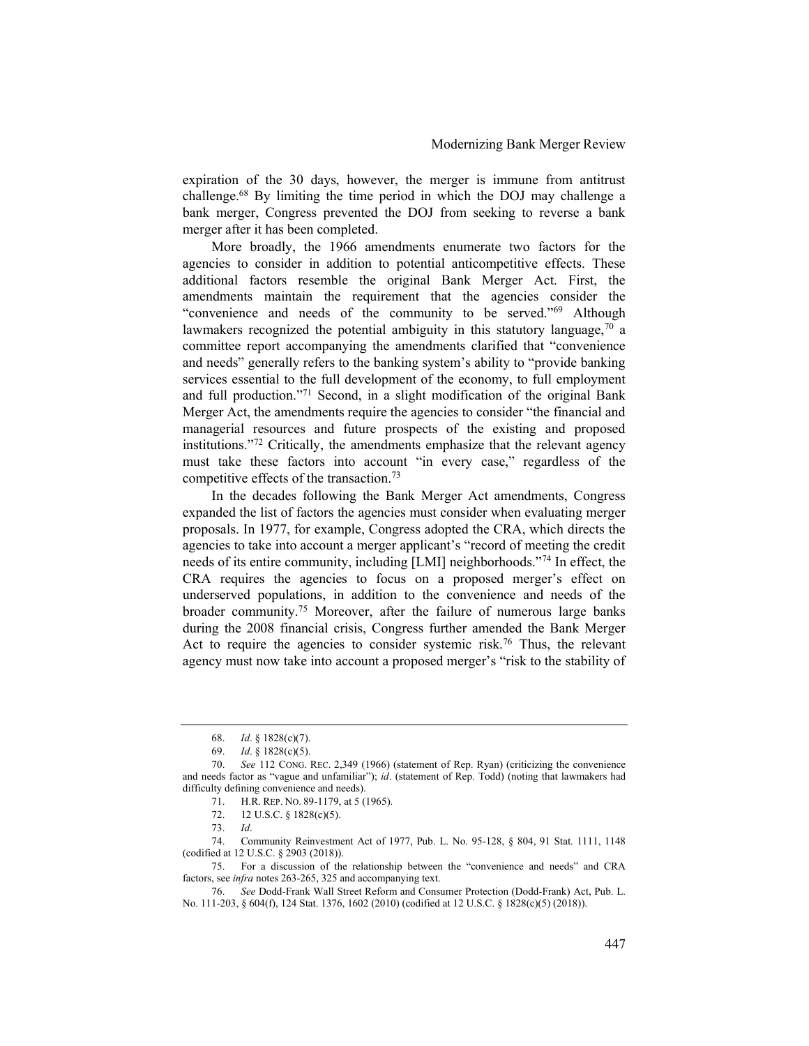expiration of the 30 days, however, the merger is immune from antitrust challenge.[68] By limiting the time period in which the DOJ may challenge a bank merger, Congress prevented the DOJ from seeking to reverse a bank merger after it has been completed.

More broadly, the 1966 amendments enumerate two factors for the agencies to consider in addition to potential anticompetitive effects. These additional factors resemble the original Bank Merger Act. First, the amendments maintain the requirement that the agencies consider the "convenience and needs of the community to be served."[69] Although lawmakers recognized the potential ambiguity in this statutory language,[70] a committee report accompanying the amendments clarified that "convenience and needs" generally refers to the banking system's ability to "provide banking services essential to the full development of the economy, to full employment and full production."[71] Second, in a slight modification of the original Bank Merger Act, the amendments require the agencies to consider "the financial and managerial resources and future prospects of the existing and proposed institutions."[72] Critically, the amendments emphasize that the relevant agency must take these factors into account "in every case," regardless of the competitive effects of the transaction.[73]

In the decades following the Bank Merger Act amendments, Congress expanded the list of factors the agencies must consider when evaluating merger proposals. In 1977, for example, Congress adopted the CRA, which directs the agencies to take into account a merger applicant's "record of meeting the credit needs of its entire community, including [LMI] neighborhoods."[74] In effect, the CRA requires the agencies to focus on a proposed merger's effect on underserved populations, in addition to the convenience and needs of the broader community.[75] Moreover, after the failure of numerous large banks during the 2008 financial crisis, Congress further amended the Bank Merger Act to require the agencies to consider systemic risk.[76] Thus, the relevant agency must now take into account a proposed merger's "risk to the stability of

---

68. *Id*. § 1828(c)(7).

69. *Id*. § 1828(c)(5).

70. *See* 112 CONG. REC. 2,349 (1966) (statement of Rep. Ryan) (criticizing the convenience and needs factor as "vague and unfamiliar"); *id*. (statement of Rep. Todd) (noting that lawmakers had difficulty defining convenience and needs).

71. H.R. REP. NO. 89-1179, at 5 (1965).

72. 12 U.S.C. § 1828(c)(5).

73. *Id*.

74. Community Reinvestment Act of 1977, Pub. L. No. 95-128, § 804, 91 Stat. 1111, 1148 (codified at 12 U.S.C. § 2903 (2018)).

75. For a discussion of the relationship between the "convenience and needs" and CRA factors, see *infra* notes 263-265, 325 and accompanying text.

76. *See* Dodd-Frank Wall Street Reform and Consumer Protection (Dodd-Frank) Act, Pub. L. No. 111-203, § 604(f), 124 Stat. 1376, 1602 (2010) (codified at 12 U.S.C. § 1828(c)(5) (2018)).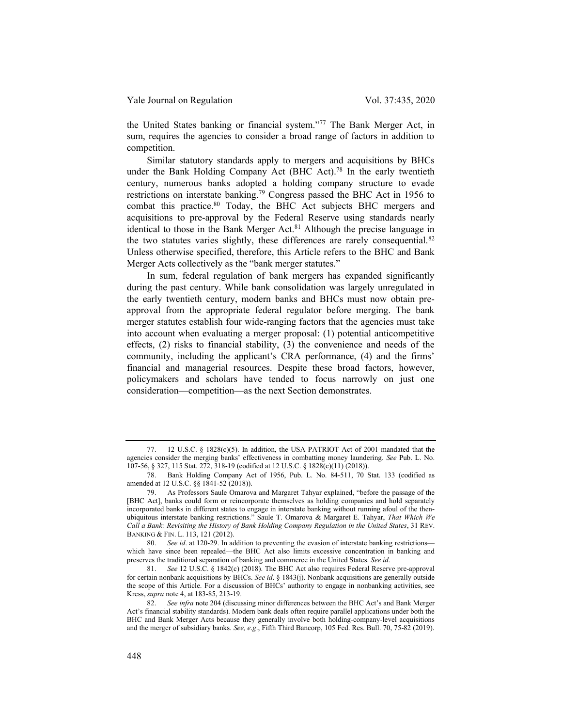the United States banking or financial system."[77] The Bank Merger Act, in sum, requires the agencies to consider a broad range of factors in addition to competition.

Similar statutory standards apply to mergers and acquisitions by BHCs under the Bank Holding Company Act (BHC Act).[78] In the early twentieth century, numerous banks adopted a holding company structure to evade restrictions on interstate banking.[79] Congress passed the BHC Act in 1956 to combat this practice.[80] Today, the BHC Act subjects BHC mergers and acquisitions to pre-approval by the Federal Reserve using standards nearly identical to those in the Bank Merger Act.[81] Although the precise language in the two statutes varies slightly, these differences are rarely consequential.[82] Unless otherwise specified, therefore, this Article refers to the BHC and Bank Merger Acts collectively as the "bank merger statutes."

In sum, federal regulation of bank mergers has expanded significantly during the past century. While bank consolidation was largely unregulated in the early twentieth century, modern banks and BHCs must now obtain pre-approval from the appropriate federal regulator before merging. The bank merger statutes establish four wide-ranging factors that the agencies must take into account when evaluating a merger proposal: (1) potential anticompetitive effects, (2) risks to financial stability, (3) the convenience and needs of the community, including the applicant's CRA performance, (4) and the firms' financial and managerial resources. Despite these broad factors, however, policymakers and scholars have tended to focus narrowly on just one consideration—competition—as the next Section demonstrates.

---

77. 12 U.S.C. § 1828(c)(5). In addition, the USA PATRIOT Act of 2001 mandated that the agencies consider the merging banks' effectiveness in combatting money laundering. *See* Pub. L. No. 107-56, § 327, 115 Stat. 272, 318-19 (codified at 12 U.S.C. § 1828(c)(11) (2018)).

78. Bank Holding Company Act of 1956, Pub. L. No. 84-511, 70 Stat. 133 (codified as amended at 12 U.S.C. §§ 1841-52 (2018)).

79. As Professors Saule Omarova and Margaret Tahyar explained, "before the passage of the [BHC Act], banks could form or reincorporate themselves as holding companies and hold separately incorporated banks in different states to engage in interstate banking without running afoul of the then-ubiquitous interstate banking restrictions." Saule T. Omarova & Margaret E. Tahyar, *That Which We Call a Bank: Revisiting the History of Bank Holding Company Regulation in the United States*, 31 REV. BANKING & FIN. L. 113, 121 (2012).

80. *See id*. at 120-29. In addition to preventing the evasion of interstate banking restrictions—which have since been repealed—the BHC Act also limits excessive concentration in banking and preserves the traditional separation of banking and commerce in the United States. *See id*.

81. *See* 12 U.S.C. § 1842(c) (2018). The BHC Act also requires Federal Reserve pre-approval for certain nonbank acquisitions by BHCs. *See id*. § 1843(j). Nonbank acquisitions are generally outside the scope of this Article. For a discussion of BHCs' authority to engage in nonbanking activities, see Kress, *supra* note 4, at 183-85, 213-19.

82. *See infra* note 204 (discussing minor differences between the BHC Act's and Bank Merger Act's financial stability standards). Modern bank deals often require parallel applications under both the BHC and Bank Merger Acts because they generally involve both holding-company-level acquisitions and the merger of subsidiary banks. *See, e.g*., Fifth Third Bancorp, 105 Fed. Res. Bull. 70, 75-82 (2019).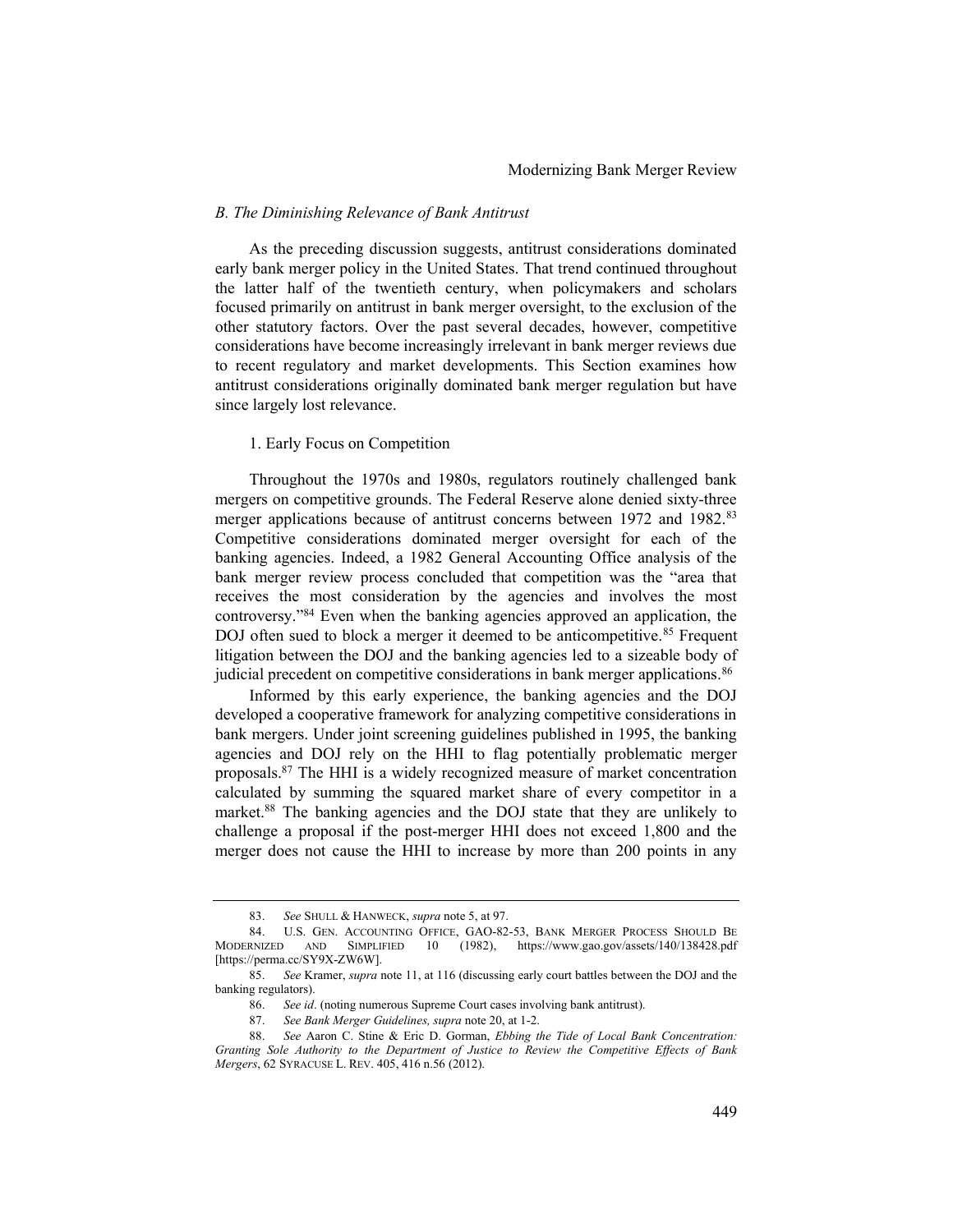### B. The Diminishing Relevance of Bank Antitrust

As the preceding discussion suggests, antitrust considerations dominated early bank merger policy in the United States. That trend continued throughout the latter half of the twentieth century, when policymakers and scholars focused primarily on antitrust in bank merger oversight, to the exclusion of the other statutory factors. Over the past several decades, however, competitive considerations have become increasingly irrelevant in bank merger reviews due to recent regulatory and market developments. This Section examines how antitrust considerations originally dominated bank merger regulation but have since largely lost relevance.

#### 1. Early Focus on Competition

Throughout the 1970s and 1980s, regulators routinely challenged bank mergers on competitive grounds. The Federal Reserve alone denied sixty-three merger applications because of antitrust concerns between 1972 and 1982.[83] Competitive considerations dominated merger oversight for each of the banking agencies. Indeed, a 1982 General Accounting Office analysis of the bank merger review process concluded that competition was the "area that receives the most consideration by the agencies and involves the most controversy."[84] Even when the banking agencies approved an application, the DOJ often sued to block a merger it deemed to be anticompetitive.[85] Frequent litigation between the DOJ and the banking agencies led to a sizeable body of judicial precedent on competitive considerations in bank merger applications.[86]

Informed by this early experience, the banking agencies and the DOJ developed a cooperative framework for analyzing competitive considerations in bank mergers. Under joint screening guidelines published in 1995, the banking agencies and DOJ rely on the HHI to flag potentially problematic merger proposals.[87] The HHI is a widely recognized measure of market concentration calculated by summing the squared market share of every competitor in a market.[88] The banking agencies and the DOJ state that they are unlikely to challenge a proposal if the post-merger HHI does not exceed 1,800 and the merger does not cause the HHI to increase by more than 200 points in any

---

83. *See* SHULL & HANWECK, *supra* note 5, at 97.

84. U.S. GEN. ACCOUNTING OFFICE, GAO-82-53, BANK MERGER PROCESS SHOULD BE MODERNIZED AND SIMPLIFIED 10 (1982), https://www.gao.gov/assets/140/138428.pdf [https://perma.cc/SY9X-ZW6W].

85. *See* Kramer, *supra* note 11, at 116 (discussing early court battles between the DOJ and the banking regulators).

86. *See id*. (noting numerous Supreme Court cases involving bank antitrust).

87. *See Bank Merger Guidelines, supra* note 20, at 1-2.

88. *See* Aaron C. Stine & Eric D. Gorman, *Ebbing the Tide of Local Bank Concentration: Granting Sole Authority to the Department of Justice to Review the Competitive Effects of Bank Mergers*, 62 SYRACUSE L. REV. 405, 416 n.56 (2012).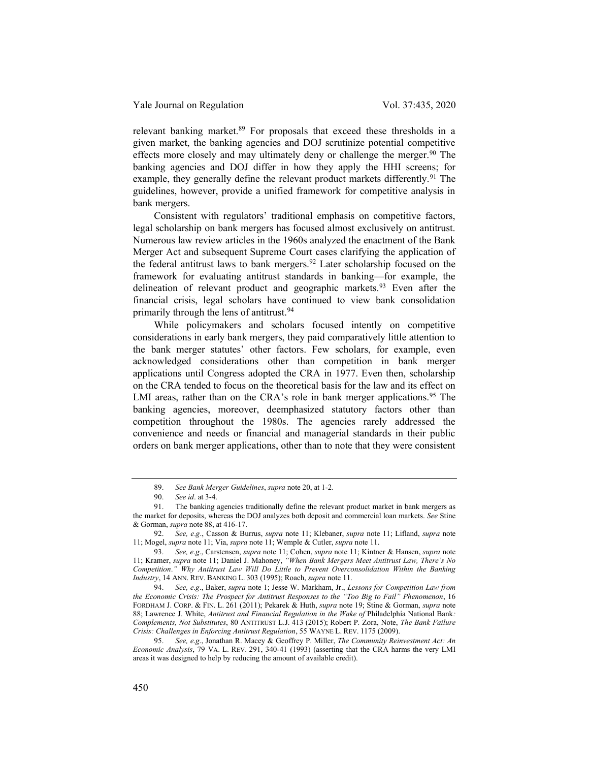relevant banking market.[89] For proposals that exceed these thresholds in a given market, the banking agencies and DOJ scrutinize potential competitive effects more closely and may ultimately deny or challenge the merger.[90] The banking agencies and DOJ differ in how they apply the HHI screens; for example, they generally define the relevant product markets differently.[91] The guidelines, however, provide a unified framework for competitive analysis in bank mergers.

Consistent with regulators' traditional emphasis on competitive factors, legal scholarship on bank mergers has focused almost exclusively on antitrust. Numerous law review articles in the 1960s analyzed the enactment of the Bank Merger Act and subsequent Supreme Court cases clarifying the application of the federal antitrust laws to bank mergers.[92] Later scholarship focused on the framework for evaluating antitrust standards in banking—for example, the delineation of relevant product and geographic markets.[93] Even after the financial crisis, legal scholars have continued to view bank consolidation primarily through the lens of antitrust.[94]

While policymakers and scholars focused intently on competitive considerations in early bank mergers, they paid comparatively little attention to the bank merger statutes' other factors. Few scholars, for example, even acknowledged considerations other than competition in bank merger applications until Congress adopted the CRA in 1977. Even then, scholarship on the CRA tended to focus on the theoretical basis for the law and its effect on LMI areas, rather than on the CRA's role in bank merger applications.[95] The banking agencies, moreover, deemphasized statutory factors other than competition throughout the 1980s. The agencies rarely addressed the convenience and needs or financial and managerial standards in their public orders on bank merger applications, other than to note that they were consistent

---

89. *See Bank Merger Guidelines*, *supra* note 20, at 1-2.

90. *See id*. at 3-4.

91. The banking agencies traditionally define the relevant product market in bank mergers as the market for deposits, whereas the DOJ analyzes both deposit and commercial loan markets. *See* Stine & Gorman, *supra* note 88, at 416-17.

92. *See, e.g*., Casson & Burrus, *supra* note 11; Klebaner, *supra* note 11; Lifland, *supra* note 11; Mogel, *supra* note 11; Via, *supra* note 11; Wemple & Cutler, *supra* note 11.

93. *See, e.g*., Carstensen, *supra* note 11; Cohen, *supra* note 11; Kintner & Hansen, *supra* note 11; Kramer, *supra* note 11; Daniel J. Mahoney, *"When Bank Mergers Meet Antitrust Law, There's No Competition." Why Antitrust Law Will Do Little to Prevent Overconsolidation Within the Banking Industry*, 14 ANN. REV. BANKING L. 303 (1995); Roach, *supra* note 11.

94. *See, e.g*., Baker, *supra* note 1; Jesse W. Markham, Jr., *Lessons for Competition Law from the Economic Crisis: The Prospect for Antitrust Responses to the "Too Big to Fail" Phenomenon*, 16 FORDHAM J. CORP. & FIN. L. 261 (2011); Pekarek & Huth, *supra* note 19; Stine & Gorman, *supra* note 88; Lawrence J. White, *Antitrust and Financial Regulation in the Wake of* Philadelphia National Bank*: Complements, Not Substitutes*, 80 ANTITRUST L.J. 413 (2015); Robert P. Zora, Note, *The Bank Failure Crisis: Challenges in Enforcing Antitrust Regulation*, 55 WAYNE L. REV. 1175 (2009).

95. *See, e.g*., Jonathan R. Macey & Geoffrey P. Miller, *The Community Reinvestment Act: An Economic Analysis*, 79 VA. L. REV. 291, 340-41 (1993) (asserting that the CRA harms the very LMI areas it was designed to help by reducing the amount of available credit).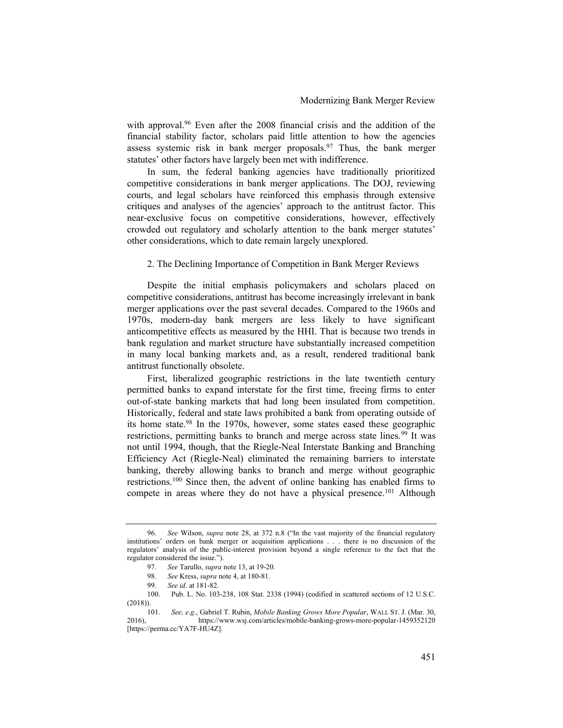with approval.[96] Even after the 2008 financial crisis and the addition of the financial stability factor, scholars paid little attention to how the agencies assess systemic risk in bank merger proposals.[97] Thus, the bank merger statutes' other factors have largely been met with indifference.

In sum, the federal banking agencies have traditionally prioritized competitive considerations in bank merger applications. The DOJ, reviewing courts, and legal scholars have reinforced this emphasis through extensive critiques and analyses of the agencies' approach to the antitrust factor. This near-exclusive focus on competitive considerations, however, effectively crowded out regulatory and scholarly attention to the bank merger statutes' other considerations, which to date remain largely unexplored.

### 2. The Declining Importance of Competition in Bank Merger Reviews

Despite the initial emphasis policymakers and scholars placed on competitive considerations, antitrust has become increasingly irrelevant in bank merger applications over the past several decades. Compared to the 1960s and 1970s, modern-day bank mergers are less likely to have significant anticompetitive effects as measured by the HHI. That is because two trends in bank regulation and market structure have substantially increased competition in many local banking markets and, as a result, rendered traditional bank antitrust functionally obsolete.

First, liberalized geographic restrictions in the late twentieth century permitted banks to expand interstate for the first time, freeing firms to enter out-of-state banking markets that had long been insulated from competition. Historically, federal and state laws prohibited a bank from operating outside of its home state.[98] In the 1970s, however, some states eased these geographic restrictions, permitting banks to branch and merge across state lines.[99] It was not until 1994, though, that the Riegle-Neal Interstate Banking and Branching Efficiency Act (Riegle-Neal) eliminated the remaining barriers to interstate banking, thereby allowing banks to branch and merge without geographic restrictions.[100] Since then, the advent of online banking has enabled firms to compete in areas where they do not have a physical presence.[101] Although

---

96. *See* Wilson, *supra* note 28, at 372 n.8 ("In the vast majority of the financial regulatory institutions' orders on bank merger or acquisition applications . . . there is no discussion of the regulators' analysis of the public-interest provision beyond a single reference to the fact that the regulator considered the issue.").

97. *See* Tarullo, *supra* note 13, at 19-20.

98. *See* Kress, *supra* note 4, at 180-81.

99. *See id*. at 181-82.

100. Pub. L. No. 103-238, 108 Stat. 2338 (1994) (codified in scattered sections of 12 U.S.C. (2018)).

101. *See, e.g*., Gabriel T. Rubin, *Mobile Banking Grows More Popular*, WALL ST. J. (Mar. 30, 2016), https://www.wsj.com/articles/mobile-banking-grows-more-popular-1459352120 [https://perma.cc/YA7F-HU4Z].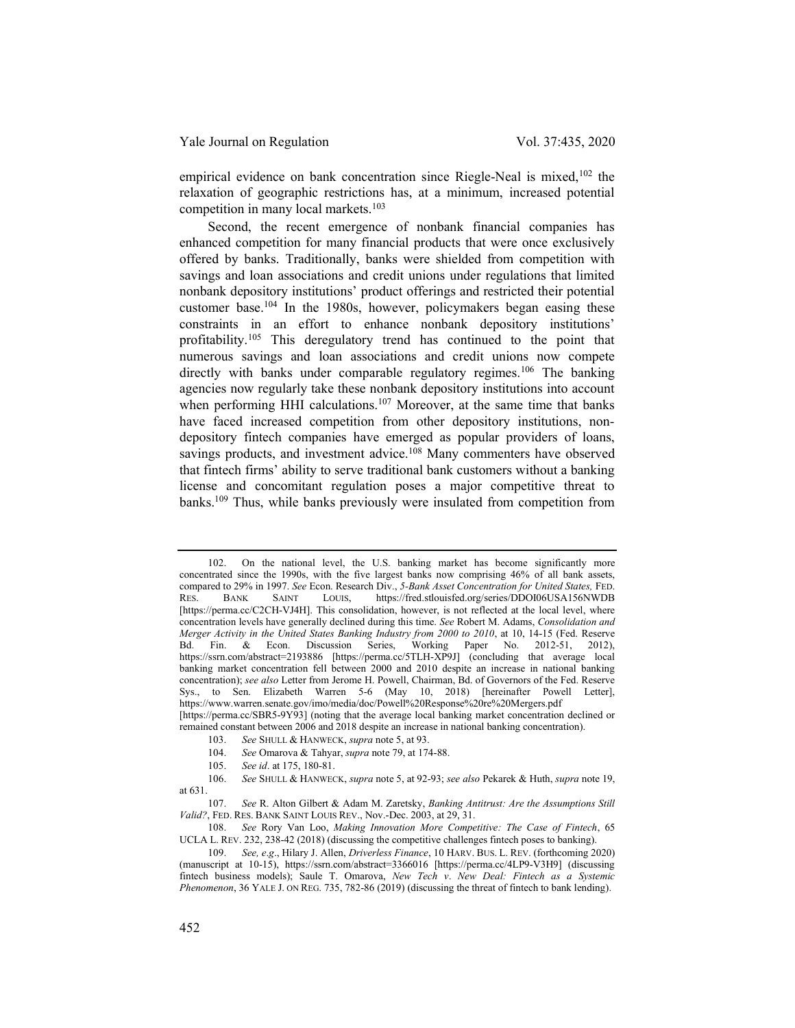empirical evidence on bank concentration since Riegle-Neal is mixed,[102] the relaxation of geographic restrictions has, at a minimum, increased potential competition in many local markets.[103]

Second, the recent emergence of nonbank financial companies has enhanced competition for many financial products that were once exclusively offered by banks. Traditionally, banks were shielded from competition with savings and loan associations and credit unions under regulations that limited nonbank depository institutions' product offerings and restricted their potential customer base.[104] In the 1980s, however, policymakers began easing these constraints in an effort to enhance nonbank depository institutions' profitability.[105] This deregulatory trend has continued to the point that numerous savings and loan associations and credit unions now compete directly with banks under comparable regulatory regimes.[106] The banking agencies now regularly take these nonbank depository institutions into account when performing HHI calculations.[107] Moreover, at the same time that banks have faced increased competition from other depository institutions, non-depository fintech companies have emerged as popular providers of loans, savings products, and investment advice.[108] Many commenters have observed that fintech firms' ability to serve traditional bank customers without a banking license and concomitant regulation poses a major competitive threat to banks.[109] Thus, while banks previously were insulated from competition from

---

102. On the national level, the U.S. banking market has become significantly more concentrated since the 1990s, with the five largest banks now comprising 46% of all bank assets, compared to 29% in 1997. *See* Econ. Research Div., *5-Bank Asset Concentration for United States,* FED. RES. BANK SAINT LOUIS, https://fred.stlouisfed.org/series/DDOI06USA156NWDB [https://perma.cc/C2CH-VJ4H]. This consolidation, however, is not reflected at the local level, where concentration levels have generally declined during this time. *See* Robert M. Adams, *Consolidation and Merger Activity in the United States Banking Industry from 2000 to 2010*, at 10, 14-15 (Fed. Reserve Bd. Fin. & Econ. Discussion Series, Working Paper No. 2012-51, 2012), https://ssrn.com/abstract=2193886 [https://perma.cc/5TLH-XP9J] (concluding that average local banking market concentration fell between 2000 and 2010 despite an increase in national banking concentration); *see also* Letter from Jerome H. Powell, Chairman, Bd. of Governors of the Fed. Reserve Sys., to Sen. Elizabeth Warren 5-6 (May 10, 2018) [hereinafter Powell Letter], https://www.warren.senate.gov/imo/media/doc/Powell%20Response%20re%20Mergers.pdf [https://perma.cc/SBR5-9Y93] (noting that the average local banking market concentration declined or remained constant between 2006 and 2018 despite an increase in national banking concentration).

103. *See* SHULL & HANWECK, *supra* note 5, at 93.

104. *See* Omarova & Tahyar, *supra* note 79, at 174-88.

105. *See id*. at 175, 180-81.

106. *See* SHULL & HANWECK, *supra* note 5, at 92-93; *see also* Pekarek & Huth, *supra* note 19, at 631.

107. *See* R. Alton Gilbert & Adam M. Zaretsky, *Banking Antitrust: Are the Assumptions Still Valid?*, FED. RES. BANK SAINT LOUIS REV., Nov.-Dec. 2003, at 29, 31.

108. *See* Rory Van Loo, *Making Innovation More Competitive: The Case of Fintech*, 65 UCLA L. REV. 232, 238-42 (2018) (discussing the competitive challenges fintech poses to banking).

109. *See, e.g*., Hilary J. Allen, *Driverless Finance*, 10 HARV. BUS. L. REV. (forthcoming 2020) (manuscript at 10-15), https://ssrn.com/abstract=3366016 [https://perma.cc/4LP9-V3H9] (discussing fintech business models); Saule T. Omarova, *New Tech v. New Deal: Fintech as a Systemic Phenomenon*, 36 YALE J. ON REG. 735, 782-86 (2019) (discussing the threat of fintech to bank lending).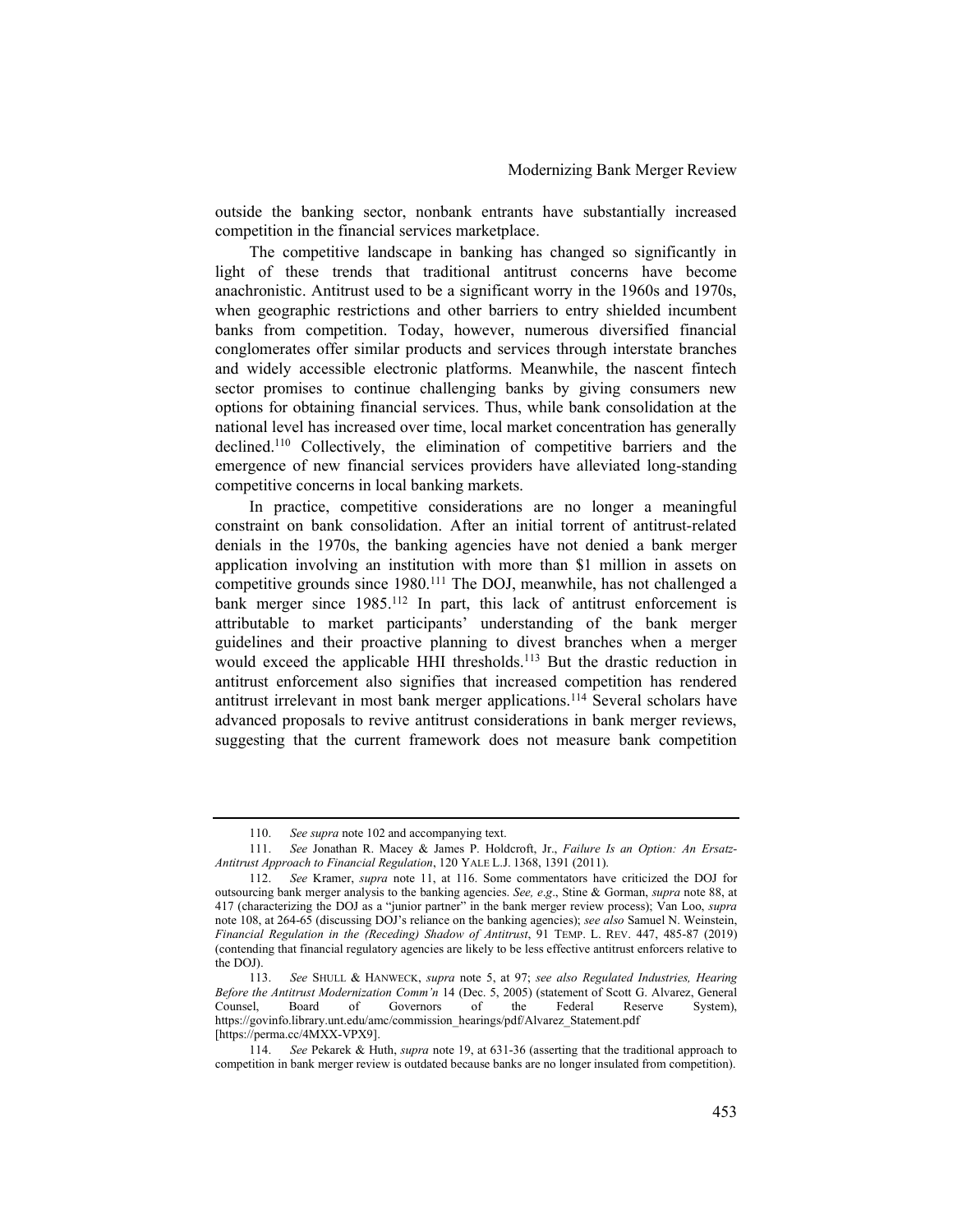outside the banking sector, nonbank entrants have substantially increased competition in the financial services marketplace.

The competitive landscape in banking has changed so significantly in light of these trends that traditional antitrust concerns have become anachronistic. Antitrust used to be a significant worry in the 1960s and 1970s, when geographic restrictions and other barriers to entry shielded incumbent banks from competition. Today, however, numerous diversified financial conglomerates offer similar products and services through interstate branches and widely accessible electronic platforms. Meanwhile, the nascent fintech sector promises to continue challenging banks by giving consumers new options for obtaining financial services. Thus, while bank consolidation at the national level has increased over time, local market concentration has generally declined.[110] Collectively, the elimination of competitive barriers and the emergence of new financial services providers have alleviated long-standing competitive concerns in local banking markets.

In practice, competitive considerations are no longer a meaningful constraint on bank consolidation. After an initial torrent of antitrust-related denials in the 1970s, the banking agencies have not denied a bank merger application involving an institution with more than $1 million in assets on competitive grounds since 1980.[111] The DOJ, meanwhile, has not challenged a bank merger since 1985.[112] In part, this lack of antitrust enforcement is attributable to market participants' understanding of the bank merger guidelines and their proactive planning to divest branches when a merger would exceed the applicable HHI thresholds.[113] But the drastic reduction in antitrust enforcement also signifies that increased competition has rendered antitrust irrelevant in most bank merger applications.[114] Several scholars have advanced proposals to revive antitrust considerations in bank merger reviews, suggesting that the current framework does not measure bank competition

---

110. *See supra* note 102 and accompanying text.

111. *See* Jonathan R. Macey & James P. Holdcroft, Jr., *Failure Is an Option: An Ersatz-Antitrust Approach to Financial Regulation*, 120 YALE L.J. 1368, 1391 (2011).

112. *See* Kramer, *supra* note 11, at 116. Some commentators have criticized the DOJ for outsourcing bank merger analysis to the banking agencies. *See, e.g*., Stine & Gorman, *supra* note 88, at 417 (characterizing the DOJ as a "junior partner" in the bank merger review process); Van Loo, *supra* note 108, at 264-65 (discussing DOJ's reliance on the banking agencies); *see also* Samuel N. Weinstein, *Financial Regulation in the (Receding) Shadow of Antitrust*, 91 TEMP. L. REV. 447, 485-87 (2019) (contending that financial regulatory agencies are likely to be less effective antitrust enforcers relative to the DOJ).

113. *See* SHULL & HANWECK, *supra* note 5, at 97; *see also Regulated Industries, Hearing Before the Antitrust Modernization Comm'n* 14 (Dec. 5, 2005) (statement of Scott G. Alvarez, General Counsel, Board of Governors of the Federal Reserve System), https://govinfo.library.unt.edu/amc/commission_hearings/pdf/Alvarez_Statement.pdf [https://perma.cc/4MXX-VPX9].

114. *See* Pekarek & Huth, *supra* note 19, at 631-36 (asserting that the traditional approach to competition in bank merger review is outdated because banks are no longer insulated from competition).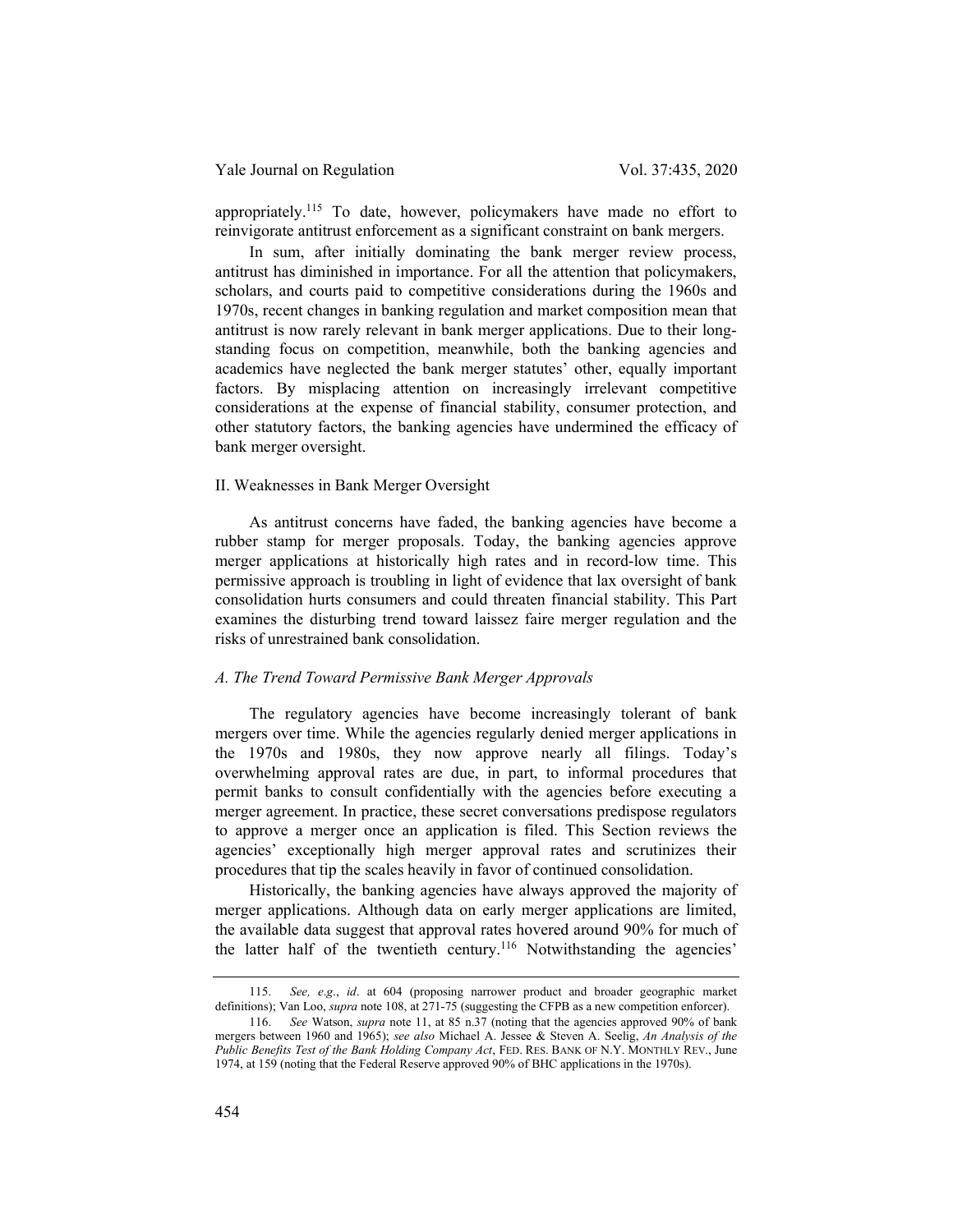appropriately.[115] To date, however, policymakers have made no effort to reinvigorate antitrust enforcement as a significant constraint on bank mergers.

In sum, after initially dominating the bank merger review process, antitrust has diminished in importance. For all the attention that policymakers, scholars, and courts paid to competitive considerations during the 1960s and 1970s, recent changes in banking regulation and market composition mean that antitrust is now rarely relevant in bank merger applications. Due to their long-standing focus on competition, meanwhile, both the banking agencies and academics have neglected the bank merger statutes' other, equally important factors. By misplacing attention on increasingly irrelevant competitive considerations at the expense of financial stability, consumer protection, and other statutory factors, the banking agencies have undermined the efficacy of bank merger oversight.

## II. Weaknesses in Bank Merger Oversight

As antitrust concerns have faded, the banking agencies have become a rubber stamp for merger proposals. Today, the banking agencies approve merger applications at historically high rates and in record-low time. This permissive approach is troubling in light of evidence that lax oversight of bank consolidation hurts consumers and could threaten financial stability. This Part examines the disturbing trend toward laissez faire merger regulation and the risks of unrestrained bank consolidation.

### *A. The Trend Toward Permissive Bank Merger Approvals*

The regulatory agencies have become increasingly tolerant of bank mergers over time. While the agencies regularly denied merger applications in the 1970s and 1980s, they now approve nearly all filings. Today's overwhelming approval rates are due, in part, to informal procedures that permit banks to consult confidentially with the agencies before executing a merger agreement. In practice, these secret conversations predispose regulators to approve a merger once an application is filed. This Section reviews the agencies' exceptionally high merger approval rates and scrutinizes their procedures that tip the scales heavily in favor of continued consolidation.

Historically, the banking agencies have always approved the majority of merger applications. Although data on early merger applications are limited, the available data suggest that approval rates hovered around 90% for much of the latter half of the twentieth century.[116] Notwithstanding the agencies'

---

115. *See, e.g.*, *id*. at 604 (proposing narrower product and broader geographic market definitions); Van Loo, *supra* note 108, at 271-75 (suggesting the CFPB as a new competition enforcer).

116. *See* Watson, *supra* note 11, at 85 n.37 (noting that the agencies approved 90% of bank mergers between 1960 and 1965); *see also* Michael A. Jessee & Steven A. Seelig, *An Analysis of the Public Benefits Test of the Bank Holding Company Act*, FED. RES. BANK OF N.Y. MONTHLY REV., June 1974, at 159 (noting that the Federal Reserve approved 90% of BHC applications in the 1970s).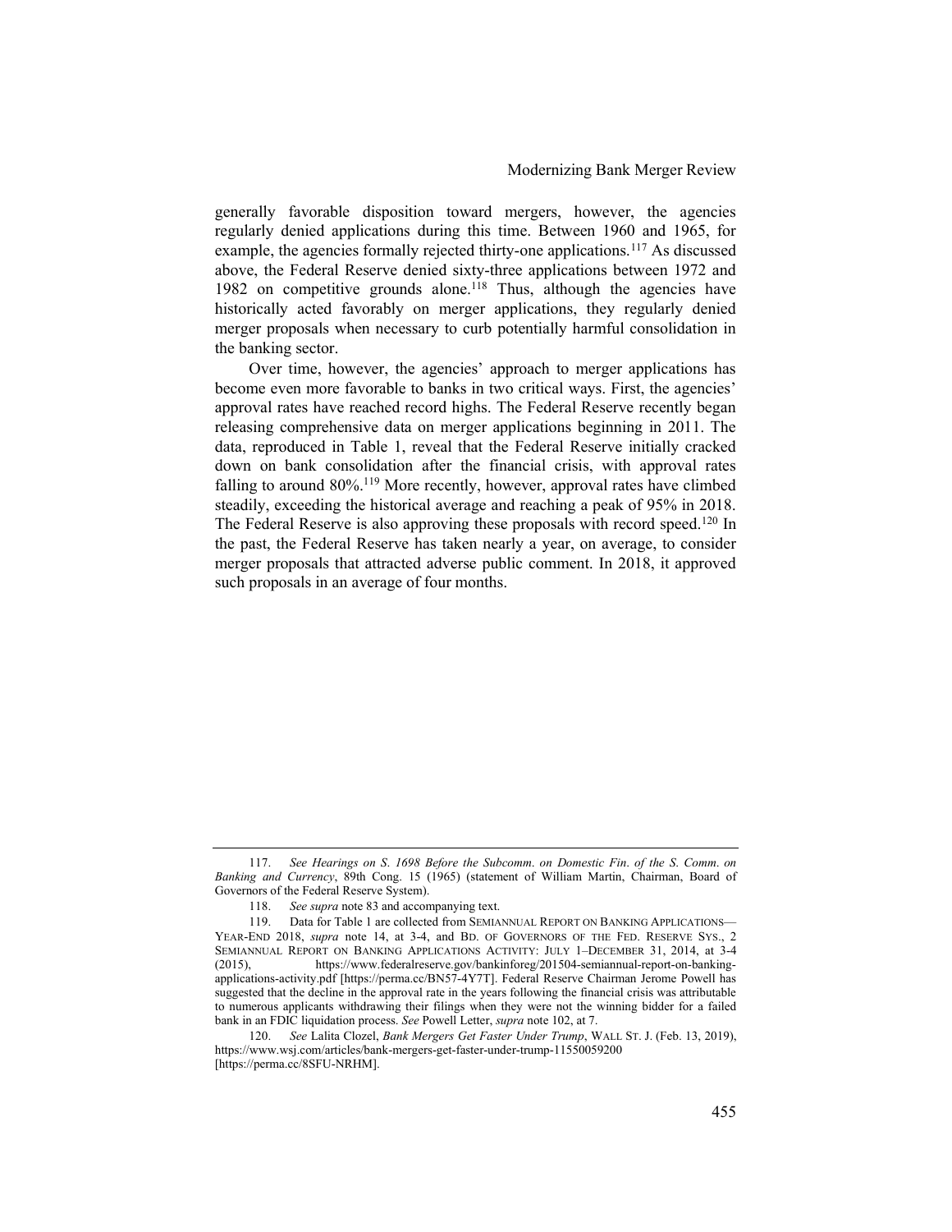generally favorable disposition toward mergers, however, the agencies regularly denied applications during this time. Between 1960 and 1965, for example, the agencies formally rejected thirty-one applications.[117] As discussed above, the Federal Reserve denied sixty-three applications between 1972 and 1982 on competitive grounds alone.[118] Thus, although the agencies have historically acted favorably on merger applications, they regularly denied merger proposals when necessary to curb potentially harmful consolidation in the banking sector.

Over time, however, the agencies' approach to merger applications has become even more favorable to banks in two critical ways. First, the agencies' approval rates have reached record highs. The Federal Reserve recently began releasing comprehensive data on merger applications beginning in 2011. The data, reproduced in Table 1, reveal that the Federal Reserve initially cracked down on bank consolidation after the financial crisis, with approval rates falling to around 80%.[119] More recently, however, approval rates have climbed steadily, exceeding the historical average and reaching a peak of 95% in 2018. The Federal Reserve is also approving these proposals with record speed.[120] In the past, the Federal Reserve has taken nearly a year, on average, to consider merger proposals that attracted adverse public comment. In 2018, it approved such proposals in an average of four months.

---

117. *See Hearings on S. 1698 Before the Subcomm. on Domestic Fin. of the S. Comm. on Banking and Currency*, 89th Cong. 15 (1965) (statement of William Martin, Chairman, Board of Governors of the Federal Reserve System).

118. *See supra* note 83 and accompanying text.

119. Data for Table 1 are collected from SEMIANNUAL REPORT ON BANKING APPLICATIONS—YEAR-END 2018, *supra* note 14, at 3-4, and BD. OF GOVERNORS OF THE FED. RESERVE SYS., 2 SEMIANNUAL REPORT ON BANKING APPLICATIONS ACTIVITY: JULY 1–DECEMBER 31, 2014, at 3-4 (2015), https://www.federalreserve.gov/bankinforeg/201504-semiannual-report-on-banking-applications-activity.pdf [https://perma.cc/BN57-4Y7T]. Federal Reserve Chairman Jerome Powell has suggested that the decline in the approval rate in the years following the financial crisis was attributable to numerous applicants withdrawing their filings when they were not the winning bidder for a failed bank in an FDIC liquidation process. *See* Powell Letter, *supra* note 102, at 7.

120. *See* Lalita Clozel, *Bank Mergers Get Faster Under Trump*, WALL ST. J. (Feb. 13, 2019), https://www.wsj.com/articles/bank-mergers-get-faster-under-trump-11550059200 [https://perma.cc/8SFU-NRHM].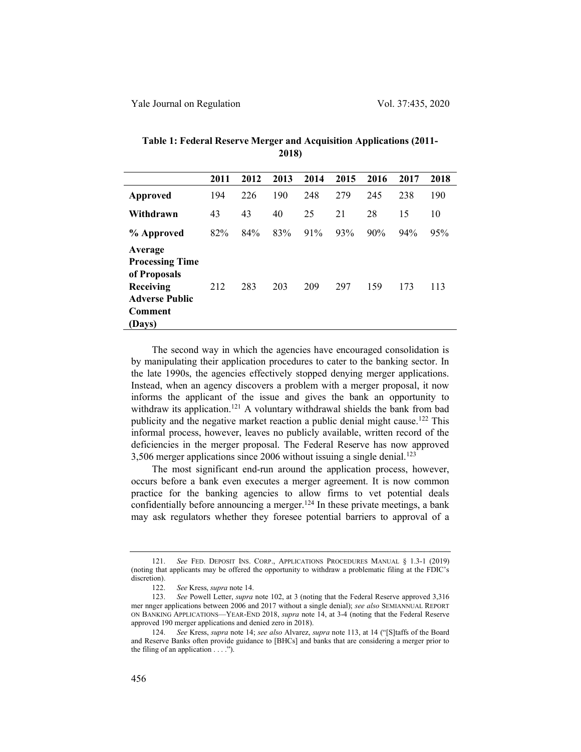**Table 1: Federal Reserve Merger and Acquisition Applications (2011-2018)**

| | 2011 | 2012 | 2013 | 2014 | 2015 | 2016 | 2017 | 2018 |
|---|---|---|---|---|---|---|---|---|
| **Approved** | 194 | 226 | 190 | 248 | 279 | 245 | 238 | 190 |
| **Withdrawn** | 43 | 43 | 40 | 25 | 21 | 28 | 15 | 10 |
| **% Approved** | 82% | 84% | 83% | 91% | 93% | 90% | 94% | 95% |
| **Average Processing Time of Proposals Receiving Adverse Public Comment (Days)** | 212 | 283 | 203 | 209 | 297 | 159 | 173 | 113 |

The second way in which the agencies have encouraged consolidation is by manipulating their application procedures to cater to the banking sector. In the late 1990s, the agencies effectively stopped denying merger applications. Instead, when an agency discovers a problem with a merger proposal, it now informs the applicant of the issue and gives the bank an opportunity to withdraw its application.[121] A voluntary withdrawal shields the bank from bad publicity and the negative market reaction a public denial might cause.[122] This informal process, however, leaves no publicly available, written record of the deficiencies in the merger proposal. The Federal Reserve has now approved 3,506 merger applications since 2006 without issuing a single denial.[123]

The most significant end-run around the application process, however, occurs before a bank even executes a merger agreement. It is now common practice for the banking agencies to allow firms to vet potential deals confidentially before announcing a merger.[124] In these private meetings, a bank may ask regulators whether they foresee potential barriers to approval of a

---

121. *See* FED. DEPOSIT INS. CORP., APPLICATIONS PROCEDURES MANUAL § 1.3-1 (2019) (noting that applicants may be offered the opportunity to withdraw a problematic filing at the FDIC's discretion).

122. *See* Kress, *supra* note 14.

123. *See* Powell Letter, *supra* note 102, at 3 (noting that the Federal Reserve approved 3,316 mer nnger applications between 2006 and 2017 without a single denial); *see also* SEMIANNUAL REPORT ON BANKING APPLICATIONS—YEAR-END 2018, *supra* note 14, at 3-4 (noting that the Federal Reserve approved 190 merger applications and denied zero in 2018).

124. *See* Kress, *supra* note 14; *see also* Alvarez, *supra* note 113, at 14 ("[S]taffs of the Board and Reserve Banks often provide guidance to [BHCs] and banks that are considering a merger prior to the filing of an application . . . .").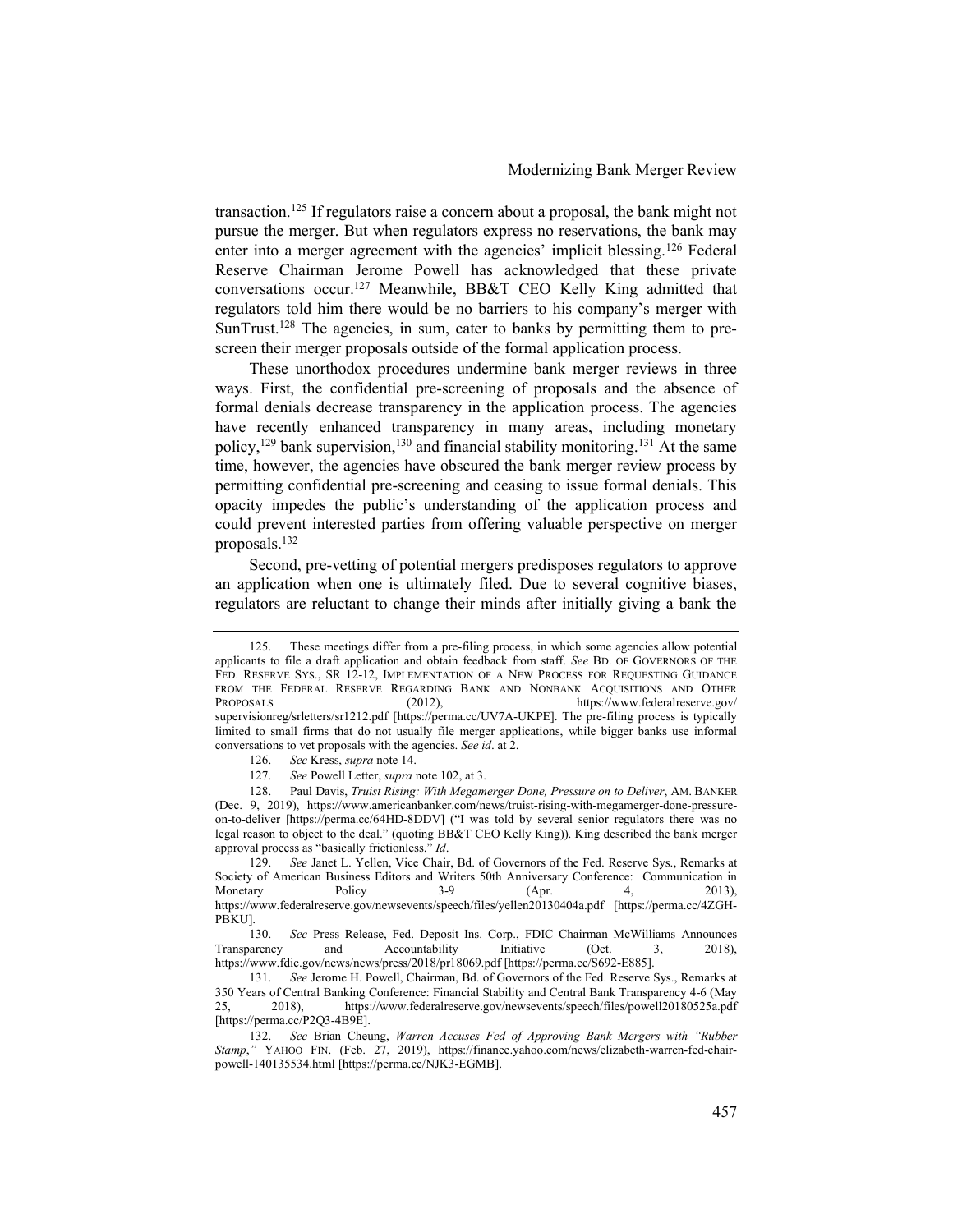transaction.[125] If regulators raise a concern about a proposal, the bank might not pursue the merger. But when regulators express no reservations, the bank may enter into a merger agreement with the agencies' implicit blessing.[126] Federal Reserve Chairman Jerome Powell has acknowledged that these private conversations occur.[127] Meanwhile, BB&T CEO Kelly King admitted that regulators told him there would be no barriers to his company's merger with SunTrust.[128] The agencies, in sum, cater to banks by permitting them to pre-screen their merger proposals outside of the formal application process.

These unorthodox procedures undermine bank merger reviews in three ways. First, the confidential pre-screening of proposals and the absence of formal denials decrease transparency in the application process. The agencies have recently enhanced transparency in many areas, including monetary policy,[129] bank supervision,[130] and financial stability monitoring.[131] At the same time, however, the agencies have obscured the bank merger review process by permitting confidential pre-screening and ceasing to issue formal denials. This opacity impedes the public's understanding of the application process and could prevent interested parties from offering valuable perspective on merger proposals.[132]

Second, pre-vetting of potential mergers predisposes regulators to approve an application when one is ultimately filed. Due to several cognitive biases, regulators are reluctant to change their minds after initially giving a bank the

---

125. These meetings differ from a pre-filing process, in which some agencies allow potential applicants to file a draft application and obtain feedback from staff. *See* BD. OF GOVERNORS OF THE FED. RESERVE SYS., SR 12-12, IMPLEMENTATION OF A NEW PROCESS FOR REQUESTING GUIDANCE FROM THE FEDERAL RESERVE REGARDING BANK AND NONBANK ACQUISITIONS AND OTHER PROPOSALS (2012), https://www.federalreserve.gov/supervisionreg/srletters/sr1212.pdf [https://perma.cc/UV7A-UKPE]. The pre-filing process is typically limited to small firms that do not usually file merger applications, while bigger banks use informal conversations to vet proposals with the agencies. *See id*. at 2.

126. *See* Kress, *supra* note 14.

127. *See* Powell Letter, *supra* note 102, at 3.

128. Paul Davis, *Truist Rising: With Megamerger Done, Pressure on to Deliver*, AM. BANKER (Dec. 9, 2019), https://www.americanbanker.com/news/truist-rising-with-megamerger-done-pressure-on-to-deliver [https://perma.cc/64HD-8DDV] ("I was told by several senior regulators there was no legal reason to object to the deal." (quoting BB&T CEO Kelly King)). King described the bank merger approval process as "basically frictionless." *Id*.

129. *See* Janet L. Yellen, Vice Chair, Bd. of Governors of the Fed. Reserve Sys., Remarks at Society of American Business Editors and Writers 50th Anniversary Conference: Communication in Monetary Policy 3-9 (Apr. 4, 2013), https://www.federalreserve.gov/newsevents/speech/files/yellen20130404a.pdf [https://perma.cc/4ZGH-PBKU].

130. *See* Press Release, Fed. Deposit Ins. Corp., FDIC Chairman McWilliams Announces Transparency and Accountability Initiative (Oct. 3, 2018), https://www.fdic.gov/news/news/press/2018/pr18069.pdf [https://perma.cc/S692-E885].

131. *See* Jerome H. Powell, Chairman, Bd. of Governors of the Fed. Reserve Sys., Remarks at 350 Years of Central Banking Conference: Financial Stability and Central Bank Transparency 4-6 (May 25, 2018), https://www.federalreserve.gov/newsevents/speech/files/powell20180525a.pdf [https://perma.cc/P2Q3-4B9E].

132. *See* Brian Cheung, *Warren Accuses Fed of Approving Bank Mergers with "Rubber Stamp*,*"* YAHOO FIN. (Feb. 27, 2019), https://finance.yahoo.com/news/elizabeth-warren-fed-chair-powell-140135534.html [https://perma.cc/NJK3-EGMB].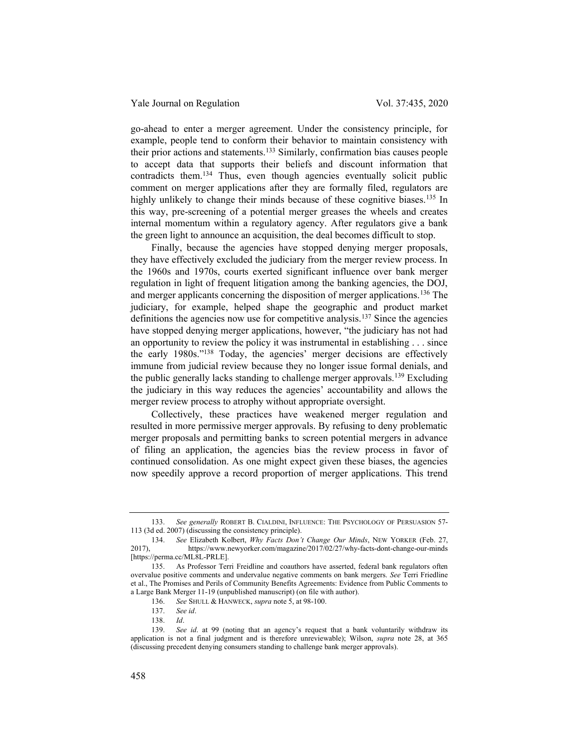go-ahead to enter a merger agreement. Under the consistency principle, for example, people tend to conform their behavior to maintain consistency with their prior actions and statements.[133] Similarly, confirmation bias causes people to accept data that supports their beliefs and discount information that contradicts them.[134] Thus, even though agencies eventually solicit public comment on merger applications after they are formally filed, regulators are highly unlikely to change their minds because of these cognitive biases.[135] In this way, pre-screening of a potential merger greases the wheels and creates internal momentum within a regulatory agency. After regulators give a bank the green light to announce an acquisition, the deal becomes difficult to stop.

Finally, because the agencies have stopped denying merger proposals, they have effectively excluded the judiciary from the merger review process. In the 1960s and 1970s, courts exerted significant influence over bank merger regulation in light of frequent litigation among the banking agencies, the DOJ, and merger applicants concerning the disposition of merger applications.[136] The judiciary, for example, helped shape the geographic and product market definitions the agencies now use for competitive analysis.[137] Since the agencies have stopped denying merger applications, however, "the judiciary has not had an opportunity to review the policy it was instrumental in establishing . . . since the early 1980s."[138] Today, the agencies' merger decisions are effectively immune from judicial review because they no longer issue formal denials, and the public generally lacks standing to challenge merger approvals.[139] Excluding the judiciary in this way reduces the agencies' accountability and allows the merger review process to atrophy without appropriate oversight.

Collectively, these practices have weakened merger regulation and resulted in more permissive merger approvals. By refusing to deny problematic merger proposals and permitting banks to screen potential mergers in advance of filing an application, the agencies bias the review process in favor of continued consolidation. As one might expect given these biases, the agencies now speedily approve a record proportion of merger applications. This trend

---

133. *See generally* ROBERT B. CIALDINI, INFLUENCE: THE PSYCHOLOGY OF PERSUASION 57-113 (3d ed. 2007) (discussing the consistency principle).

134. *See* Elizabeth Kolbert, *Why Facts Don't Change Our Minds*, NEW YORKER (Feb. 27, 2017), https://www.newyorker.com/magazine/2017/02/27/why-facts-dont-change-our-minds [https://perma.cc/ML8L-PRLE].

135. As Professor Terri Freidline and coauthors have asserted, federal bank regulators often overvalue positive comments and undervalue negative comments on bank mergers. *See* Terri Friedline et al., The Promises and Perils of Community Benefits Agreements: Evidence from Public Comments to a Large Bank Merger 11-19 (unpublished manuscript) (on file with author).

136. *See* SHULL & HANWECK, *supra* note 5, at 98-100.

137. *See id*.

138. *Id*.

139. *See id*. at 99 (noting that an agency's request that a bank voluntarily withdraw its application is not a final judgment and is therefore unreviewable); Wilson, *supra* note 28, at 365 (discussing precedent denying consumers standing to challenge bank merger approvals).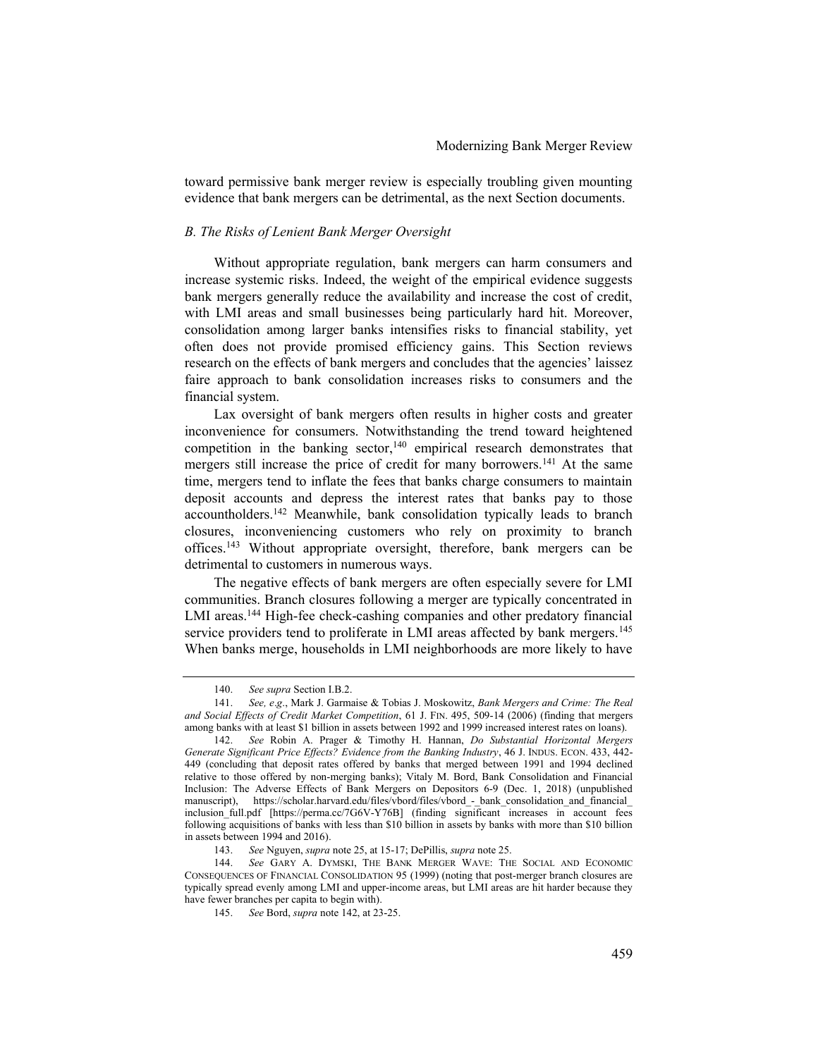toward permissive bank merger review is especially troubling given mounting evidence that bank mergers can be detrimental, as the next Section documents.

### *B. The Risks of Lenient Bank Merger Oversight*

Without appropriate regulation, bank mergers can harm consumers and increase systemic risks. Indeed, the weight of the empirical evidence suggests bank mergers generally reduce the availability and increase the cost of credit, with LMI areas and small businesses being particularly hard hit. Moreover, consolidation among larger banks intensifies risks to financial stability, yet often does not provide promised efficiency gains. This Section reviews research on the effects of bank mergers and concludes that the agencies' laissez faire approach to bank consolidation increases risks to consumers and the financial system.

Lax oversight of bank mergers often results in higher costs and greater inconvenience for consumers. Notwithstanding the trend toward heightened competition in the banking sector,[140] empirical research demonstrates that mergers still increase the price of credit for many borrowers.[141] At the same time, mergers tend to inflate the fees that banks charge consumers to maintain deposit accounts and depress the interest rates that banks pay to those accountholders.[142] Meanwhile, bank consolidation typically leads to branch closures, inconveniencing customers who rely on proximity to branch offices.[143] Without appropriate oversight, therefore, bank mergers can be detrimental to customers in numerous ways.

The negative effects of bank mergers are often especially severe for LMI communities. Branch closures following a merger are typically concentrated in LMI areas.[144] High-fee check-cashing companies and other predatory financial service providers tend to proliferate in LMI areas affected by bank mergers.[145] When banks merge, households in LMI neighborhoods are more likely to have

---

140. *See supra* Section I.B.2.

141. *See, e.g*., Mark J. Garmaise & Tobias J. Moskowitz, *Bank Mergers and Crime: The Real and Social Effects of Credit Market Competition*, 61 J. FIN. 495, 509-14 (2006) (finding that mergers among banks with at least $1 billion in assets between 1992 and 1999 increased interest rates on loans).

142. *See* Robin A. Prager & Timothy H. Hannan, *Do Substantial Horizontal Mergers Generate Significant Price Effects? Evidence from the Banking Industry*, 46 J. INDUS. ECON. 433, 442-449 (concluding that deposit rates offered by banks that merged between 1991 and 1994 declined relative to those offered by non-merging banks); Vitaly M. Bord, Bank Consolidation and Financial Inclusion: The Adverse Effects of Bank Mergers on Depositors 6-9 (Dec. 1, 2018) (unpublished manuscript), https://scholar.harvard.edu/files/vbord/files/vbord_-_bank_consolidation_and_financial_inclusion_full.pdf [https://perma.cc/7G6V-Y76B] (finding significant increases in account fees following acquisitions of banks with less than $10 billion in assets by banks with more than $10 billion in assets between 1994 and 2016).

143. *See* Nguyen, *supra* note 25, at 15-17; DePillis, *supra* note 25.

144. *See* GARY A. DYMSKI, THE BANK MERGER WAVE: THE SOCIAL AND ECONOMIC CONSEQUENCES OF FINANCIAL CONSOLIDATION 95 (1999) (noting that post-merger branch closures are typically spread evenly among LMI and upper-income areas, but LMI areas are hit harder because they have fewer branches per capita to begin with).

145. *See* Bord, *supra* note 142, at 23-25.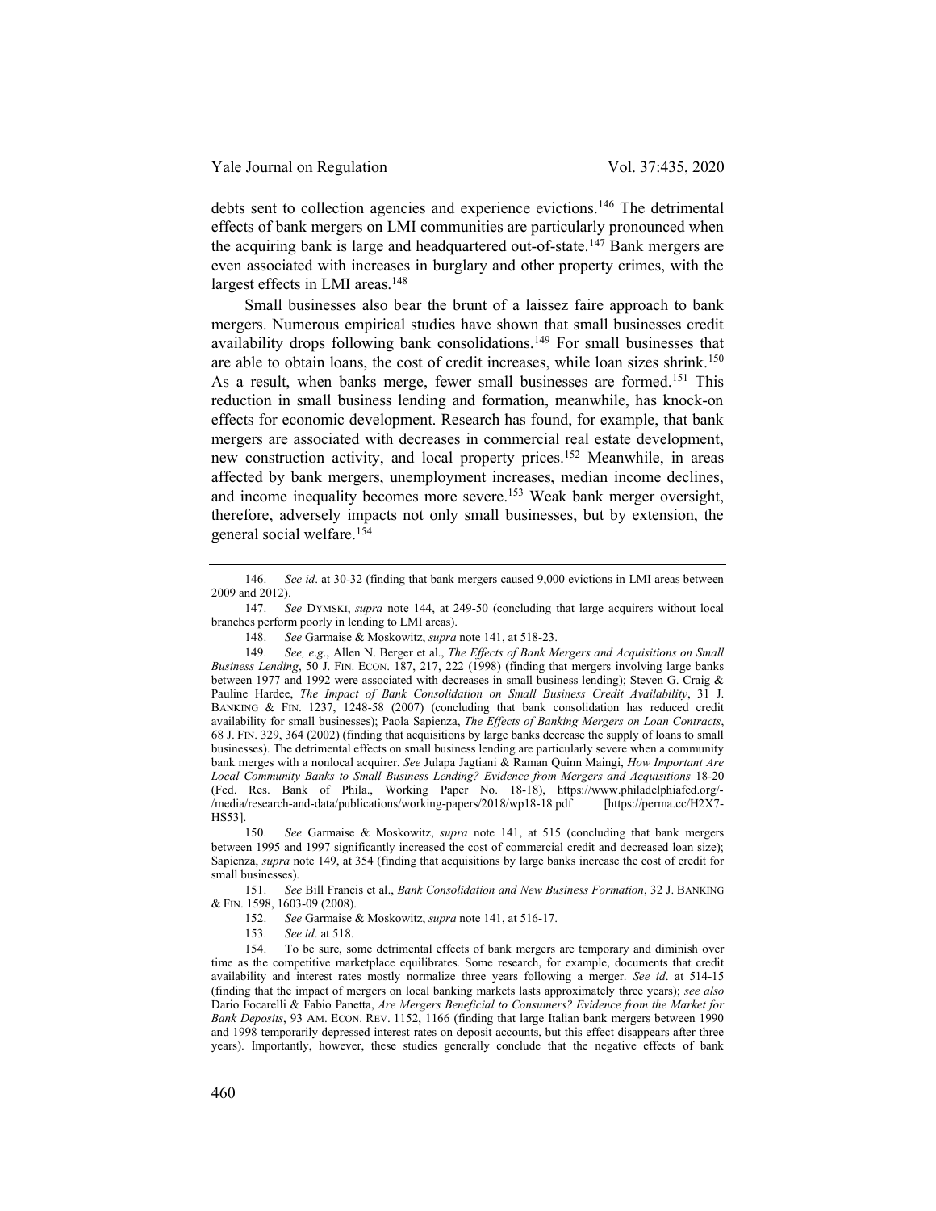debts sent to collection agencies and experience evictions.[146] The detrimental effects of bank mergers on LMI communities are particularly pronounced when the acquiring bank is large and headquartered out-of-state.[147] Bank mergers are even associated with increases in burglary and other property crimes, with the largest effects in LMI areas.[148]

Small businesses also bear the brunt of a laissez faire approach to bank mergers. Numerous empirical studies have shown that small businesses credit availability drops following bank consolidations.[149] For small businesses that are able to obtain loans, the cost of credit increases, while loan sizes shrink.[150] As a result, when banks merge, fewer small businesses are formed.[151] This reduction in small business lending and formation, meanwhile, has knock-on effects for economic development. Research has found, for example, that bank mergers are associated with decreases in commercial real estate development, new construction activity, and local property prices.[152] Meanwhile, in areas affected by bank mergers, unemployment increases, median income declines, and income inequality becomes more severe.[153] Weak bank merger oversight, therefore, adversely impacts not only small businesses, but by extension, the general social welfare.[154]

---

146. *See id*. at 30-32 (finding that bank mergers caused 9,000 evictions in LMI areas between 2009 and 2012).

147. *See* DYMSKI, *supra* note 144, at 249-50 (concluding that large acquirers without local branches perform poorly in lending to LMI areas).

148. *See* Garmaise & Moskowitz, *supra* note 141, at 518-23.

149. *See, e.g*., Allen N. Berger et al., *The Effects of Bank Mergers and Acquisitions on Small Business Lending*, 50 J. FIN. ECON. 187, 217, 222 (1998) (finding that mergers involving large banks between 1977 and 1992 were associated with decreases in small business lending); Steven G. Craig & Pauline Hardee, *The Impact of Bank Consolidation on Small Business Credit Availability*, 31 J. BANKING & FIN. 1237, 1248-58 (2007) (concluding that bank consolidation has reduced credit availability for small businesses); Paola Sapienza, *The Effects of Banking Mergers on Loan Contracts*, 68 J. FIN. 329, 364 (2002) (finding that acquisitions by large banks decrease the supply of loans to small businesses). The detrimental effects on small business lending are particularly severe when a community bank merges with a nonlocal acquirer. *See* Julapa Jagtiani & Raman Quinn Maingi, *How Important Are Local Community Banks to Small Business Lending? Evidence from Mergers and Acquisitions* 18-20 (Fed. Res. Bank of Phila., Working Paper No. 18-18), https://www.philadelphiafed.org/-/media/research-and-data/publications/working-papers/2018/wp18-18.pdf [https://perma.cc/H2X7-HS53].

150. *See* Garmaise & Moskowitz, *supra* note 141, at 515 (concluding that bank mergers between 1995 and 1997 significantly increased the cost of commercial credit and decreased loan size); Sapienza, *supra* note 149, at 354 (finding that acquisitions by large banks increase the cost of credit for small businesses).

151. *See* Bill Francis et al., *Bank Consolidation and New Business Formation*, 32 J. BANKING & FIN. 1598, 1603-09 (2008).

152. *See* Garmaise & Moskowitz, *supra* note 141, at 516-17.

153. *See id*. at 518.

154. To be sure, some detrimental effects of bank mergers are temporary and diminish over time as the competitive marketplace equilibrates. Some research, for example, documents that credit availability and interest rates mostly normalize three years following a merger. *See id*. at 514-15 (finding that the impact of mergers on local banking markets lasts approximately three years); *see also* Dario Focarelli & Fabio Panetta, *Are Mergers Beneficial to Consumers? Evidence from the Market for Bank Deposits*, 93 AM. ECON. REV. 1152, 1166 (finding that large Italian bank mergers between 1990 and 1998 temporarily depressed interest rates on deposit accounts, but this effect disappears after three years). Importantly, however, these studies generally conclude that the negative effects of bank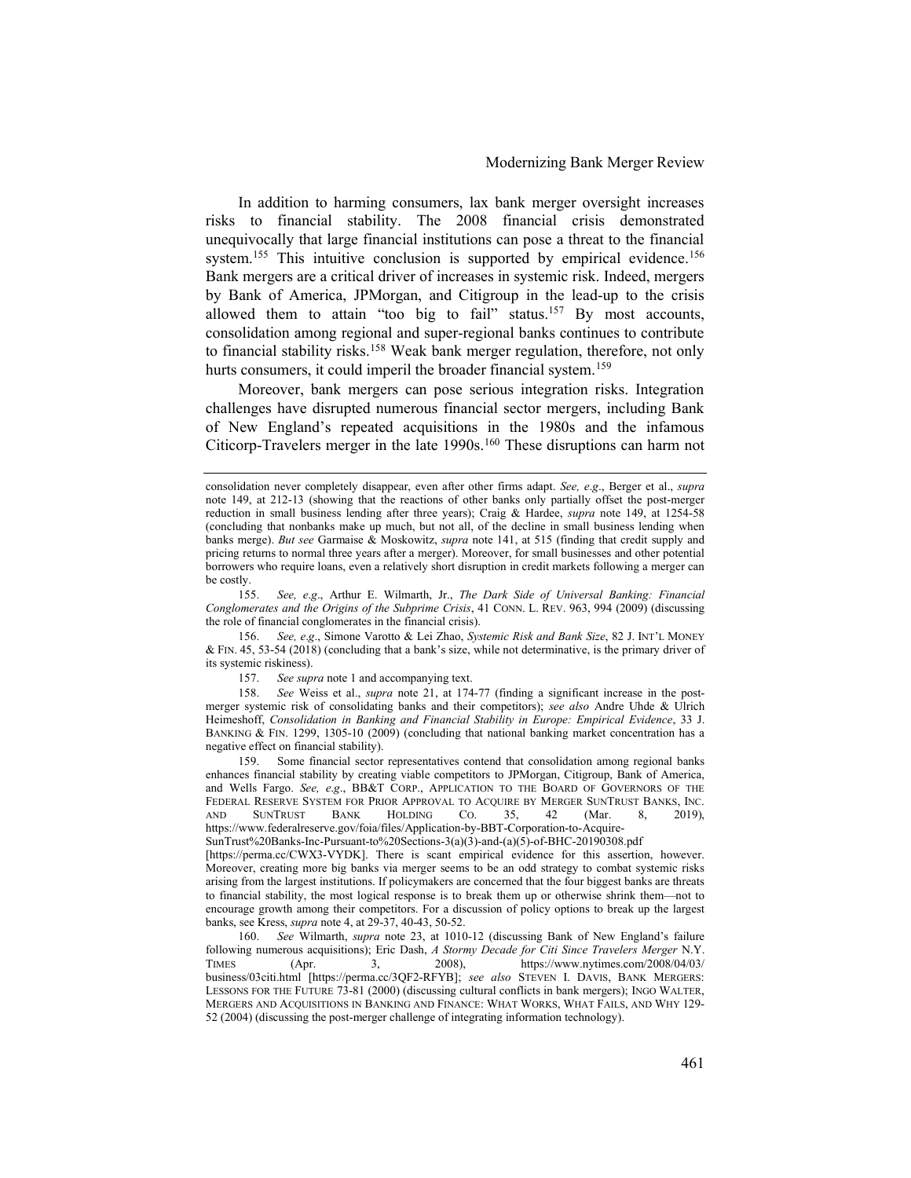In addition to harming consumers, lax bank merger oversight increases risks to financial stability. The 2008 financial crisis demonstrated unequivocally that large financial institutions can pose a threat to the financial system.[155] This intuitive conclusion is supported by empirical evidence.[156] Bank mergers are a critical driver of increases in systemic risk. Indeed, mergers by Bank of America, JPMorgan, and Citigroup in the lead-up to the crisis allowed them to attain "too big to fail" status.[157] By most accounts, consolidation among regional and super-regional banks continues to contribute to financial stability risks.[158] Weak bank merger regulation, therefore, not only hurts consumers, it could imperil the broader financial system.[159]

Moreover, bank mergers can pose serious integration risks. Integration challenges have disrupted numerous financial sector mergers, including Bank of New England's repeated acquisitions in the 1980s and the infamous Citicorp-Travelers merger in the late 1990s.[160] These disruptions can harm not

---

consolidation never completely disappear, even after other firms adapt. *See, e.g.*, Berger et al., *supra* note 149, at 212-13 (showing that the reactions of other banks only partially offset the post-merger reduction in small business lending after three years); Craig & Hardee, *supra* note 149, at 1254-58 (concluding that nonbanks make up much, but not all, of the decline in small business lending when banks merge). *But see* Garmaise & Moskowitz, *supra* note 141, at 515 (finding that credit supply and pricing returns to normal three years after a merger). Moreover, for small businesses and other potential borrowers who require loans, even a relatively short disruption in credit markets following a merger can be costly.

155. *See, e.g.*, Arthur E. Wilmarth, Jr., *The Dark Side of Universal Banking: Financial Conglomerates and the Origins of the Subprime Crisis*, 41 CONN. L. REV. 963, 994 (2009) (discussing the role of financial conglomerates in the financial crisis).

156. *See, e.g.*, Simone Varotto & Lei Zhao, *Systemic Risk and Bank Size*, 82 J. INT'L MONEY & FIN. 45, 53-54 (2018) (concluding that a bank's size, while not determinative, is the primary driver of its systemic riskiness).

157. *See supra* note 1 and accompanying text.

158. *See* Weiss et al., *supra* note 21, at 174-77 (finding a significant increase in the post-merger systemic risk of consolidating banks and their competitors); *see also* Andre Uhde & Ulrich Heimeshoff, *Consolidation in Banking and Financial Stability in Europe: Empirical Evidence*, 33 J. BANKING & FIN. 1299, 1305-10 (2009) (concluding that national banking market concentration has a negative effect on financial stability).

159. Some financial sector representatives contend that consolidation among regional banks enhances financial stability by creating viable competitors to JPMorgan, Citigroup, Bank of America, and Wells Fargo. *See, e.g.*, BB&T CORP., APPLICATION TO THE BOARD OF GOVERNORS OF THE FEDERAL RESERVE SYSTEM FOR PRIOR APPROVAL TO ACQUIRE BY MERGER SUNTRUST BANKS, INC. AND SUNTRUST BANK HOLDING CO. 35, 42 (Mar. 8, 2019), https://www.federalreserve.gov/foia/files/Application-by-BBT-Corporation-to-Acquire-SunTrust%20Banks-Inc-Pursuant-to%20Sections-3(a)(3)-and-(a)(5)-of-BHC-20190308.pdf [https://perma.cc/CWX3-VYDK]. There is scant empirical evidence for this assertion, however. Moreover, creating more big banks via merger seems to be an odd strategy to combat systemic risks arising from the largest institutions. If policymakers are concerned that the four biggest banks are threats to financial stability, the most logical response is to break them up or otherwise shrink them—not to encourage growth among their competitors. For a discussion of policy options to break up the largest banks, see Kress, *supra* note 4, at 29-37, 40-43, 50-52.

160. *See* Wilmarth, *supra* note 23, at 1010-12 (discussing Bank of New England's failure following numerous acquisitions); Eric Dash, *A Stormy Decade for Citi Since Travelers Merger* N.Y. TIMES (Apr. 3, 2008), https://www.nytimes.com/2008/04/03/business/03citi.html [https://perma.cc/3QF2-RFYB]; *see also* STEVEN I. DAVIS, BANK MERGERS: LESSONS FOR THE FUTURE 73-81 (2000) (discussing cultural conflicts in bank mergers); INGO WALTER, MERGERS AND ACQUISITIONS IN BANKING AND FINANCE: WHAT WORKS, WHAT FAILS, AND WHY 129-52 (2004) (discussing the post-merger challenge of integrating information technology).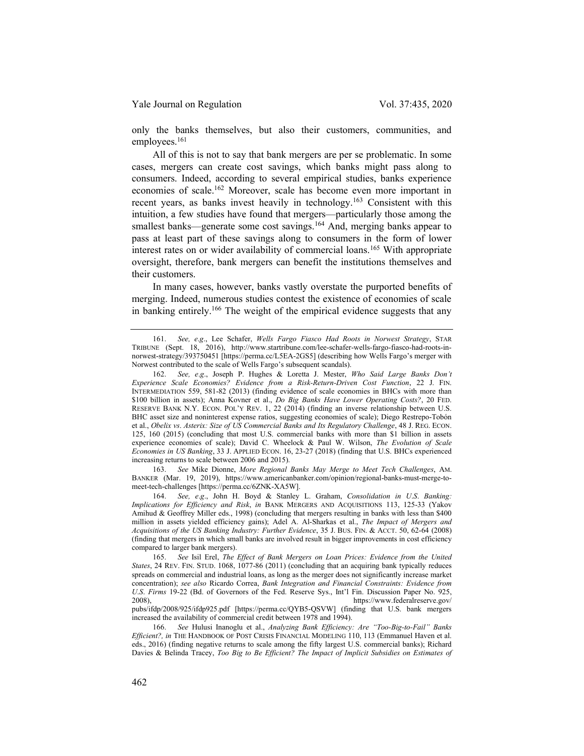only the banks themselves, but also their customers, communities, and employees.[161]

All of this is not to say that bank mergers are per se problematic. In some cases, mergers can create cost savings, which banks might pass along to consumers. Indeed, according to several empirical studies, banks experience economies of scale.[162] Moreover, scale has become even more important in recent years, as banks invest heavily in technology.[163] Consistent with this intuition, a few studies have found that mergers—particularly those among the smallest banks—generate some cost savings.[164] And, merging banks appear to pass at least part of these savings along to consumers in the form of lower interest rates on or wider availability of commercial loans.[165] With appropriate oversight, therefore, bank mergers can benefit the institutions themselves and their customers.

In many cases, however, banks vastly overstate the purported benefits of merging. Indeed, numerous studies contest the existence of economies of scale in banking entirely.[166] The weight of the empirical evidence suggests that any

---

161. *See, e.g.*, Lee Schafer, *Wells Fargo Fiasco Had Roots in Norwest Strategy*, STAR TRIBUNE (Sept. 18, 2016), http://www.startribune.com/lee-schafer-wells-fargo-fiasco-had-roots-in-norwest-strategy/393750451 [https://perma.cc/L5EA-2GS5] (describing how Wells Fargo's merger with Norwest contributed to the scale of Wells Fargo's subsequent scandals).

162. *See, e.g.*, Joseph P. Hughes & Loretta J. Mester, *Who Said Large Banks Don't Experience Scale Economies? Evidence from a Risk-Return-Driven Cost Function*, 22 J. FIN. INTERMEDIATION 559, 581-82 (2013) (finding evidence of scale economies in BHCs with more than $100 billion in assets); Anna Kovner et al., *Do Big Banks Have Lower Operating Costs?*, 20 FED. RESERVE BANK N.Y. ECON. POL'Y REV. 1, 22 (2014) (finding an inverse relationship between U.S. BHC asset size and noninterest expense ratios, suggesting economies of scale); Diego Restrepo-Tobón et al., *Obelix vs. Asterix: Size of US Commercial Banks and Its Regulatory Challenge*, 48 J. REG. ECON. 125, 160 (2015) (concluding that most U.S. commercial banks with more than $1 billion in assets experience economies of scale); David C. Wheelock & Paul W. Wilson, *The Evolution of Scale Economies in US Banking*, 33 J. APPLIED ECON. 16, 23-27 (2018) (finding that U.S. BHCs experienced increasing returns to scale between 2006 and 2015).

163. *See* Mike Dionne, *More Regional Banks May Merge to Meet Tech Challenges*, AM. BANKER (Mar. 19, 2019), https://www.americanbanker.com/opinion/regional-banks-must-merge-to-meet-tech-challenges [https://perma.cc/6ZNK-XA5W].

164. *See, e.g.*, John H. Boyd & Stanley L. Graham, *Consolidation in U.S. Banking: Implications for Efficiency and Risk*, *in* BANK MERGERS AND ACQUISITIONS 113, 125-33 (Yakov Amihud & Geoffrey Miller eds., 1998) (concluding that mergers resulting in banks with less than $400 million in assets yielded efficiency gains); Adel A. Al-Sharkas et al., *The Impact of Mergers and Acquisitions of the US Banking Industry: Further Evidence*, 35 J. BUS. FIN. & ACCT. 50, 62-64 (2008) (finding that mergers in which small banks are involved result in bigger improvements in cost efficiency compared to larger bank mergers).

165. *See* Isil Erel, *The Effect of Bank Mergers on Loan Prices: Evidence from the United States*, 24 REV. FIN. STUD. 1068, 1077-86 (2011) (concluding that an acquiring bank typically reduces spreads on commercial and industrial loans, as long as the merger does not significantly increase market concentration); *see also* Ricardo Correa, *Bank Integration and Financial Constraints: Evidence from U.S. Firms* 19-22 (Bd. of Governors of the Fed. Reserve Sys., Int'l Fin. Discussion Paper No. 925, 2008), https://www.federalreserve.gov/pubs/ifdp/2008/925/ifdp925.pdf [https://perma.cc/QYB5-QSVW] (finding that U.S. bank mergers increased the availability of commercial credit between 1978 and 1994).

166. *See* Hulusi Inanoglu et al., *Analyzing Bank Efficiency: Are "Too-Big-to-Fail" Banks Efficient?*, *in* THE HANDBOOK OF POST CRISIS FINANCIAL MODELING 110, 113 (Emmanuel Haven et al. eds., 2016) (finding negative returns to scale among the fifty largest U.S. commercial banks); Richard Davies & Belinda Tracey, *Too Big to Be Efficient? The Impact of Implicit Subsidies on Estimates of*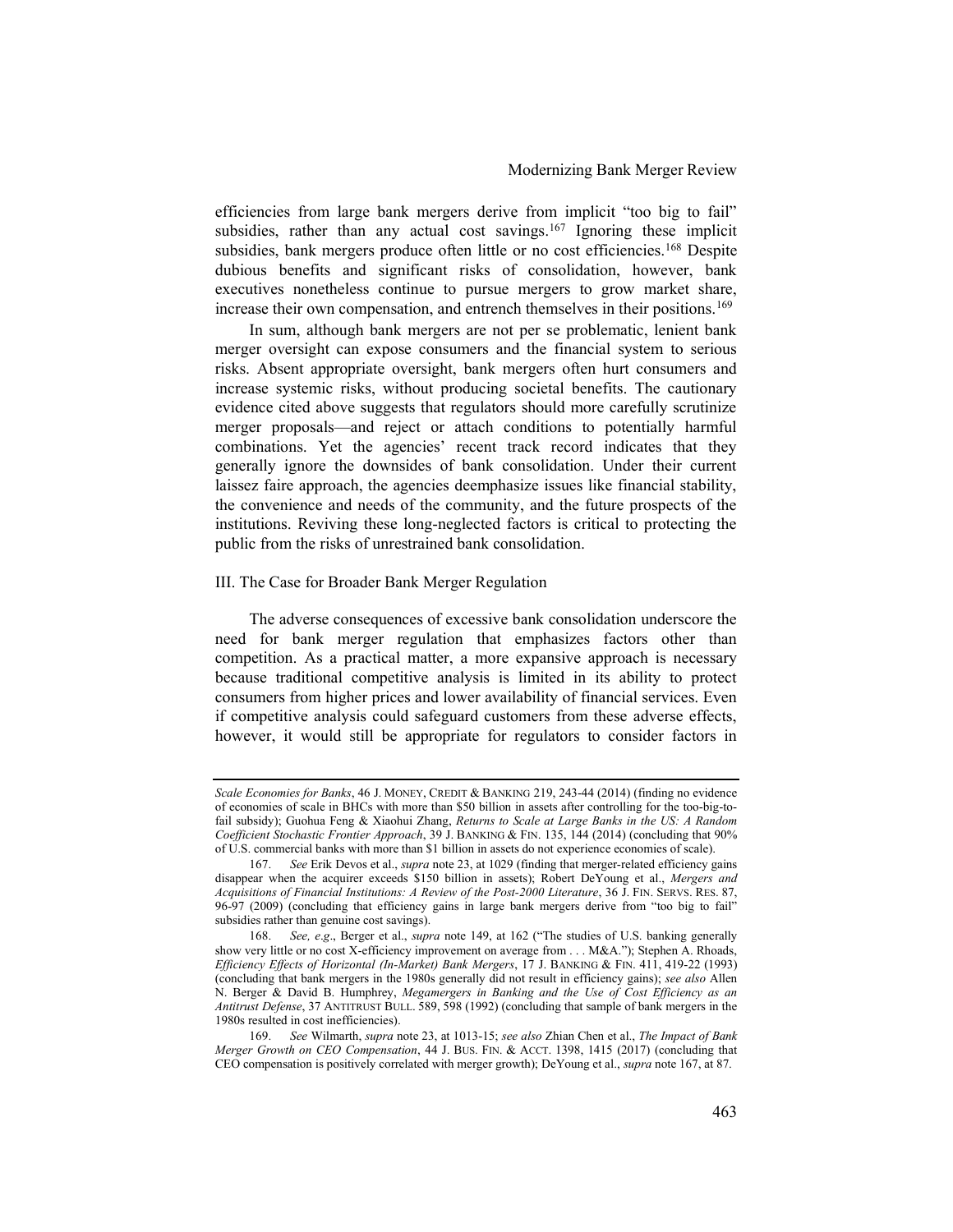efficiencies from large bank mergers derive from implicit "too big to fail" subsidies, rather than any actual cost savings.[167] Ignoring these implicit subsidies, bank mergers produce often little or no cost efficiencies.[168] Despite dubious benefits and significant risks of consolidation, however, bank executives nonetheless continue to pursue mergers to grow market share, increase their own compensation, and entrench themselves in their positions.[169]

In sum, although bank mergers are not per se problematic, lenient bank merger oversight can expose consumers and the financial system to serious risks. Absent appropriate oversight, bank mergers often hurt consumers and increase systemic risks, without producing societal benefits. The cautionary evidence cited above suggests that regulators should more carefully scrutinize merger proposals—and reject or attach conditions to potentially harmful combinations. Yet the agencies' recent track record indicates that they generally ignore the downsides of bank consolidation. Under their current laissez faire approach, the agencies deemphasize issues like financial stability, the convenience and needs of the community, and the future prospects of the institutions. Reviving these long-neglected factors is critical to protecting the public from the risks of unrestrained bank consolidation.

## III. The Case for Broader Bank Merger Regulation

The adverse consequences of excessive bank consolidation underscore the need for bank merger regulation that emphasizes factors other than competition. As a practical matter, a more expansive approach is necessary because traditional competitive analysis is limited in its ability to protect consumers from higher prices and lower availability of financial services. Even if competitive analysis could safeguard customers from these adverse effects, however, it would still be appropriate for regulators to consider factors in

---

*Scale Economies for Banks*, 46 J. MONEY, CREDIT & BANKING 219, 243-44 (2014) (finding no evidence of economies of scale in BHCs with more than $50 billion in assets after controlling for the too-big-to-fail subsidy); Guohua Feng & Xiaohui Zhang, *Returns to Scale at Large Banks in the US: A Random Coefficient Stochastic Frontier Approach*, 39 J. BANKING & FIN. 135, 144 (2014) (concluding that 90% of U.S. commercial banks with more than $1 billion in assets do not experience economies of scale).

167. *See* Erik Devos et al., *supra* note 23, at 1029 (finding that merger-related efficiency gains disappear when the acquirer exceeds $150 billion in assets); Robert DeYoung et al., *Mergers and Acquisitions of Financial Institutions: A Review of the Post-2000 Literature*, 36 J. FIN. SERVS. RES. 87, 96-97 (2009) (concluding that efficiency gains in large bank mergers derive from "too big to fail" subsidies rather than genuine cost savings).

168. *See, e.g*., Berger et al., *supra* note 149, at 162 ("The studies of U.S. banking generally show very little or no cost X-efficiency improvement on average from . . . M&A."); Stephen A. Rhoads, *Efficiency Effects of Horizontal (In-Market) Bank Mergers*, 17 J. BANKING & FIN. 411, 419-22 (1993) (concluding that bank mergers in the 1980s generally did not result in efficiency gains); *see also* Allen N. Berger & David B. Humphrey, *Megamergers in Banking and the Use of Cost Efficiency as an Antitrust Defense*, 37 ANTITRUST BULL. 589, 598 (1992) (concluding that sample of bank mergers in the 1980s resulted in cost inefficiencies).

169. *See* Wilmarth, *supra* note 23, at 1013-15; *see also* Zhian Chen et al., *The Impact of Bank Merger Growth on CEO Compensation*, 44 J. BUS. FIN. & ACCT. 1398, 1415 (2017) (concluding that CEO compensation is positively correlated with merger growth); DeYoung et al., *supra* note 167, at 87.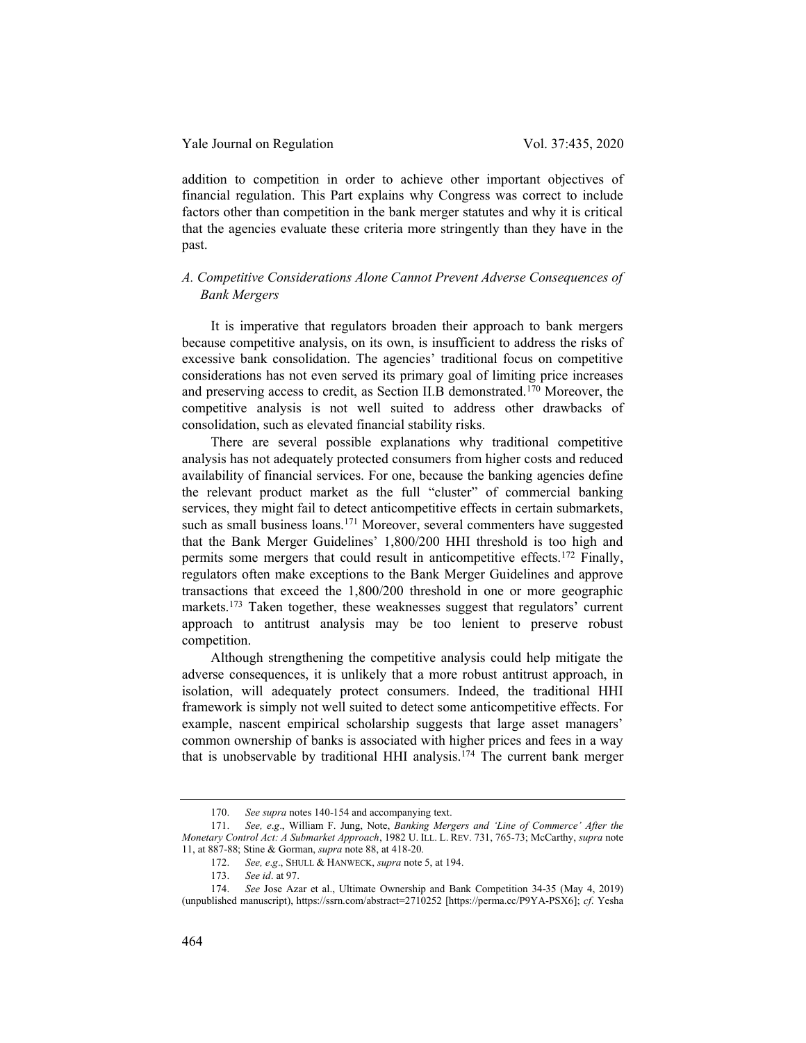addition to competition in order to achieve other important objectives of financial regulation. This Part explains why Congress was correct to include factors other than competition in the bank merger statutes and why it is critical that the agencies evaluate these criteria more stringently than they have in the past.

### *A. Competitive Considerations Alone Cannot Prevent Adverse Consequences of Bank Mergers*

It is imperative that regulators broaden their approach to bank mergers because competitive analysis, on its own, is insufficient to address the risks of excessive bank consolidation. The agencies' traditional focus on competitive considerations has not even served its primary goal of limiting price increases and preserving access to credit, as Section II.B demonstrated.[170] Moreover, the competitive analysis is not well suited to address other drawbacks of consolidation, such as elevated financial stability risks.

There are several possible explanations why traditional competitive analysis has not adequately protected consumers from higher costs and reduced availability of financial services. For one, because the banking agencies define the relevant product market as the full "cluster" of commercial banking services, they might fail to detect anticompetitive effects in certain submarkets, such as small business loans.[171] Moreover, several commenters have suggested that the Bank Merger Guidelines' 1,800/200 HHI threshold is too high and permits some mergers that could result in anticompetitive effects.[172] Finally, regulators often make exceptions to the Bank Merger Guidelines and approve transactions that exceed the 1,800/200 threshold in one or more geographic markets.[173] Taken together, these weaknesses suggest that regulators' current approach to antitrust analysis may be too lenient to preserve robust competition.

Although strengthening the competitive analysis could help mitigate the adverse consequences, it is unlikely that a more robust antitrust approach, in isolation, will adequately protect consumers. Indeed, the traditional HHI framework is simply not well suited to detect some anticompetitive effects. For example, nascent empirical scholarship suggests that large asset managers' common ownership of banks is associated with higher prices and fees in a way that is unobservable by traditional HHI analysis.[174] The current bank merger

---

170. *See supra* notes 140-154 and accompanying text.

171. *See, e.g*., William F. Jung, Note, *Banking Mergers and 'Line of Commerce' After the Monetary Control Act: A Submarket Approach*, 1982 U. ILL. L. REV. 731, 765-73; McCarthy, *supra* note 11, at 887-88; Stine & Gorman, *supra* note 88, at 418-20.

172. *See, e.g*., SHULL & HANWECK, *supra* note 5, at 194.

173. *See id*. at 97.

174. *See* Jose Azar et al., Ultimate Ownership and Bank Competition 34-35 (May 4, 2019) (unpublished manuscript), https://ssrn.com/abstract=2710252 [https://perma.cc/P9YA-PSX6]; *cf.* Yesha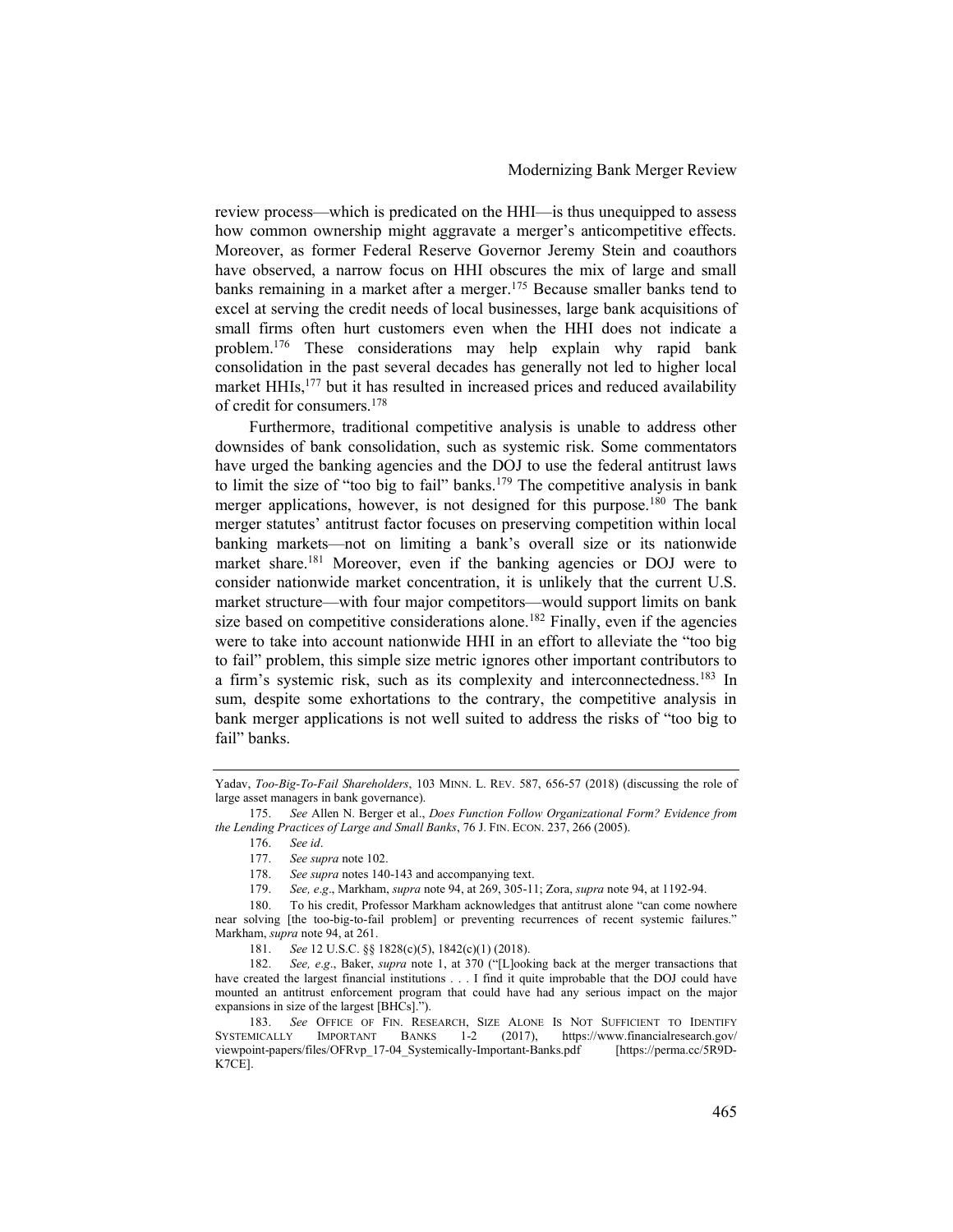review process—which is predicated on the HHI—is thus unequipped to assess how common ownership might aggravate a merger's anticompetitive effects. Moreover, as former Federal Reserve Governor Jeremy Stein and coauthors have observed, a narrow focus on HHI obscures the mix of large and small banks remaining in a market after a merger.[175] Because smaller banks tend to excel at serving the credit needs of local businesses, large bank acquisitions of small firms often hurt customers even when the HHI does not indicate a problem.[176] These considerations may help explain why rapid bank consolidation in the past several decades has generally not led to higher local market HHIs,[177] but it has resulted in increased prices and reduced availability of credit for consumers.[178]

Furthermore, traditional competitive analysis is unable to address other downsides of bank consolidation, such as systemic risk. Some commentators have urged the banking agencies and the DOJ to use the federal antitrust laws to limit the size of "too big to fail" banks.[179] The competitive analysis in bank merger applications, however, is not designed for this purpose.[180] The bank merger statutes' antitrust factor focuses on preserving competition within local banking markets—not on limiting a bank's overall size or its nationwide market share.[181] Moreover, even if the banking agencies or DOJ were to consider nationwide market concentration, it is unlikely that the current U.S. market structure—with four major competitors—would support limits on bank size based on competitive considerations alone.[182] Finally, even if the agencies were to take into account nationwide HHI in an effort to alleviate the "too big to fail" problem, this simple size metric ignores other important contributors to a firm's systemic risk, such as its complexity and interconnectedness.[183] In sum, despite some exhortations to the contrary, the competitive analysis in bank merger applications is not well suited to address the risks of "too big to fail" banks.

---

Yadav, *Too-Big-To-Fail Shareholders*, 103 MINN. L. REV. 587, 656-57 (2018) (discussing the role of large asset managers in bank governance).

175. *See* Allen N. Berger et al., *Does Function Follow Organizational Form? Evidence from the Lending Practices of Large and Small Banks*, 76 J. FIN. ECON. 237, 266 (2005).

176. *See id*.

177. *See supra* note 102.

178. *See supra* notes 140-143 and accompanying text.

179. *See, e.g*., Markham, *supra* note 94, at 269, 305-11; Zora, *supra* note 94, at 1192-94.

180. To his credit, Professor Markham acknowledges that antitrust alone "can come nowhere near solving [the too-big-to-fail problem] or preventing recurrences of recent systemic failures." Markham, *supra* note 94, at 261.

181. *See* 12 U.S.C. §§ 1828(c)(5), 1842(c)(1) (2018).

182. *See, e.g*., Baker, *supra* note 1, at 370 ("[L]ooking back at the merger transactions that have created the largest financial institutions . . . I find it quite improbable that the DOJ could have mounted an antitrust enforcement program that could have had any serious impact on the major expansions in size of the largest [BHCs].").

183. *See* OFFICE OF FIN. RESEARCH, SIZE ALONE IS NOT SUFFICIENT TO IDENTIFY SYSTEMICALLY IMPORTANT BANKS 1-2 (2017), https://www.financialresearch.gov/viewpoint-papers/files/OFRvp_17-04_Systemically-Important-Banks.pdf [https://perma.cc/5R9D-K7CE].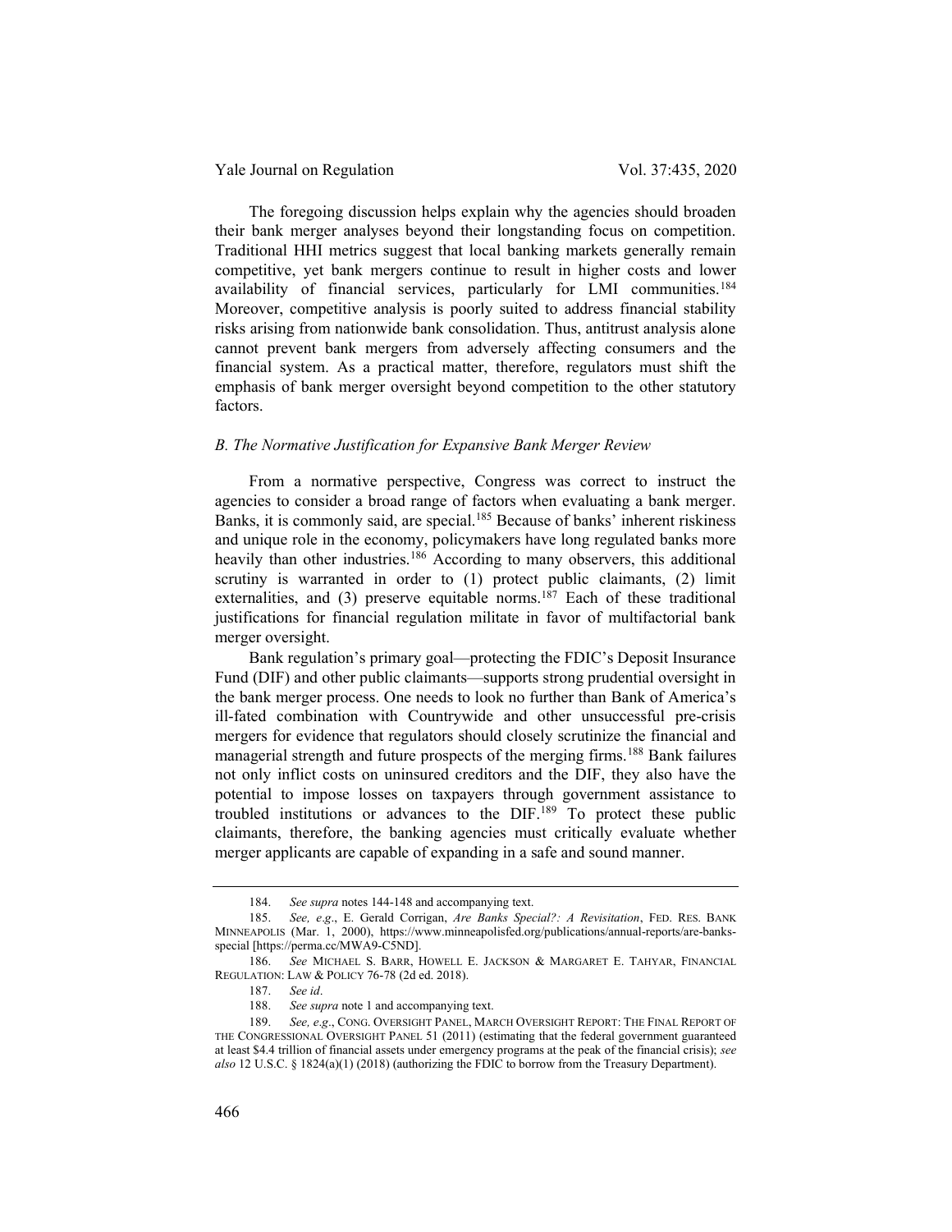The foregoing discussion helps explain why the agencies should broaden their bank merger analyses beyond their longstanding focus on competition. Traditional HHI metrics suggest that local banking markets generally remain competitive, yet bank mergers continue to result in higher costs and lower availability of financial services, particularly for LMI communities.[184] Moreover, competitive analysis is poorly suited to address financial stability risks arising from nationwide bank consolidation. Thus, antitrust analysis alone cannot prevent bank mergers from adversely affecting consumers and the financial system. As a practical matter, therefore, regulators must shift the emphasis of bank merger oversight beyond competition to the other statutory factors.

### *B. The Normative Justification for Expansive Bank Merger Review*

From a normative perspective, Congress was correct to instruct the agencies to consider a broad range of factors when evaluating a bank merger. Banks, it is commonly said, are special.[185] Because of banks' inherent riskiness and unique role in the economy, policymakers have long regulated banks more heavily than other industries.[186] According to many observers, this additional scrutiny is warranted in order to (1) protect public claimants, (2) limit externalities, and (3) preserve equitable norms.[187] Each of these traditional justifications for financial regulation militate in favor of multifactorial bank merger oversight.

Bank regulation's primary goal—protecting the FDIC's Deposit Insurance Fund (DIF) and other public claimants—supports strong prudential oversight in the bank merger process. One needs to look no further than Bank of America's ill-fated combination with Countrywide and other unsuccessful pre-crisis mergers for evidence that regulators should closely scrutinize the financial and managerial strength and future prospects of the merging firms.[188] Bank failures not only inflict costs on uninsured creditors and the DIF, they also have the potential to impose losses on taxpayers through government assistance to troubled institutions or advances to the DIF.[189] To protect these public claimants, therefore, the banking agencies must critically evaluate whether merger applicants are capable of expanding in a safe and sound manner.

---

184. *See supra* notes 144-148 and accompanying text.

185. *See, e.g.*, E. Gerald Corrigan, *Are Banks Special?: A Revisitation*, FED. RES. BANK MINNEAPOLIS (Mar. 1, 2000), https://www.minneapolisfed.org/publications/annual-reports/are-banks-special [https://perma.cc/MWA9-C5ND].

186. *See* MICHAEL S. BARR, HOWELL E. JACKSON & MARGARET E. TAHYAR, FINANCIAL REGULATION: LAW & POLICY 76-78 (2d ed. 2018).

187. *See id*.

188. *See supra* note 1 and accompanying text.

189. *See, e.g.*, CONG. OVERSIGHT PANEL, MARCH OVERSIGHT REPORT: THE FINAL REPORT OF THE CONGRESSIONAL OVERSIGHT PANEL 51 (2011) (estimating that the federal government guaranteed at least $4.4 trillion of financial assets under emergency programs at the peak of the financial crisis); *see also* 12 U.S.C. § 1824(a)(1) (2018) (authorizing the FDIC to borrow from the Treasury Department).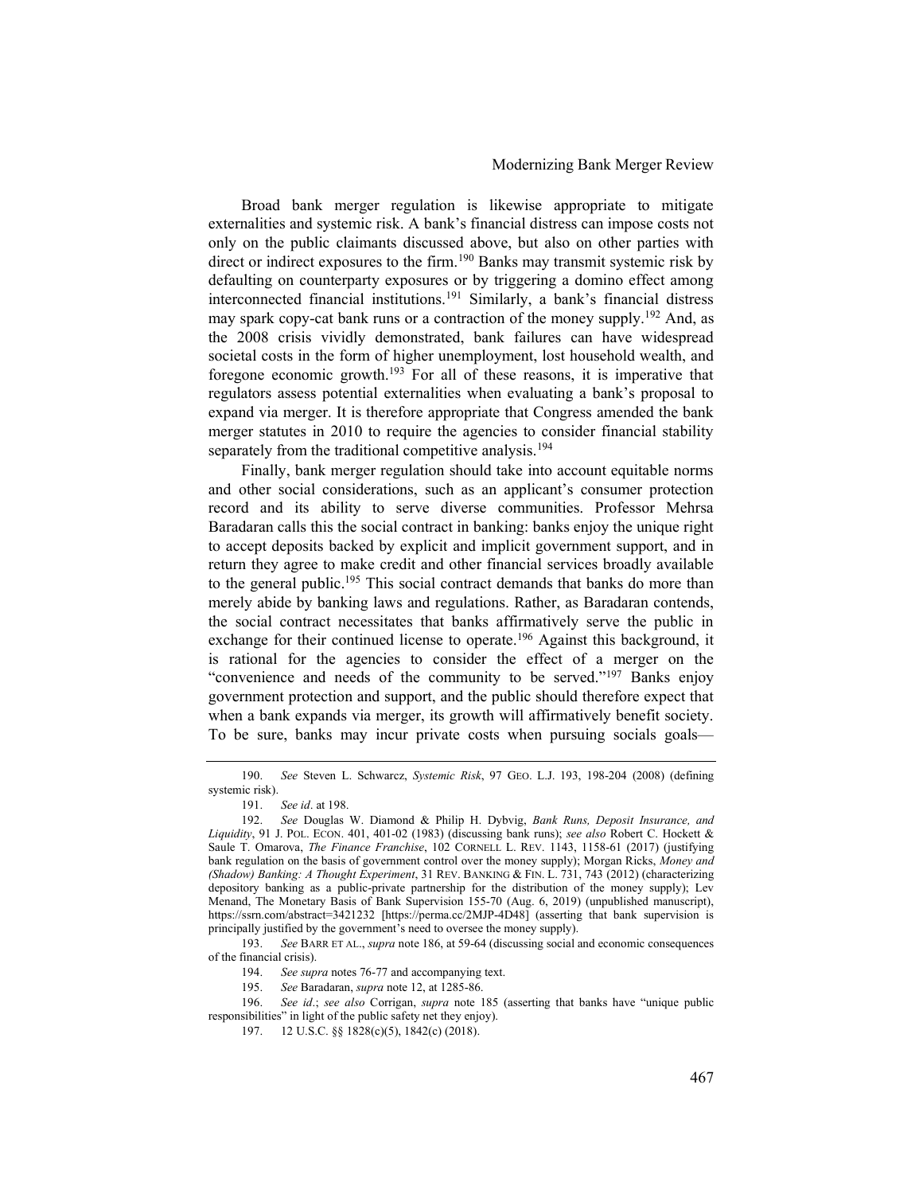Broad bank merger regulation is likewise appropriate to mitigate externalities and systemic risk. A bank's financial distress can impose costs not only on the public claimants discussed above, but also on other parties with direct or indirect exposures to the firm.[190] Banks may transmit systemic risk by defaulting on counterparty exposures or by triggering a domino effect among interconnected financial institutions.[191] Similarly, a bank's financial distress may spark copy-cat bank runs or a contraction of the money supply.[192] And, as the 2008 crisis vividly demonstrated, bank failures can have widespread societal costs in the form of higher unemployment, lost household wealth, and foregone economic growth.[193] For all of these reasons, it is imperative that regulators assess potential externalities when evaluating a bank's proposal to expand via merger. It is therefore appropriate that Congress amended the bank merger statutes in 2010 to require the agencies to consider financial stability separately from the traditional competitive analysis.[194]

Finally, bank merger regulation should take into account equitable norms and other social considerations, such as an applicant's consumer protection record and its ability to serve diverse communities. Professor Mehrsa Baradaran calls this the social contract in banking: banks enjoy the unique right to accept deposits backed by explicit and implicit government support, and in return they agree to make credit and other financial services broadly available to the general public.[195] This social contract demands that banks do more than merely abide by banking laws and regulations. Rather, as Baradaran contends, the social contract necessitates that banks affirmatively serve the public in exchange for their continued license to operate.[196] Against this background, it is rational for the agencies to consider the effect of a merger on the "convenience and needs of the community to be served."[197] Banks enjoy government protection and support, and the public should therefore expect that when a bank expands via merger, its growth will affirmatively benefit society. To be sure, banks may incur private costs when pursuing socials goals—

---

190. *See* Steven L. Schwarcz, *Systemic Risk*, 97 GEO. L.J. 193, 198-204 (2008) (defining systemic risk).

191. *See id*. at 198.

192. *See* Douglas W. Diamond & Philip H. Dybvig, *Bank Runs, Deposit Insurance, and Liquidity*, 91 J. POL. ECON. 401, 401-02 (1983) (discussing bank runs); *see also* Robert C. Hockett & Saule T. Omarova, *The Finance Franchise*, 102 CORNELL L. REV. 1143, 1158-61 (2017) (justifying bank regulation on the basis of government control over the money supply); Morgan Ricks, *Money and (Shadow) Banking: A Thought Experiment*, 31 REV. BANKING & FIN. L. 731, 743 (2012) (characterizing depository banking as a public-private partnership for the distribution of the money supply); Lev Menand, The Monetary Basis of Bank Supervision 155-70 (Aug. 6, 2019) (unpublished manuscript), https://ssrn.com/abstract=3421232 [https://perma.cc/2MJP-4D48] (asserting that bank supervision is principally justified by the government's need to oversee the money supply).

193. *See* BARR ET AL., *supra* note 186, at 59-64 (discussing social and economic consequences of the financial crisis).

194. *See supra* notes 76-77 and accompanying text.

195. *See* Baradaran, *supra* note 12, at 1285-86.

196. *See id*.; *see also* Corrigan, *supra* note 185 (asserting that banks have "unique public responsibilities" in light of the public safety net they enjoy).

197. 12 U.S.C. §§ 1828(c)(5), 1842(c) (2018).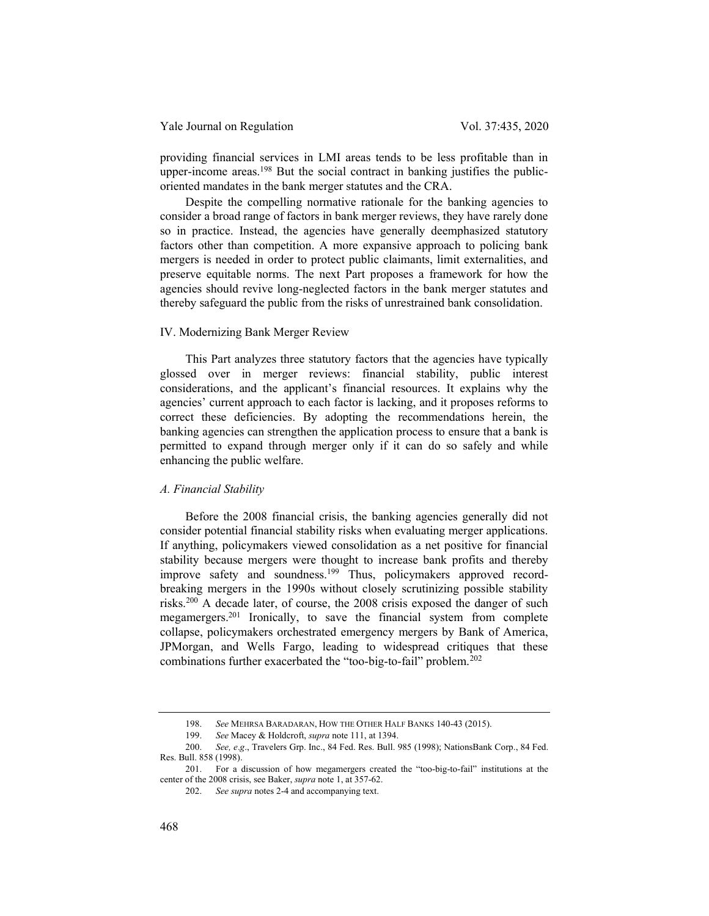providing financial services in LMI areas tends to be less profitable than in upper-income areas.[198] But the social contract in banking justifies the public-oriented mandates in the bank merger statutes and the CRA.

Despite the compelling normative rationale for the banking agencies to consider a broad range of factors in bank merger reviews, they have rarely done so in practice. Instead, the agencies have generally deemphasized statutory factors other than competition. A more expansive approach to policing bank mergers is needed in order to protect public claimants, limit externalities, and preserve equitable norms. The next Part proposes a framework for how the agencies should revive long-neglected factors in the bank merger statutes and thereby safeguard the public from the risks of unrestrained bank consolidation.

## IV. Modernizing Bank Merger Review

This Part analyzes three statutory factors that the agencies have typically glossed over in merger reviews: financial stability, public interest considerations, and the applicant's financial resources. It explains why the agencies' current approach to each factor is lacking, and it proposes reforms to correct these deficiencies. By adopting the recommendations herein, the banking agencies can strengthen the application process to ensure that a bank is permitted to expand through merger only if it can do so safely and while enhancing the public welfare.

### *A. Financial Stability*

Before the 2008 financial crisis, the banking agencies generally did not consider potential financial stability risks when evaluating merger applications. If anything, policymakers viewed consolidation as a net positive for financial stability because mergers were thought to increase bank profits and thereby improve safety and soundness.[199] Thus, policymakers approved record-breaking mergers in the 1990s without closely scrutinizing possible stability risks.[200] A decade later, of course, the 2008 crisis exposed the danger of such megamergers.[201] Ironically, to save the financial system from complete collapse, policymakers orchestrated emergency mergers by Bank of America, JPMorgan, and Wells Fargo, leading to widespread critiques that these combinations further exacerbated the "too-big-to-fail" problem.[202]

---

198. *See* MEHRSA BARADARAN, HOW THE OTHER HALF BANKS 140-43 (2015).

199. *See* Macey & Holdcroft, *supra* note 111, at 1394.

200. *See, e.g*., Travelers Grp. Inc., 84 Fed. Res. Bull. 985 (1998); NationsBank Corp., 84 Fed. Res. Bull. 858 (1998).

201. For a discussion of how megamergers created the "too-big-to-fail" institutions at the center of the 2008 crisis, see Baker, *supra* note 1, at 357-62.

202. *See supra* notes 2-4 and accompanying text.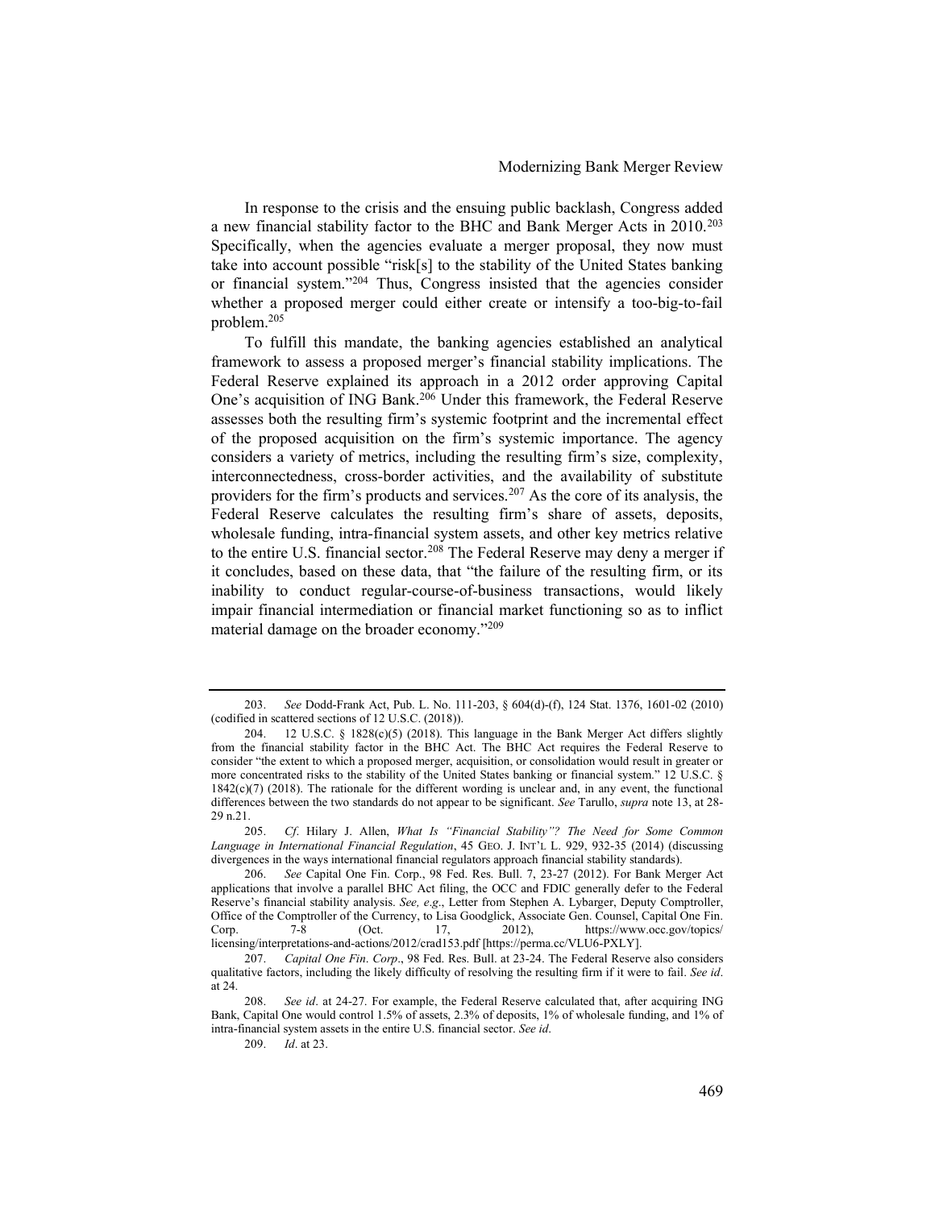In response to the crisis and the ensuing public backlash, Congress added a new financial stability factor to the BHC and Bank Merger Acts in 2010.[203] Specifically, when the agencies evaluate a merger proposal, they now must take into account possible "risk[s] to the stability of the United States banking or financial system."[204] Thus, Congress insisted that the agencies consider whether a proposed merger could either create or intensify a too-big-to-fail problem.[205]

To fulfill this mandate, the banking agencies established an analytical framework to assess a proposed merger's financial stability implications. The Federal Reserve explained its approach in a 2012 order approving Capital One's acquisition of ING Bank.[206] Under this framework, the Federal Reserve assesses both the resulting firm's systemic footprint and the incremental effect of the proposed acquisition on the firm's systemic importance. The agency considers a variety of metrics, including the resulting firm's size, complexity, interconnectedness, cross-border activities, and the availability of substitute providers for the firm's products and services.[207] As the core of its analysis, the Federal Reserve calculates the resulting firm's share of assets, deposits, wholesale funding, intra-financial system assets, and other key metrics relative to the entire U.S. financial sector.[208] The Federal Reserve may deny a merger if it concludes, based on these data, that "the failure of the resulting firm, or its inability to conduct regular-course-of-business transactions, would likely impair financial intermediation or financial market functioning so as to inflict material damage on the broader economy."[209]

---

203. *See* Dodd-Frank Act, Pub. L. No. 111-203, § 604(d)-(f), 124 Stat. 1376, 1601-02 (2010) (codified in scattered sections of 12 U.S.C. (2018)).

204. 12 U.S.C. § 1828(c)(5) (2018). This language in the Bank Merger Act differs slightly from the financial stability factor in the BHC Act. The BHC Act requires the Federal Reserve to consider "the extent to which a proposed merger, acquisition, or consolidation would result in greater or more concentrated risks to the stability of the United States banking or financial system." 12 U.S.C. § 1842(c)(7) (2018). The rationale for the different wording is unclear and, in any event, the functional differences between the two standards do not appear to be significant. *See* Tarullo, *supra* note 13, at 28-29 n.21.

205. *Cf.* Hilary J. Allen, *What Is "Financial Stability"? The Need for Some Common Language in International Financial Regulation*, 45 GEO. J. INT'L L. 929, 932-35 (2014) (discussing divergences in the ways international financial regulators approach financial stability standards).

206. *See* Capital One Fin. Corp., 98 Fed. Res. Bull. 7, 23-27 (2012). For Bank Merger Act applications that involve a parallel BHC Act filing, the OCC and FDIC generally defer to the Federal Reserve's financial stability analysis. *See, e.g.*, Letter from Stephen A. Lybarger, Deputy Comptroller, Office of the Comptroller of the Currency, to Lisa Goodglick, Associate Gen. Counsel, Capital One Fin. Corp. 7-8 (Oct. 17, 2012), https://www.occ.gov/topics/licensing/interpretations-and-actions/2012/crad153.pdf [https://perma.cc/VLU6-PXLY].

207. *Capital One Fin. Corp.*, 98 Fed. Res. Bull. at 23-24. The Federal Reserve also considers qualitative factors, including the likely difficulty of resolving the resulting firm if it were to fail. *See id*. at 24.

208. *See id*. at 24-27. For example, the Federal Reserve calculated that, after acquiring ING Bank, Capital One would control 1.5% of assets, 2.3% of deposits, 1% of wholesale funding, and 1% of intra-financial system assets in the entire U.S. financial sector. *See id*.

209. *Id*. at 23.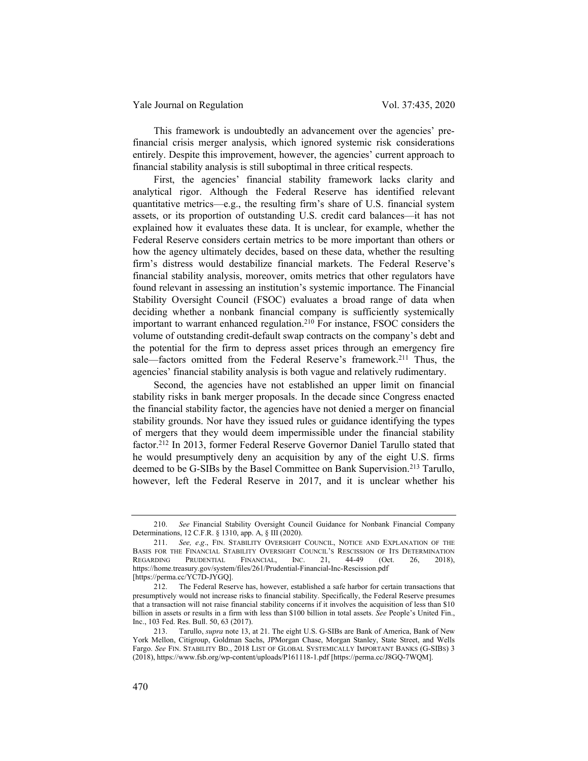This framework is undoubtedly an advancement over the agencies' pre-financial crisis merger analysis, which ignored systemic risk considerations entirely. Despite this improvement, however, the agencies' current approach to financial stability analysis is still suboptimal in three critical respects.

First, the agencies' financial stability framework lacks clarity and analytical rigor. Although the Federal Reserve has identified relevant quantitative metrics—e.g., the resulting firm's share of U.S. financial system assets, or its proportion of outstanding U.S. credit card balances—it has not explained how it evaluates these data. It is unclear, for example, whether the Federal Reserve considers certain metrics to be more important than others or how the agency ultimately decides, based on these data, whether the resulting firm's distress would destabilize financial markets. The Federal Reserve's financial stability analysis, moreover, omits metrics that other regulators have found relevant in assessing an institution's systemic importance. The Financial Stability Oversight Council (FSOC) evaluates a broad range of data when deciding whether a nonbank financial company is sufficiently systemically important to warrant enhanced regulation.[210] For instance, FSOC considers the volume of outstanding credit-default swap contracts on the company's debt and the potential for the firm to depress asset prices through an emergency fire sale—factors omitted from the Federal Reserve's framework.[211] Thus, the agencies' financial stability analysis is both vague and relatively rudimentary.

Second, the agencies have not established an upper limit on financial stability risks in bank merger proposals. In the decade since Congress enacted the financial stability factor, the agencies have not denied a merger on financial stability grounds. Nor have they issued rules or guidance identifying the types of mergers that they would deem impermissible under the financial stability factor.[212] In 2013, former Federal Reserve Governor Daniel Tarullo stated that he would presumptively deny an acquisition by any of the eight U.S. firms deemed to be G-SIBs by the Basel Committee on Bank Supervision.[213] Tarullo, however, left the Federal Reserve in 2017, and it is unclear whether his

---

210. *See* Financial Stability Oversight Council Guidance for Nonbank Financial Company Determinations, 12 C.F.R. § 1310, app. A, § III (2020).

211. *See, e.g*., FIN. STABILITY OVERSIGHT COUNCIL, NOTICE AND EXPLANATION OF THE BASIS FOR THE FINANCIAL STABILITY OVERSIGHT COUNCIL'S RESCISSION OF ITS DETERMINATION REGARDING PRUDENTIAL FINANCIAL, INC. 21, 44-49 (Oct. 26, 2018), https://home.treasury.gov/system/files/261/Prudential-Financial-Inc-Rescission.pdf [https://perma.cc/YC7D-JYGQ].

212. The Federal Reserve has, however, established a safe harbor for certain transactions that presumptively would not increase risks to financial stability. Specifically, the Federal Reserve presumes that a transaction will not raise financial stability concerns if it involves the acquisition of less than $10 billion in assets or results in a firm with less than $100 billion in total assets. *See* People's United Fin., Inc., 103 Fed. Res. Bull. 50, 63 (2017).

213. Tarullo, *supra* note 13, at 21. The eight U.S. G-SIBs are Bank of America, Bank of New York Mellon, Citigroup, Goldman Sachs, JPMorgan Chase, Morgan Stanley, State Street, and Wells Fargo. *See* FIN. STABILITY BD., 2018 LIST OF GLOBAL SYSTEMICALLY IMPORTANT BANKS (G-SIBS) 3 (2018), https://www.fsb.org/wp-content/uploads/P161118-1.pdf [https://perma.cc/J8GQ-7WQM].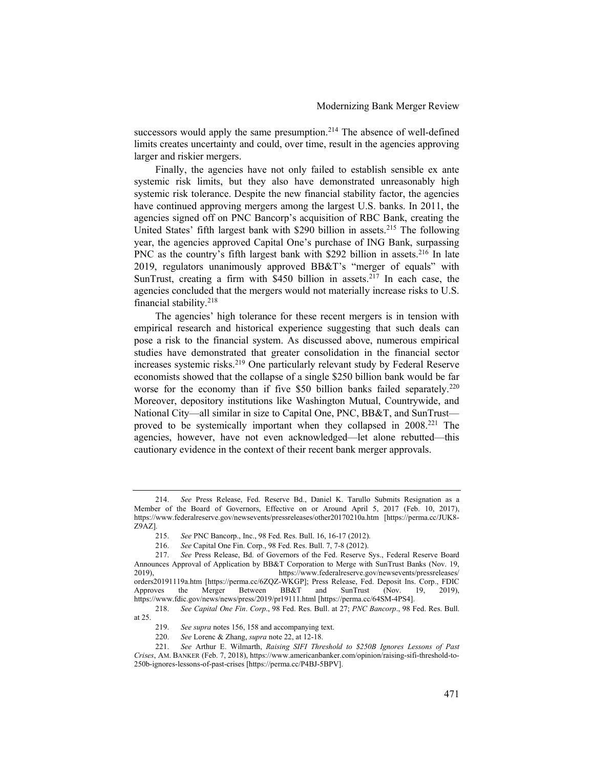successors would apply the same presumption.[214] The absence of well-defined limits creates uncertainty and could, over time, result in the agencies approving larger and riskier mergers.

Finally, the agencies have not only failed to establish sensible ex ante systemic risk limits, but they also have demonstrated unreasonably high systemic risk tolerance. Despite the new financial stability factor, the agencies have continued approving mergers among the largest U.S. banks. In 2011, the agencies signed off on PNC Bancorp's acquisition of RBC Bank, creating the United States' fifth largest bank with $290 billion in assets.[215] The following year, the agencies approved Capital One's purchase of ING Bank, surpassing PNC as the country's fifth largest bank with $292 billion in assets.[216] In late 2019, regulators unanimously approved BB&T's "merger of equals" with SunTrust, creating a firm with $450 billion in assets.[217] In each case, the agencies concluded that the mergers would not materially increase risks to U.S. financial stability.[218]

The agencies' high tolerance for these recent mergers is in tension with empirical research and historical experience suggesting that such deals can pose a risk to the financial system. As discussed above, numerous empirical studies have demonstrated that greater consolidation in the financial sector increases systemic risks.[219] One particularly relevant study by Federal Reserve economists showed that the collapse of a single $250 billion bank would be far worse for the economy than if five $50 billion banks failed separately.[220] Moreover, depository institutions like Washington Mutual, Countrywide, and National City—all similar in size to Capital One, PNC, BB&T, and SunTrust—proved to be systemically important when they collapsed in 2008.[221] The agencies, however, have not even acknowledged—let alone rebutted—this cautionary evidence in the context of their recent bank merger approvals.

---

214. *See* Press Release, Fed. Reserve Bd., Daniel K. Tarullo Submits Resignation as a Member of the Board of Governors, Effective on or Around April 5, 2017 (Feb. 10, 2017), https://www.federalreserve.gov/newsevents/pressreleases/other20170210a.htm [https://perma.cc/JUK8-Z9AZ].

215. *See* PNC Bancorp., Inc., 98 Fed. Res. Bull. 16, 16-17 (2012).

216. *See* Capital One Fin. Corp., 98 Fed. Res. Bull. 7, 7-8 (2012).

217. *See* Press Release, Bd. of Governors of the Fed. Reserve Sys., Federal Reserve Board Announces Approval of Application by BB&T Corporation to Merge with SunTrust Banks (Nov. 19, 2019), https://www.federalreserve.gov/newsevents/pressreleases/orders20191119a.htm [https://perma.cc/6ZQZ-WKGP]; Press Release, Fed. Deposit Ins. Corp., FDIC Approves the Merger Between BB&T and SunTrust (Nov. 19, 2019), https://www.fdic.gov/news/news/press/2019/pr19111.html [https://perma.cc/64SM-4PS4].

218. *See Capital One Fin. Corp.*, 98 Fed. Res. Bull. at 27; *PNC Bancorp.*, 98 Fed. Res. Bull. at 25.

219. *See supra* notes 156, 158 and accompanying text.

220. *See* Lorenc & Zhang, *supra* note 22, at 12-18.

221. *See* Arthur E. Wilmarth, *Raising SIFI Threshold to $250B Ignores Lessons of Past Crises*, AM. BANKER (Feb. 7, 2018), https://www.americanbanker.com/opinion/raising-sifi-threshold-to-250b-ignores-lessons-of-past-crises [https://perma.cc/P4BJ-5BPV].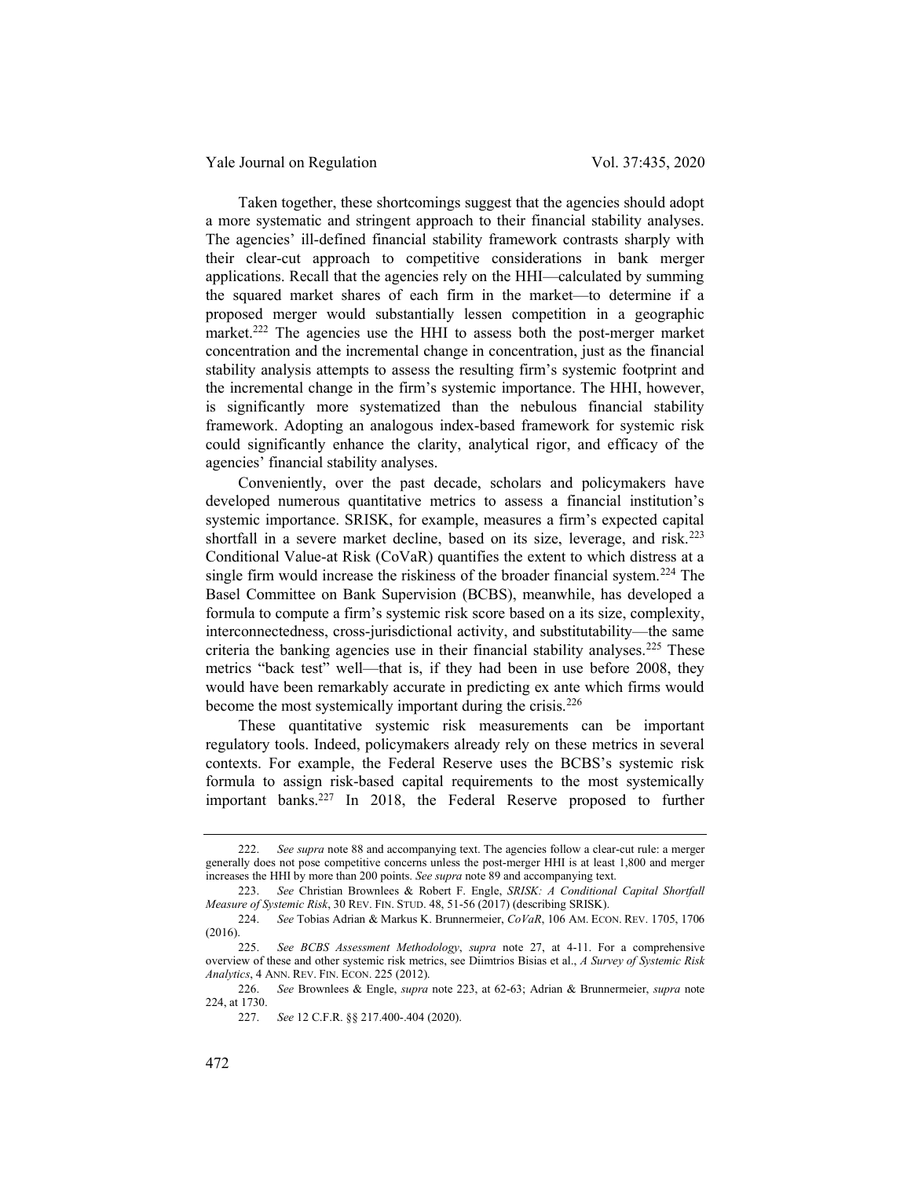Taken together, these shortcomings suggest that the agencies should adopt a more systematic and stringent approach to their financial stability analyses. The agencies' ill-defined financial stability framework contrasts sharply with their clear-cut approach to competitive considerations in bank merger applications. Recall that the agencies rely on the HHI—calculated by summing the squared market shares of each firm in the market—to determine if a proposed merger would substantially lessen competition in a geographic market.[222] The agencies use the HHI to assess both the post-merger market concentration and the incremental change in concentration, just as the financial stability analysis attempts to assess the resulting firm's systemic footprint and the incremental change in the firm's systemic importance. The HHI, however, is significantly more systematized than the nebulous financial stability framework. Adopting an analogous index-based framework for systemic risk could significantly enhance the clarity, analytical rigor, and efficacy of the agencies' financial stability analyses.

Conveniently, over the past decade, scholars and policymakers have developed numerous quantitative metrics to assess a financial institution's systemic importance. SRISK, for example, measures a firm's expected capital shortfall in a severe market decline, based on its size, leverage, and risk.[223] Conditional Value-at Risk (CoVaR) quantifies the extent to which distress at a single firm would increase the riskiness of the broader financial system.[224] The Basel Committee on Bank Supervision (BCBS), meanwhile, has developed a formula to compute a firm's systemic risk score based on a its size, complexity, interconnectedness, cross-jurisdictional activity, and substitutability—the same criteria the banking agencies use in their financial stability analyses.[225] These metrics "back test" well—that is, if they had been in use before 2008, they would have been remarkably accurate in predicting ex ante which firms would become the most systemically important during the crisis.[226]

These quantitative systemic risk measurements can be important regulatory tools. Indeed, policymakers already rely on these metrics in several contexts. For example, the Federal Reserve uses the BCBS's systemic risk formula to assign risk-based capital requirements to the most systemically important banks.[227] In 2018, the Federal Reserve proposed to further

---

222. *See supra* note 88 and accompanying text. The agencies follow a clear-cut rule: a merger generally does not pose competitive concerns unless the post-merger HHI is at least 1,800 and merger increases the HHI by more than 200 points. *See supra* note 89 and accompanying text.

223. *See* Christian Brownlees & Robert F. Engle, *SRISK: A Conditional Capital Shortfall Measure of Systemic Risk*, 30 REV. FIN. STUD. 48, 51-56 (2017) (describing SRISK).

224. *See* Tobias Adrian & Markus K. Brunnermeier, *CoVaR*, 106 AM. ECON. REV. 1705, 1706 (2016).

225. *See BCBS Assessment Methodology*, *supra* note 27, at 4-11. For a comprehensive overview of these and other systemic risk metrics, see Diimtrios Bisias et al., *A Survey of Systemic Risk Analytics*, 4 ANN. REV. FIN. ECON. 225 (2012).

226. *See* Brownlees & Engle, *supra* note 223, at 62-63; Adrian & Brunnermeier, *supra* note 224, at 1730.

227. *See* 12 C.F.R. §§ 217.400-.404 (2020).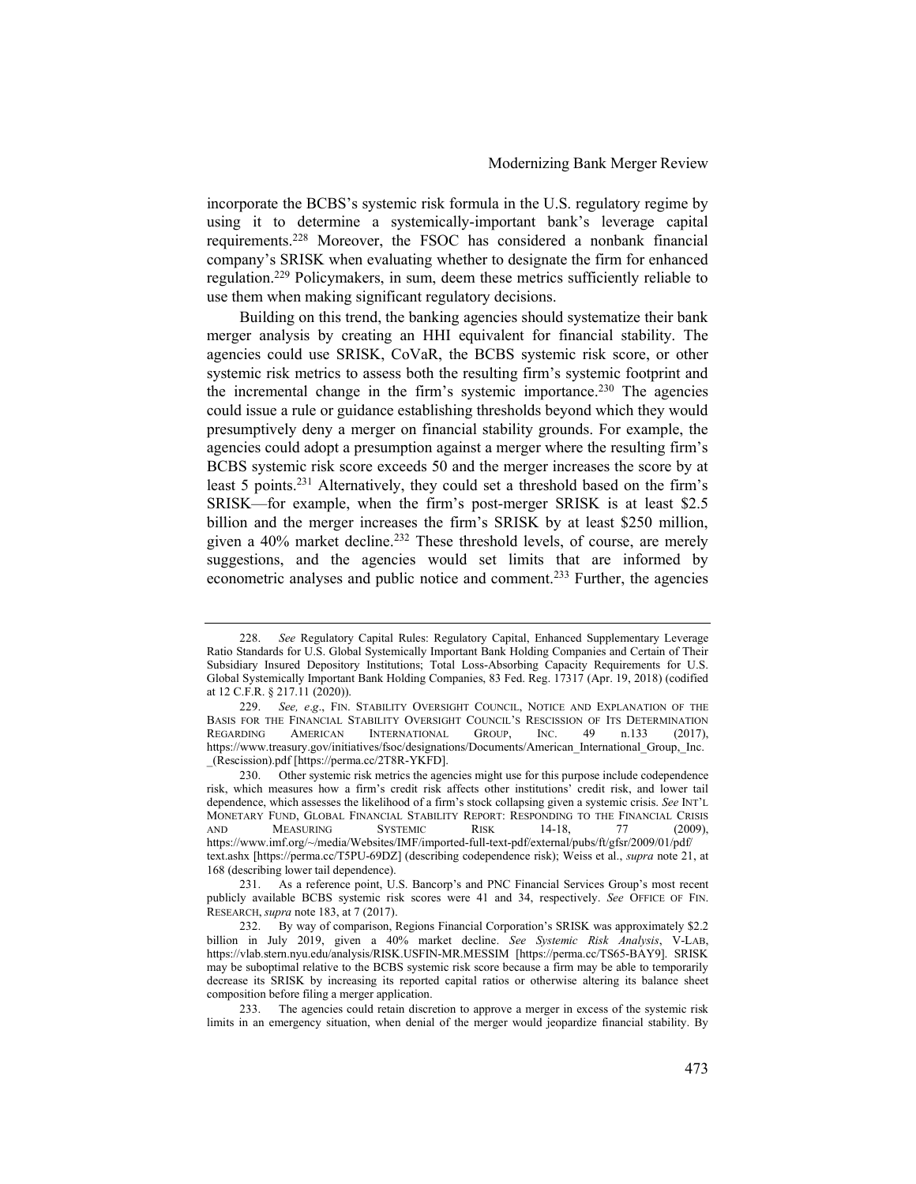incorporate the BCBS's systemic risk formula in the U.S. regulatory regime by using it to determine a systemically-important bank's leverage capital requirements.[228] Moreover, the FSOC has considered a nonbank financial company's SRISK when evaluating whether to designate the firm for enhanced regulation.[229] Policymakers, in sum, deem these metrics sufficiently reliable to use them when making significant regulatory decisions.

Building on this trend, the banking agencies should systematize their bank merger analysis by creating an HHI equivalent for financial stability. The agencies could use SRISK, CoVaR, the BCBS systemic risk score, or other systemic risk metrics to assess both the resulting firm's systemic footprint and the incremental change in the firm's systemic importance.[230] The agencies could issue a rule or guidance establishing thresholds beyond which they would presumptively deny a merger on financial stability grounds. For example, the agencies could adopt a presumption against a merger where the resulting firm's BCBS systemic risk score exceeds 50 and the merger increases the score by at least 5 points.[231] Alternatively, they could set a threshold based on the firm's SRISK—for example, when the firm's post-merger SRISK is at least \$2.5 billion and the merger increases the firm's SRISK by at least \$250 million, given a 40% market decline.[232] These threshold levels, of course, are merely suggestions, and the agencies would set limits that are informed by econometric analyses and public notice and comment.[233] Further, the agencies

---

228. *See* Regulatory Capital Rules: Regulatory Capital, Enhanced Supplementary Leverage Ratio Standards for U.S. Global Systemically Important Bank Holding Companies and Certain of Their Subsidiary Insured Depository Institutions; Total Loss-Absorbing Capacity Requirements for U.S. Global Systemically Important Bank Holding Companies, 83 Fed. Reg. 17317 (Apr. 19, 2018) (codified at 12 C.F.R. § 217.11 (2020)).

229. *See, e.g*., FIN. STABILITY OVERSIGHT COUNCIL, NOTICE AND EXPLANATION OF THE BASIS FOR THE FINANCIAL STABILITY OVERSIGHT COUNCIL'S RESCISSION OF ITS DETERMINATION REGARDING AMERICAN INTERNATIONAL GROUP, INC. 49 n.133 (2017), https://www.treasury.gov/initiatives/fsoc/designations/Documents/American_International_Group,_Inc._(Rescission).pdf [https://perma.cc/2T8R-YKFD].

230. Other systemic risk metrics the agencies might use for this purpose include codependence risk, which measures how a firm's credit risk affects other institutions' credit risk, and lower tail dependence, which assesses the likelihood of a firm's stock collapsing given a systemic crisis. *See* INT'L MONETARY FUND, GLOBAL FINANCIAL STABILITY REPORT: RESPONDING TO THE FINANCIAL CRISIS AND MEASURING SYSTEMIC RISK 14-18, 77 (2009), https://www.imf.org/~/media/Websites/IMF/imported-full-text-pdf/external/pubs/ft/gfsr/2009/01/pdf/text.ashx [https://perma.cc/T5PU-69DZ] (describing codependence risk); Weiss et al., *supra* note 21, at 168 (describing lower tail dependence).

231. As a reference point, U.S. Bancorp's and PNC Financial Services Group's most recent publicly available BCBS systemic risk scores were 41 and 34, respectively. *See* OFFICE OF FIN. RESEARCH, *supra* note 183, at 7 (2017).

232. By way of comparison, Regions Financial Corporation's SRISK was approximately \$2.2 billion in July 2019, given a 40% market decline. *See Systemic Risk Analysis*, V-LAB, https://vlab.stern.nyu.edu/analysis/RISK.USFIN-MR.MESSIM [https://perma.cc/TS65-BAY9]. SRISK may be suboptimal relative to the BCBS systemic risk score because a firm may be able to temporarily decrease its SRISK by increasing its reported capital ratios or otherwise altering its balance sheet composition before filing a merger application.

233. The agencies could retain discretion to approve a merger in excess of the systemic risk limits in an emergency situation, when denial of the merger would jeopardize financial stability. By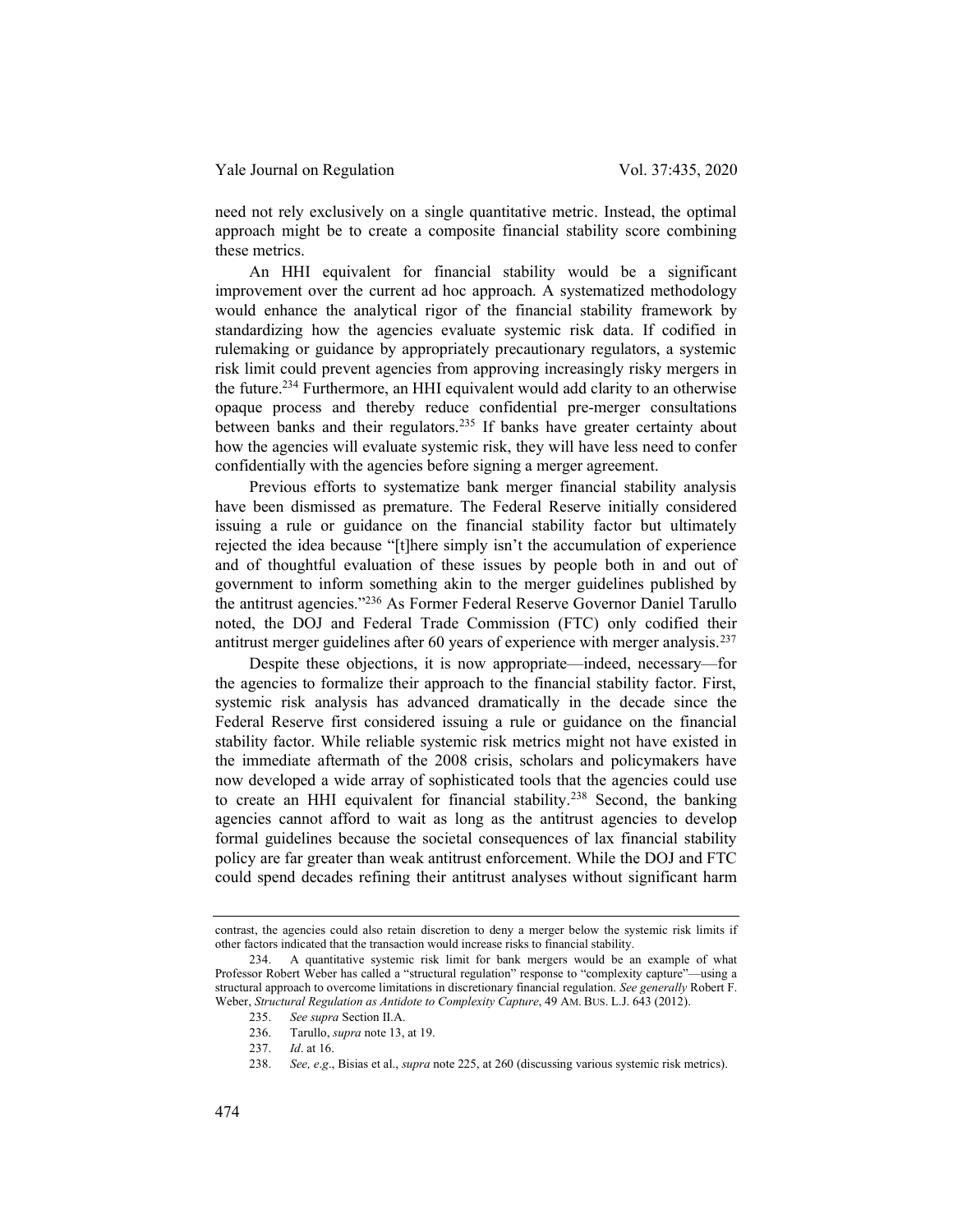need not rely exclusively on a single quantitative metric. Instead, the optimal approach might be to create a composite financial stability score combining these metrics.

An HHI equivalent for financial stability would be a significant improvement over the current ad hoc approach. A systematized methodology would enhance the analytical rigor of the financial stability framework by standardizing how the agencies evaluate systemic risk data. If codified in rulemaking or guidance by appropriately precautionary regulators, a systemic risk limit could prevent agencies from approving increasingly risky mergers in the future.[234] Furthermore, an HHI equivalent would add clarity to an otherwise opaque process and thereby reduce confidential pre-merger consultations between banks and their regulators.[235] If banks have greater certainty about how the agencies will evaluate systemic risk, they will have less need to confer confidentially with the agencies before signing a merger agreement.

Previous efforts to systematize bank merger financial stability analysis have been dismissed as premature. The Federal Reserve initially considered issuing a rule or guidance on the financial stability factor but ultimately rejected the idea because "[t]here simply isn't the accumulation of experience and of thoughtful evaluation of these issues by people both in and out of government to inform something akin to the merger guidelines published by the antitrust agencies."[236] As Former Federal Reserve Governor Daniel Tarullo noted, the DOJ and Federal Trade Commission (FTC) only codified their antitrust merger guidelines after 60 years of experience with merger analysis.[237]

Despite these objections, it is now appropriate—indeed, necessary—for the agencies to formalize their approach to the financial stability factor. First, systemic risk analysis has advanced dramatically in the decade since the Federal Reserve first considered issuing a rule or guidance on the financial stability factor. While reliable systemic risk metrics might not have existed in the immediate aftermath of the 2008 crisis, scholars and policymakers have now developed a wide array of sophisticated tools that the agencies could use to create an HHI equivalent for financial stability.[238] Second, the banking agencies cannot afford to wait as long as the antitrust agencies to develop formal guidelines because the societal consequences of lax financial stability policy are far greater than weak antitrust enforcement. While the DOJ and FTC could spend decades refining their antitrust analyses without significant harm

---

contrast, the agencies could also retain discretion to deny a merger below the systemic risk limits if other factors indicated that the transaction would increase risks to financial stability.

234. A quantitative systemic risk limit for bank mergers would be an example of what Professor Robert Weber has called a "structural regulation" response to "complexity capture"—using a structural approach to overcome limitations in discretionary financial regulation. *See generally* Robert F. Weber, *Structural Regulation as Antidote to Complexity Capture*, 49 AM. BUS. L.J. 643 (2012).

235. *See supra* Section II.A.

236. Tarullo, *supra* note 13, at 19.

237. *Id*. at 16.

238. *See, e.g*., Bisias et al., *supra* note 225, at 260 (discussing various systemic risk metrics).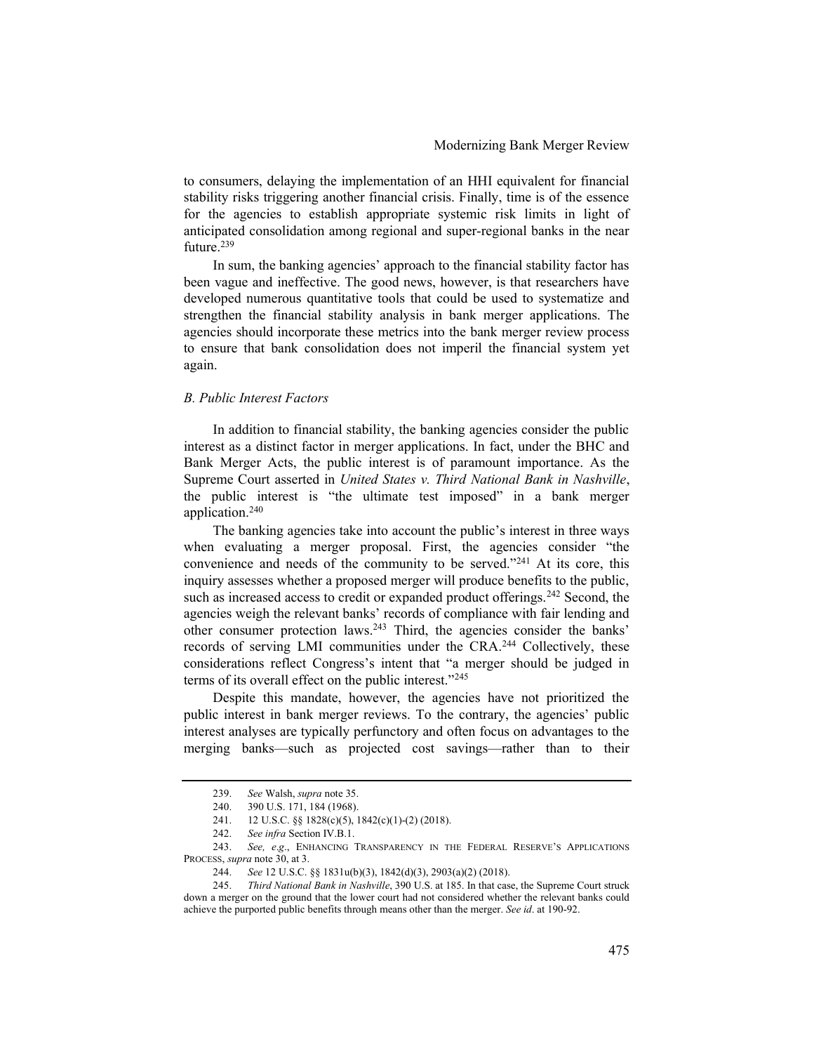to consumers, delaying the implementation of an HHI equivalent for financial stability risks triggering another financial crisis. Finally, time is of the essence for the agencies to establish appropriate systemic risk limits in light of anticipated consolidation among regional and super-regional banks in the near future.[239]

In sum, the banking agencies' approach to the financial stability factor has been vague and ineffective. The good news, however, is that researchers have developed numerous quantitative tools that could be used to systematize and strengthen the financial stability analysis in bank merger applications. The agencies should incorporate these metrics into the bank merger review process to ensure that bank consolidation does not imperil the financial system yet again.

### *B. Public Interest Factors*

In addition to financial stability, the banking agencies consider the public interest as a distinct factor in merger applications. In fact, under the BHC and Bank Merger Acts, the public interest is of paramount importance. As the Supreme Court asserted in *United States v. Third National Bank in Nashville*, the public interest is "the ultimate test imposed" in a bank merger application.[240]

The banking agencies take into account the public's interest in three ways when evaluating a merger proposal. First, the agencies consider "the convenience and needs of the community to be served."[241] At its core, this inquiry assesses whether a proposed merger will produce benefits to the public, such as increased access to credit or expanded product offerings.[242] Second, the agencies weigh the relevant banks' records of compliance with fair lending and other consumer protection laws.[243] Third, the agencies consider the banks' records of serving LMI communities under the CRA.[244] Collectively, these considerations reflect Congress's intent that "a merger should be judged in terms of its overall effect on the public interest."[245]

Despite this mandate, however, the agencies have not prioritized the public interest in bank merger reviews. To the contrary, the agencies' public interest analyses are typically perfunctory and often focus on advantages to the merging banks—such as projected cost savings—rather than to their

---

239. *See* Walsh, *supra* note 35.

240. 390 U.S. 171, 184 (1968).

241. 12 U.S.C. §§ 1828(c)(5), 1842(c)(1)-(2) (2018).

242. *See infra* Section IV.B.1.

243. *See, e.g.*, ENHANCING TRANSPARENCY IN THE FEDERAL RESERVE'S APPLICATIONS PROCESS, *supra* note 30, at 3.

244. *See* 12 U.S.C. §§ 1831u(b)(3), 1842(d)(3), 2903(a)(2) (2018).

245. *Third National Bank in Nashville*, 390 U.S. at 185. In that case, the Supreme Court struck down a merger on the ground that the lower court had not considered whether the relevant banks could achieve the purported public benefits through means other than the merger. *See id*. at 190-92.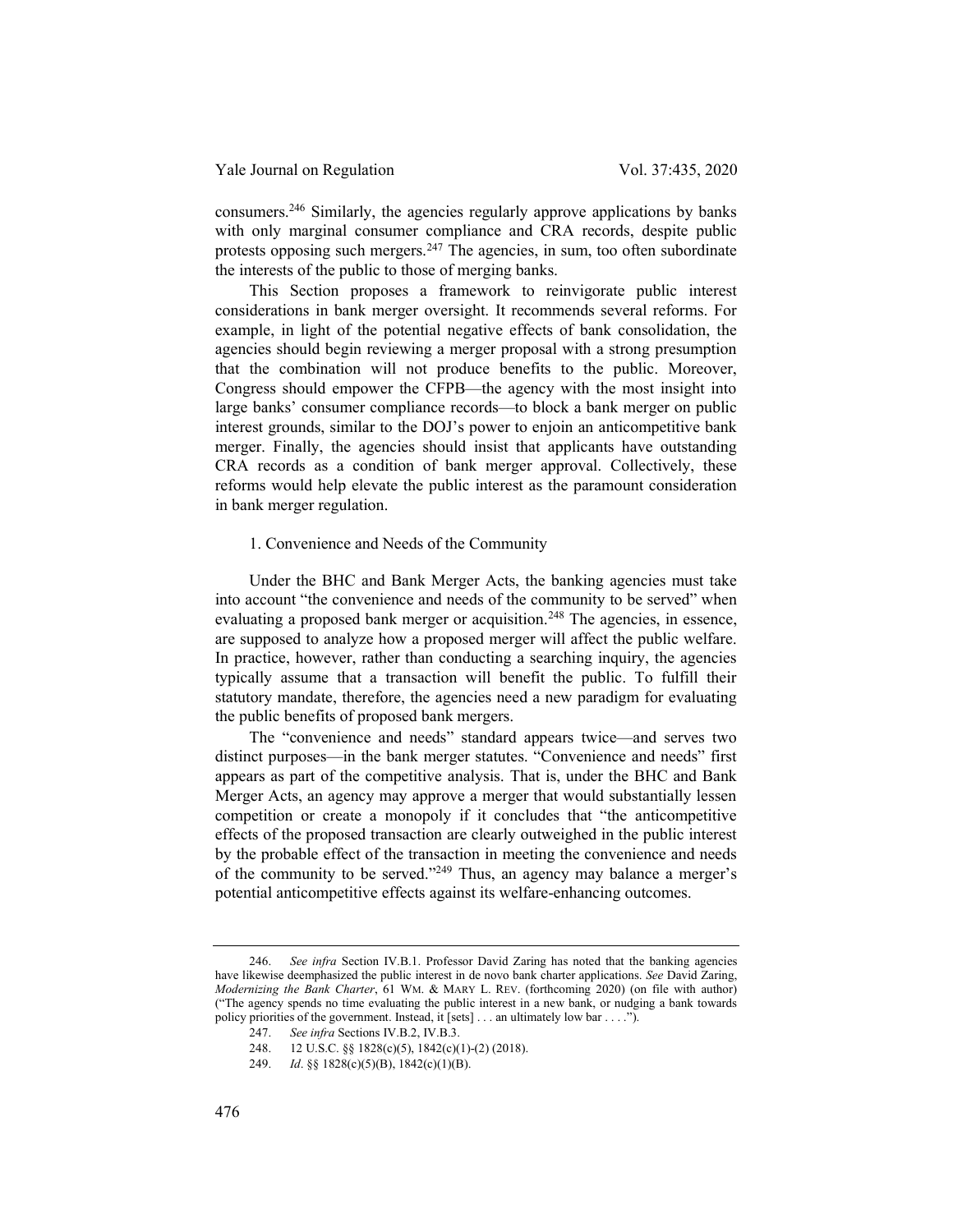consumers.[246] Similarly, the agencies regularly approve applications by banks with only marginal consumer compliance and CRA records, despite public protests opposing such mergers.[247] The agencies, in sum, too often subordinate the interests of the public to those of merging banks.

This Section proposes a framework to reinvigorate public interest considerations in bank merger oversight. It recommends several reforms. For example, in light of the potential negative effects of bank consolidation, the agencies should begin reviewing a merger proposal with a strong presumption that the combination will not produce benefits to the public. Moreover, Congress should empower the CFPB—the agency with the most insight into large banks' consumer compliance records—to block a bank merger on public interest grounds, similar to the DOJ's power to enjoin an anticompetitive bank merger. Finally, the agencies should insist that applicants have outstanding CRA records as a condition of bank merger approval. Collectively, these reforms would help elevate the public interest as the paramount consideration in bank merger regulation.

### 1. Convenience and Needs of the Community

Under the BHC and Bank Merger Acts, the banking agencies must take into account "the convenience and needs of the community to be served" when evaluating a proposed bank merger or acquisition.[248] The agencies, in essence, are supposed to analyze how a proposed merger will affect the public welfare. In practice, however, rather than conducting a searching inquiry, the agencies typically assume that a transaction will benefit the public. To fulfill their statutory mandate, therefore, the agencies need a new paradigm for evaluating the public benefits of proposed bank mergers.

The "convenience and needs" standard appears twice—and serves two distinct purposes—in the bank merger statutes. "Convenience and needs" first appears as part of the competitive analysis. That is, under the BHC and Bank Merger Acts, an agency may approve a merger that would substantially lessen competition or create a monopoly if it concludes that "the anticompetitive effects of the proposed transaction are clearly outweighed in the public interest by the probable effect of the transaction in meeting the convenience and needs of the community to be served."[249] Thus, an agency may balance a merger's potential anticompetitive effects against its welfare-enhancing outcomes.

---

246. *See infra* Section IV.B.1. Professor David Zaring has noted that the banking agencies have likewise deemphasized the public interest in de novo bank charter applications. *See* David Zaring, *Modernizing the Bank Charter*, 61 WM. & MARY L. REV. (forthcoming 2020) (on file with author) ("The agency spends no time evaluating the public interest in a new bank, or nudging a bank towards policy priorities of the government. Instead, it [sets] . . . an ultimately low bar . . . .").

247. *See infra* Sections IV.B.2, IV.B.3.

248. 12 U.S.C. §§ 1828(c)(5), 1842(c)(1)-(2) (2018).

249. *Id*. §§ 1828(c)(5)(B), 1842(c)(1)(B).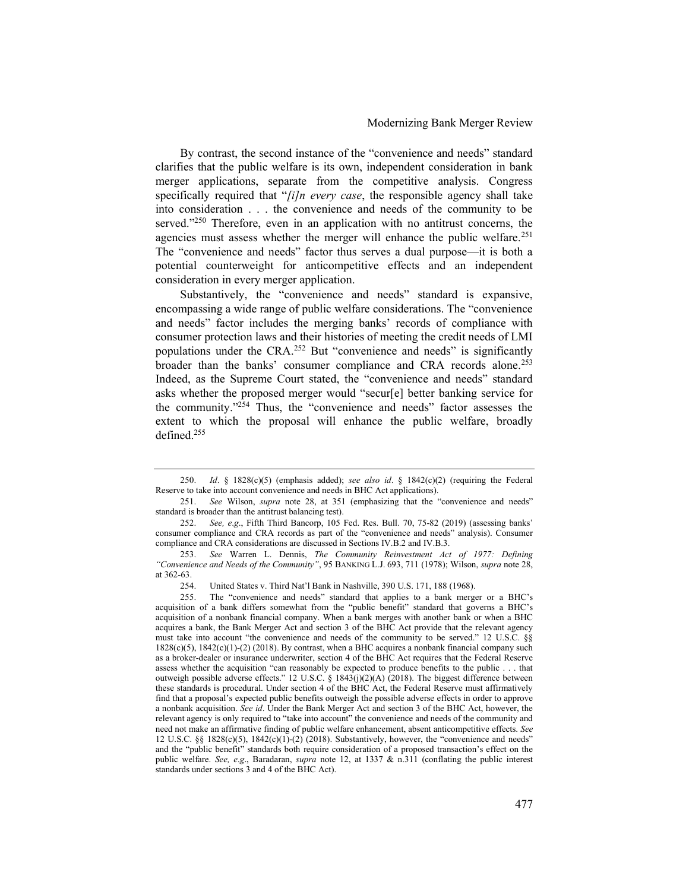By contrast, the second instance of the "convenience and needs" standard clarifies that the public welfare is its own, independent consideration in bank merger applications, separate from the competitive analysis. Congress specifically required that "*[i]n every case*, the responsible agency shall take into consideration . . . the convenience and needs of the community to be served."[250] Therefore, even in an application with no antitrust concerns, the agencies must assess whether the merger will enhance the public welfare.[251] The "convenience and needs" factor thus serves a dual purpose—it is both a potential counterweight for anticompetitive effects and an independent consideration in every merger application.

Substantively, the "convenience and needs" standard is expansive, encompassing a wide range of public welfare considerations. The "convenience and needs" factor includes the merging banks' records of compliance with consumer protection laws and their histories of meeting the credit needs of LMI populations under the CRA.[252] But "convenience and needs" is significantly broader than the banks' consumer compliance and CRA records alone.[253] Indeed, as the Supreme Court stated, the "convenience and needs" standard asks whether the proposed merger would "secur[e] better banking service for the community."[254] Thus, the "convenience and needs" factor assesses the extent to which the proposal will enhance the public welfare, broadly defined.[255]

---

250. *Id*. § 1828(c)(5) (emphasis added); *see also id*. § 1842(c)(2) (requiring the Federal Reserve to take into account convenience and needs in BHC Act applications).

251. *See* Wilson, *supra* note 28, at 351 (emphasizing that the "convenience and needs" standard is broader than the antitrust balancing test).

252. *See, e.g*., Fifth Third Bancorp, 105 Fed. Res. Bull. 70, 75-82 (2019) (assessing banks' consumer compliance and CRA records as part of the "convenience and needs" analysis). Consumer compliance and CRA considerations are discussed in Sections IV.B.2 and IV.B.3.

253. *See* Warren L. Dennis, *The Community Reinvestment Act of 1977: Defining "Convenience and Needs of the Community"*, 95 BANKING L.J. 693, 711 (1978); Wilson, *supra* note 28, at 362-63.

254. United States v. Third Nat'l Bank in Nashville, 390 U.S. 171, 188 (1968).

255. The "convenience and needs" standard that applies to a bank merger or a BHC's acquisition of a bank differs somewhat from the "public benefit" standard that governs a BHC's acquisition of a nonbank financial company. When a bank merges with another bank or when a BHC acquires a bank, the Bank Merger Act and section 3 of the BHC Act provide that the relevant agency must take into account "the convenience and needs of the community to be served." 12 U.S.C. §§ 1828(c)(5), 1842(c)(1)-(2) (2018). By contrast, when a BHC acquires a nonbank financial company such as a broker-dealer or insurance underwriter, section 4 of the BHC Act requires that the Federal Reserve assess whether the acquisition "can reasonably be expected to produce benefits to the public . . . that outweigh possible adverse effects." 12 U.S.C. § 1843(j)(2)(A) (2018). The biggest difference between these standards is procedural. Under section 4 of the BHC Act, the Federal Reserve must affirmatively find that a proposal's expected public benefits outweigh the possible adverse effects in order to approve a nonbank acquisition. *See id*. Under the Bank Merger Act and section 3 of the BHC Act, however, the relevant agency is only required to "take into account" the convenience and needs of the community and need not make an affirmative finding of public welfare enhancement, absent anticompetitive effects. *See* 12 U.S.C. §§ 1828(c)(5), 1842(c)(1)-(2) (2018). Substantively, however, the "convenience and needs" and the "public benefit" standards both require consideration of a proposed transaction's effect on the public welfare. *See, e.g*., Baradaran, *supra* note 12, at 1337 & n.311 (conflating the public interest standards under sections 3 and 4 of the BHC Act).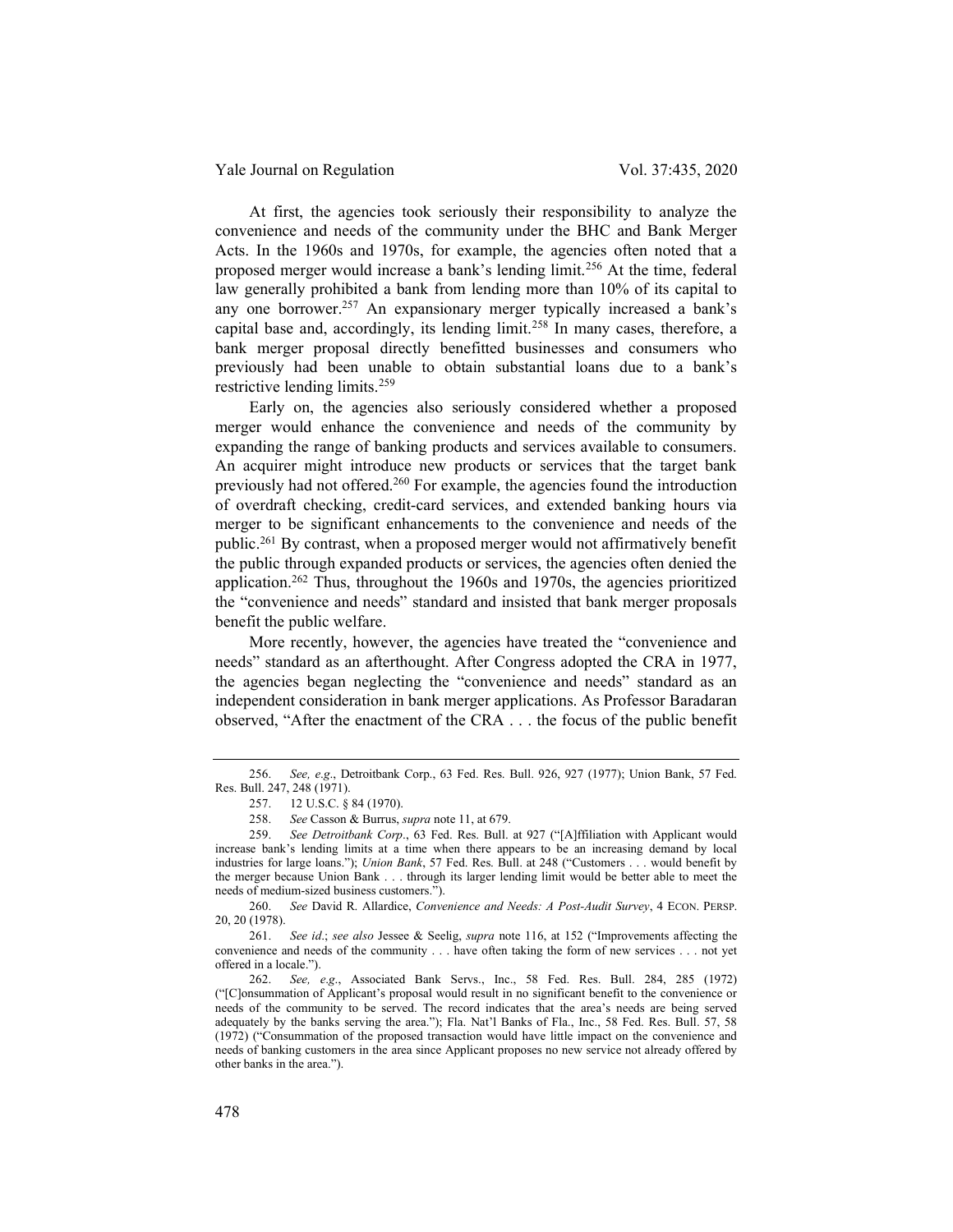At first, the agencies took seriously their responsibility to analyze the convenience and needs of the community under the BHC and Bank Merger Acts. In the 1960s and 1970s, for example, the agencies often noted that a proposed merger would increase a bank's lending limit.[256] At the time, federal law generally prohibited a bank from lending more than 10% of its capital to any one borrower.[257] An expansionary merger typically increased a bank's capital base and, accordingly, its lending limit.[258] In many cases, therefore, a bank merger proposal directly benefitted businesses and consumers who previously had been unable to obtain substantial loans due to a bank's restrictive lending limits.[259]

Early on, the agencies also seriously considered whether a proposed merger would enhance the convenience and needs of the community by expanding the range of banking products and services available to consumers. An acquirer might introduce new products or services that the target bank previously had not offered.[260] For example, the agencies found the introduction of overdraft checking, credit-card services, and extended banking hours via merger to be significant enhancements to the convenience and needs of the public.[261] By contrast, when a proposed merger would not affirmatively benefit the public through expanded products or services, the agencies often denied the application.[262] Thus, throughout the 1960s and 1970s, the agencies prioritized the "convenience and needs" standard and insisted that bank merger proposals benefit the public welfare.

More recently, however, the agencies have treated the "convenience and needs" standard as an afterthought. After Congress adopted the CRA in 1977, the agencies began neglecting the "convenience and needs" standard as an independent consideration in bank merger applications. As Professor Baradaran observed, "After the enactment of the CRA . . . the focus of the public benefit

---

256. *See, e.g.*, Detroitbank Corp., 63 Fed. Res. Bull. 926, 927 (1977); Union Bank, 57 Fed. Res. Bull. 247, 248 (1971).

257. 12 U.S.C. § 84 (1970).

258. *See* Casson & Burrus, *supra* note 11, at 679.

259. *See Detroitbank Corp.*, 63 Fed. Res. Bull. at 927 ("[A]ffiliation with Applicant would increase bank's lending limits at a time when there appears to be an increasing demand by local industries for large loans."); *Union Bank*, 57 Fed. Res. Bull. at 248 ("Customers . . . would benefit by the merger because Union Bank . . . through its larger lending limit would be better able to meet the needs of medium-sized business customers.").

260. *See* David R. Allardice, *Convenience and Needs: A Post-Audit Survey*, 4 ECON. PERSP. 20, 20 (1978).

261. *See id.*; *see also* Jessee & Seelig, *supra* note 116, at 152 ("Improvements affecting the convenience and needs of the community . . . have often taking the form of new services . . . not yet offered in a locale.").

262. *See, e.g.*, Associated Bank Servs., Inc., 58 Fed. Res. Bull. 284, 285 (1972) ("[C]onsummation of Applicant's proposal would result in no significant benefit to the convenience or needs of the community to be served. The record indicates that the area's needs are being served adequately by the banks serving the area."); Fla. Nat'l Banks of Fla., Inc., 58 Fed. Res. Bull. 57, 58 (1972) ("Consummation of the proposed transaction would have little impact on the convenience and needs of banking customers in the area since Applicant proposes no new service not already offered by other banks in the area.").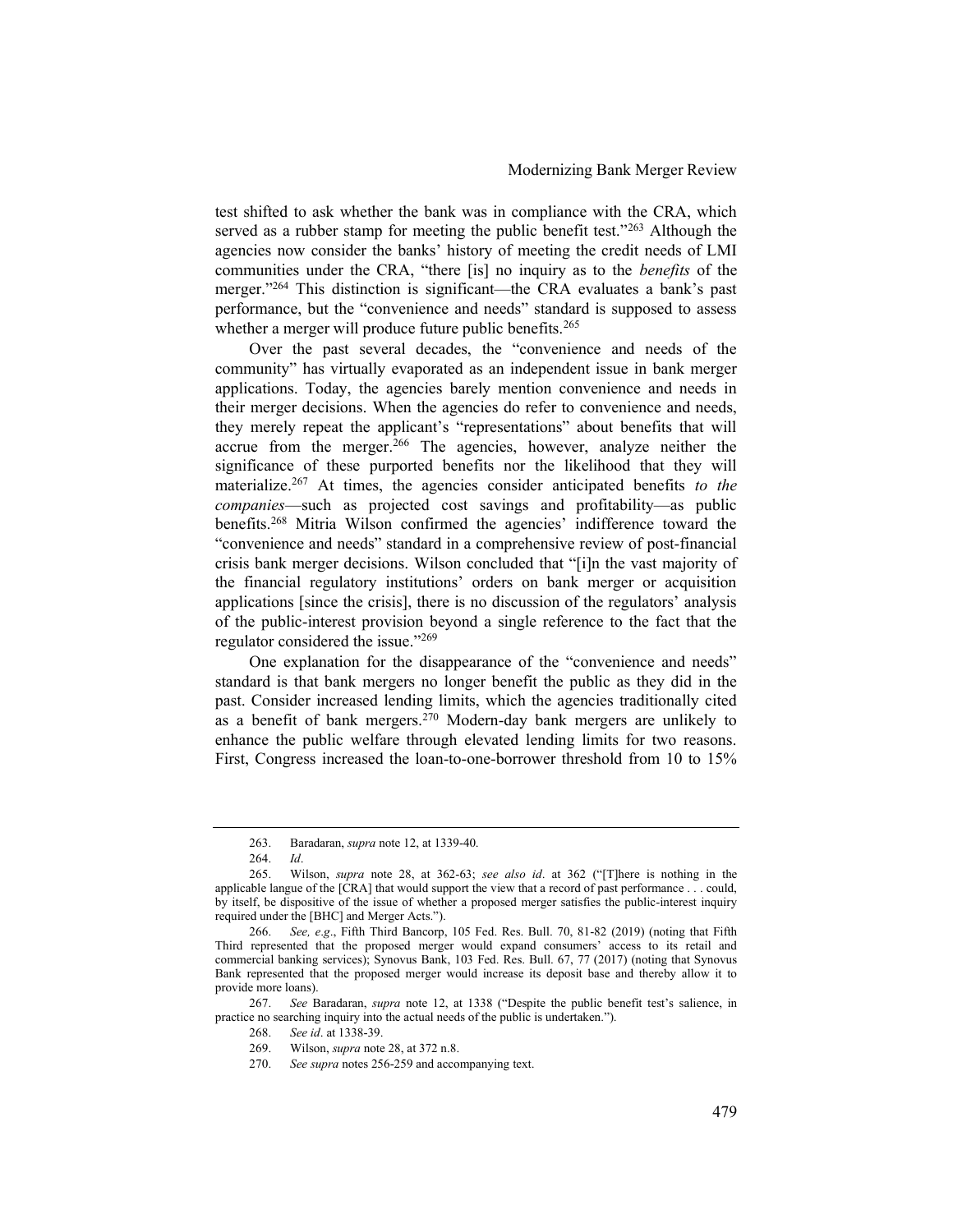test shifted to ask whether the bank was in compliance with the CRA, which served as a rubber stamp for meeting the public benefit test."[263] Although the agencies now consider the banks' history of meeting the credit needs of LMI communities under the CRA, "there [is] no inquiry as to the *benefits* of the merger."[264] This distinction is significant—the CRA evaluates a bank's past performance, but the "convenience and needs" standard is supposed to assess whether a merger will produce future public benefits.[265]

Over the past several decades, the "convenience and needs of the community" has virtually evaporated as an independent issue in bank merger applications. Today, the agencies barely mention convenience and needs in their merger decisions. When the agencies do refer to convenience and needs, they merely repeat the applicant's "representations" about benefits that will accrue from the merger.[266] The agencies, however, analyze neither the significance of these purported benefits nor the likelihood that they will materialize.[267] At times, the agencies consider anticipated benefits *to the companies*—such as projected cost savings and profitability—as public benefits.[268] Mitria Wilson confirmed the agencies' indifference toward the "convenience and needs" standard in a comprehensive review of post-financial crisis bank merger decisions. Wilson concluded that "[i]n the vast majority of the financial regulatory institutions' orders on bank merger or acquisition applications [since the crisis], there is no discussion of the regulators' analysis of the public-interest provision beyond a single reference to the fact that the regulator considered the issue."[269]

One explanation for the disappearance of the "convenience and needs" standard is that bank mergers no longer benefit the public as they did in the past. Consider increased lending limits, which the agencies traditionally cited as a benefit of bank mergers.[270] Modern-day bank mergers are unlikely to enhance the public welfare through elevated lending limits for two reasons. First, Congress increased the loan-to-one-borrower threshold from 10 to 15%

---

263. Baradaran, *supra* note 12, at 1339-40.

264. *Id*.

265. Wilson, *supra* note 28, at 362-63; *see also id*. at 362 ("[T]here is nothing in the applicable langue of the [CRA] that would support the view that a record of past performance . . . could, by itself, be dispositive of the issue of whether a proposed merger satisfies the public-interest inquiry required under the [BHC] and Merger Acts.").

266. *See, e.g*., Fifth Third Bancorp, 105 Fed. Res. Bull. 70, 81-82 (2019) (noting that Fifth Third represented that the proposed merger would expand consumers' access to its retail and commercial banking services); Synovus Bank, 103 Fed. Res. Bull. 67, 77 (2017) (noting that Synovus Bank represented that the proposed merger would increase its deposit base and thereby allow it to provide more loans).

267. *See* Baradaran, *supra* note 12, at 1338 ("Despite the public benefit test's salience, in practice no searching inquiry into the actual needs of the public is undertaken.").

268. *See id*. at 1338-39.

269. Wilson, *supra* note 28, at 372 n.8.

270. *See supra* notes 256-259 and accompanying text.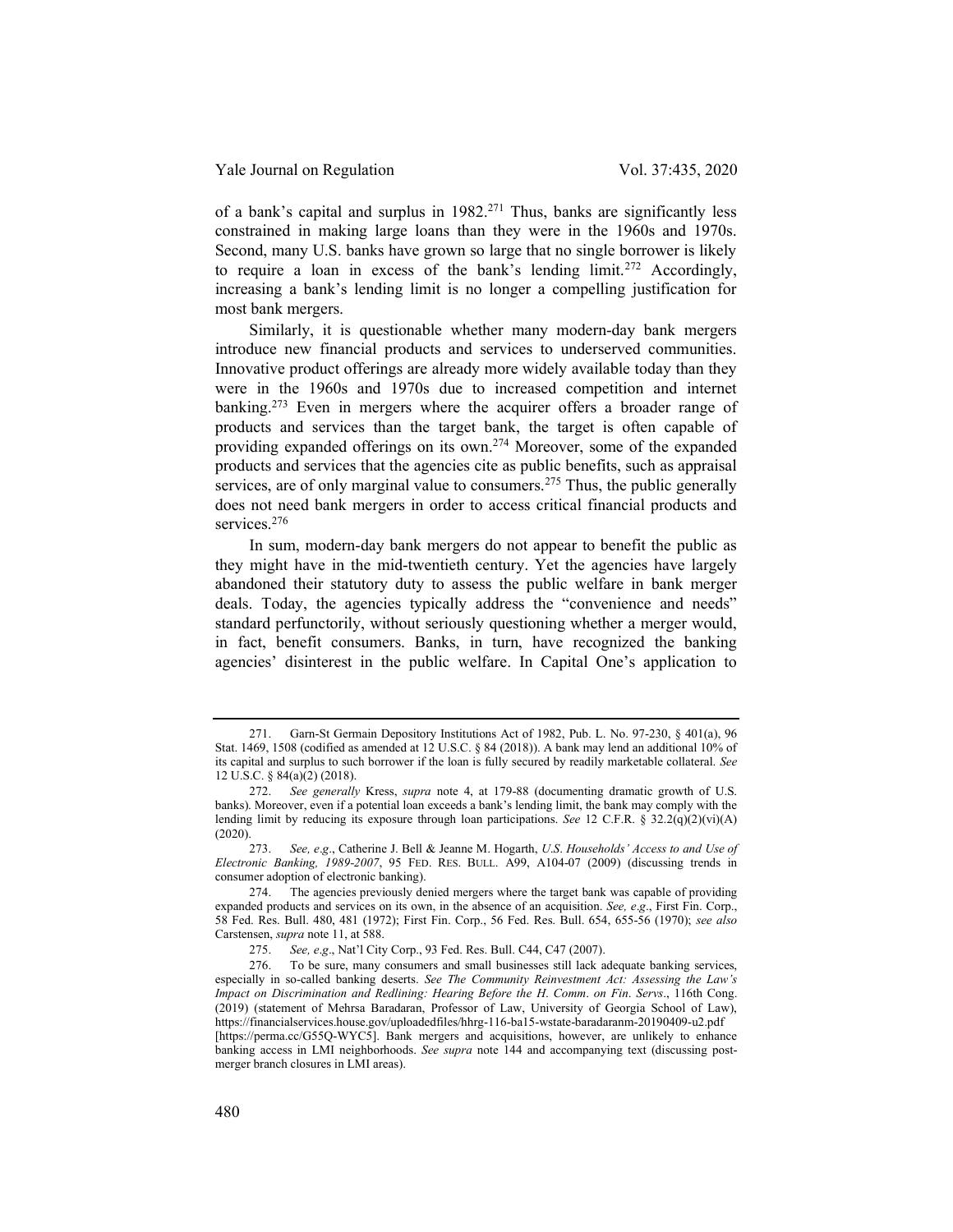of a bank's capital and surplus in 1982.[271] Thus, banks are significantly less constrained in making large loans than they were in the 1960s and 1970s. Second, many U.S. banks have grown so large that no single borrower is likely to require a loan in excess of the bank's lending limit.[272] Accordingly, increasing a bank's lending limit is no longer a compelling justification for most bank mergers.

Similarly, it is questionable whether many modern-day bank mergers introduce new financial products and services to underserved communities. Innovative product offerings are already more widely available today than they were in the 1960s and 1970s due to increased competition and internet banking.[273] Even in mergers where the acquirer offers a broader range of products and services than the target bank, the target is often capable of providing expanded offerings on its own.[274] Moreover, some of the expanded products and services that the agencies cite as public benefits, such as appraisal services, are of only marginal value to consumers.[275] Thus, the public generally does not need bank mergers in order to access critical financial products and services.[276]

In sum, modern-day bank mergers do not appear to benefit the public as they might have in the mid-twentieth century. Yet the agencies have largely abandoned their statutory duty to assess the public welfare in bank merger deals. Today, the agencies typically address the "convenience and needs" standard perfunctorily, without seriously questioning whether a merger would, in fact, benefit consumers. Banks, in turn, have recognized the banking agencies' disinterest in the public welfare. In Capital One's application to

---

271. Garn-St Germain Depository Institutions Act of 1982, Pub. L. No. 97-230, § 401(a), 96 Stat. 1469, 1508 (codified as amended at 12 U.S.C. § 84 (2018)). A bank may lend an additional 10% of its capital and surplus to such borrower if the loan is fully secured by readily marketable collateral. *See* 12 U.S.C. § 84(a)(2) (2018).

272. *See generally* Kress, *supra* note 4, at 179-88 (documenting dramatic growth of U.S. banks). Moreover, even if a potential loan exceeds a bank's lending limit, the bank may comply with the lending limit by reducing its exposure through loan participations. *See* 12 C.F.R. § 32.2(q)(2)(vi)(A) (2020).

273. *See, e.g.*, Catherine J. Bell & Jeanne M. Hogarth, *U.S. Households' Access to and Use of Electronic Banking, 1989-2007*, 95 FED. RES. BULL. A99, A104-07 (2009) (discussing trends in consumer adoption of electronic banking).

274. The agencies previously denied mergers where the target bank was capable of providing expanded products and services on its own, in the absence of an acquisition. *See, e.g.*, First Fin. Corp., 58 Fed. Res. Bull. 480, 481 (1972); First Fin. Corp., 56 Fed. Res. Bull. 654, 655-56 (1970); *see also* Carstensen, *supra* note 11, at 588.

275. *See, e.g.*, Nat'l City Corp., 93 Fed. Res. Bull. C44, C47 (2007).

276. To be sure, many consumers and small businesses still lack adequate banking services, especially in so-called banking deserts. *See The Community Reinvestment Act: Assessing the Law's Impact on Discrimination and Redlining: Hearing Before the H. Comm. on Fin. Servs.*, 116th Cong. (2019) (statement of Mehrsa Baradaran, Professor of Law, University of Georgia School of Law), https://financialservices.house.gov/uploadedfiles/hhrg-116-ba15-wstate-baradaranm-20190409-u2.pdf [https://perma.cc/G55Q-WYC5]. Bank mergers and acquisitions, however, are unlikely to enhance banking access in LMI neighborhoods. *See supra* note 144 and accompanying text (discussing post-merger branch closures in LMI areas).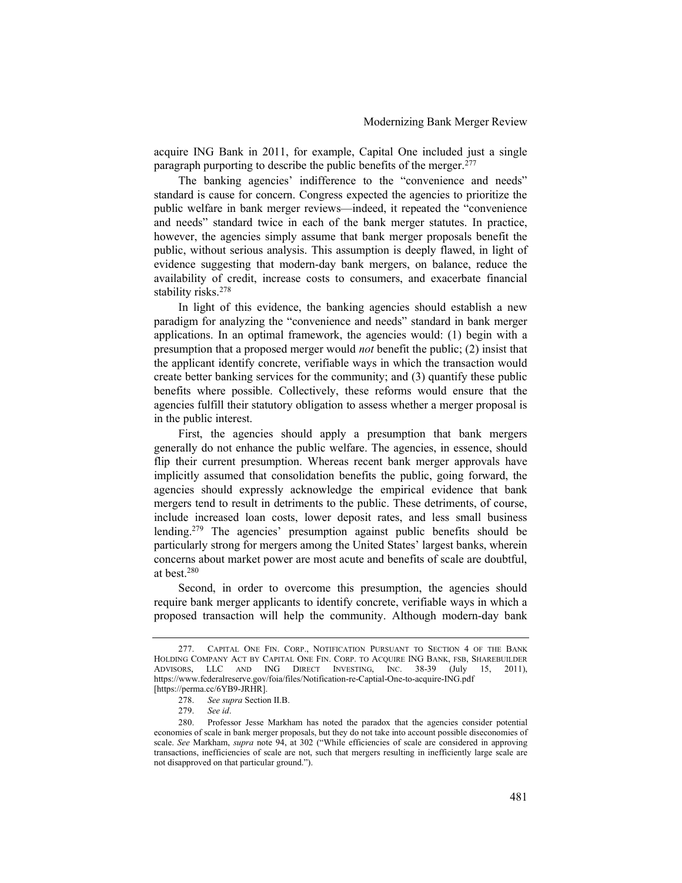acquire ING Bank in 2011, for example, Capital One included just a single paragraph purporting to describe the public benefits of the merger.[277]

The banking agencies' indifference to the "convenience and needs" standard is cause for concern. Congress expected the agencies to prioritize the public welfare in bank merger reviews—indeed, it repeated the "convenience and needs" standard twice in each of the bank merger statutes. In practice, however, the agencies simply assume that bank merger proposals benefit the public, without serious analysis. This assumption is deeply flawed, in light of evidence suggesting that modern-day bank mergers, on balance, reduce the availability of credit, increase costs to consumers, and exacerbate financial stability risks.[278]

In light of this evidence, the banking agencies should establish a new paradigm for analyzing the "convenience and needs" standard in bank merger applications. In an optimal framework, the agencies would: (1) begin with a presumption that a proposed merger would *not* benefit the public; (2) insist that the applicant identify concrete, verifiable ways in which the transaction would create better banking services for the community; and (3) quantify these public benefits where possible. Collectively, these reforms would ensure that the agencies fulfill their statutory obligation to assess whether a merger proposal is in the public interest.

First, the agencies should apply a presumption that bank mergers generally do not enhance the public welfare. The agencies, in essence, should flip their current presumption. Whereas recent bank merger approvals have implicitly assumed that consolidation benefits the public, going forward, the agencies should expressly acknowledge the empirical evidence that bank mergers tend to result in detriments to the public. These detriments, of course, include increased loan costs, lower deposit rates, and less small business lending.[279] The agencies' presumption against public benefits should be particularly strong for mergers among the United States' largest banks, wherein concerns about market power are most acute and benefits of scale are doubtful, at best.[280]

Second, in order to overcome this presumption, the agencies should require bank merger applicants to identify concrete, verifiable ways in which a proposed transaction will help the community. Although modern-day bank

---

277. CAPITAL ONE FIN. CORP., NOTIFICATION PURSUANT TO SECTION 4 OF THE BANK HOLDING COMPANY ACT BY CAPITAL ONE FIN. CORP. TO ACQUIRE ING BANK, FSB, SHAREBUILDER ADVISORS, LLC AND ING DIRECT INVESTING, INC. 38-39 (July 15, 2011), https://www.federalreserve.gov/foia/files/Notification-re-Captial-One-to-acquire-ING.pdf [https://perma.cc/6YB9-JRHR].

278. *See supra* Section II.B.

279. *See id*.

280. Professor Jesse Markham has noted the paradox that the agencies consider potential economies of scale in bank merger proposals, but they do not take into account possible diseconomies of scale. *See* Markham, *supra* note 94, at 302 ("While efficiencies of scale are considered in approving transactions, inefficiencies of scale are not, such that mergers resulting in inefficiently large scale are not disapproved on that particular ground.").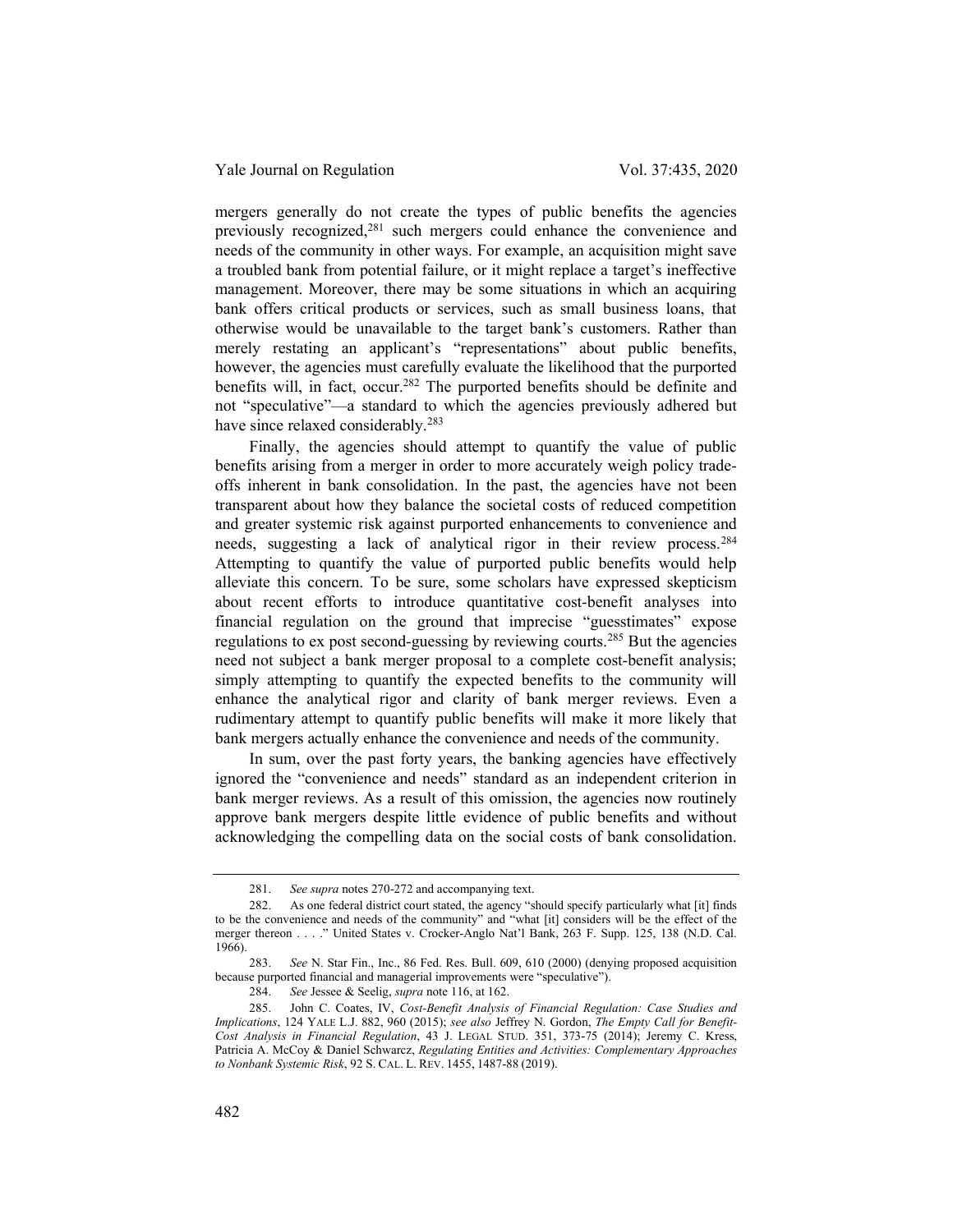mergers generally do not create the types of public benefits the agencies previously recognized,[281] such mergers could enhance the convenience and needs of the community in other ways. For example, an acquisition might save a troubled bank from potential failure, or it might replace a target's ineffective management. Moreover, there may be some situations in which an acquiring bank offers critical products or services, such as small business loans, that otherwise would be unavailable to the target bank's customers. Rather than merely restating an applicant's "representations" about public benefits, however, the agencies must carefully evaluate the likelihood that the purported benefits will, in fact, occur.[282] The purported benefits should be definite and not "speculative"—a standard to which the agencies previously adhered but have since relaxed considerably.[283]

Finally, the agencies should attempt to quantify the value of public benefits arising from a merger in order to more accurately weigh policy trade-offs inherent in bank consolidation. In the past, the agencies have not been transparent about how they balance the societal costs of reduced competition and greater systemic risk against purported enhancements to convenience and needs, suggesting a lack of analytical rigor in their review process.[284] Attempting to quantify the value of purported public benefits would help alleviate this concern. To be sure, some scholars have expressed skepticism about recent efforts to introduce quantitative cost-benefit analyses into financial regulation on the ground that imprecise "guesstimates" expose regulations to ex post second-guessing by reviewing courts.[285] But the agencies need not subject a bank merger proposal to a complete cost-benefit analysis; simply attempting to quantify the expected benefits to the community will enhance the analytical rigor and clarity of bank merger reviews. Even a rudimentary attempt to quantify public benefits will make it more likely that bank mergers actually enhance the convenience and needs of the community.

In sum, over the past forty years, the banking agencies have effectively ignored the "convenience and needs" standard as an independent criterion in bank merger reviews. As a result of this omission, the agencies now routinely approve bank mergers despite little evidence of public benefits and without acknowledging the compelling data on the social costs of bank consolidation.

---

281. *See supra* notes 270-272 and accompanying text.

282. As one federal district court stated, the agency "should specify particularly what [it] finds to be the convenience and needs of the community" and "what [it] considers will be the effect of the merger thereon . . . ." United States v. Crocker-Anglo Nat'l Bank, 263 F. Supp. 125, 138 (N.D. Cal. 1966).

283. *See* N. Star Fin., Inc., 86 Fed. Res. Bull. 609, 610 (2000) (denying proposed acquisition because purported financial and managerial improvements were "speculative").

284. *See* Jessee & Seelig, *supra* note 116, at 162.

285. John C. Coates, IV, *Cost-Benefit Analysis of Financial Regulation: Case Studies and Implications*, 124 YALE L.J. 882, 960 (2015); *see also* Jeffrey N. Gordon, *The Empty Call for Benefit-Cost Analysis in Financial Regulation*, 43 J. LEGAL STUD. 351, 373-75 (2014); Jeremy C. Kress, Patricia A. McCoy & Daniel Schwarcz, *Regulating Entities and Activities: Complementary Approaches to Nonbank Systemic Risk*, 92 S. CAL. L. REV. 1455, 1487-88 (2019).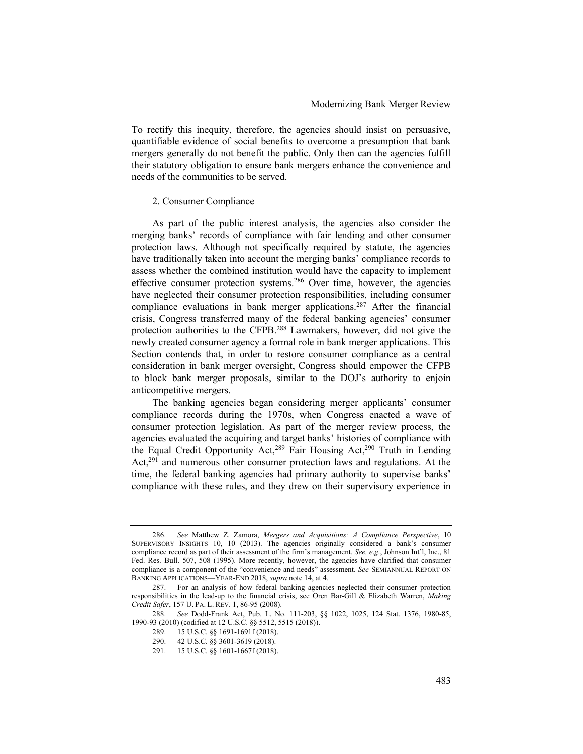To rectify this inequity, therefore, the agencies should insist on persuasive, quantifiable evidence of social benefits to overcome a presumption that bank mergers generally do not benefit the public. Only then can the agencies fulfill their statutory obligation to ensure bank mergers enhance the convenience and needs of the communities to be served.

### 2. Consumer Compliance

As part of the public interest analysis, the agencies also consider the merging banks' records of compliance with fair lending and other consumer protection laws. Although not specifically required by statute, the agencies have traditionally taken into account the merging banks' compliance records to assess whether the combined institution would have the capacity to implement effective consumer protection systems.[286] Over time, however, the agencies have neglected their consumer protection responsibilities, including consumer compliance evaluations in bank merger applications.[287] After the financial crisis, Congress transferred many of the federal banking agencies' consumer protection authorities to the CFPB.[288] Lawmakers, however, did not give the newly created consumer agency a formal role in bank merger applications. This Section contends that, in order to restore consumer compliance as a central consideration in bank merger oversight, Congress should empower the CFPB to block bank merger proposals, similar to the DOJ's authority to enjoin anticompetitive mergers.

The banking agencies began considering merger applicants' consumer compliance records during the 1970s, when Congress enacted a wave of consumer protection legislation. As part of the merger review process, the agencies evaluated the acquiring and target banks' histories of compliance with the Equal Credit Opportunity Act,[289] Fair Housing Act,[290] Truth in Lending Act,[291] and numerous other consumer protection laws and regulations. At the time, the federal banking agencies had primary authority to supervise banks' compliance with these rules, and they drew on their supervisory experience in

---

286. *See* Matthew Z. Zamora, *Mergers and Acquisitions: A Compliance Perspective*, 10 SUPERVISORY INSIGHTS 10, 10 (2013). The agencies originally considered a bank's consumer compliance record as part of their assessment of the firm's management. *See, e.g.*, Johnson Int'l, Inc., 81 Fed. Res. Bull. 507, 508 (1995). More recently, however, the agencies have clarified that consumer compliance is a component of the "convenience and needs" assessment. *See* SEMIANNUAL REPORT ON BANKING APPLICATIONS—YEAR-END 2018, *supra* note 14, at 4.

287. For an analysis of how federal banking agencies neglected their consumer protection responsibilities in the lead-up to the financial crisis, see Oren Bar-Gill & Elizabeth Warren, *Making Credit Safer*, 157 U. PA. L. REV. 1, 86-95 (2008).

288. *See* Dodd-Frank Act, Pub. L. No. 111-203, §§ 1022, 1025, 124 Stat. 1376, 1980-85, 1990-93 (2010) (codified at 12 U.S.C. §§ 5512, 5515 (2018)).

289. 15 U.S.C. §§ 1691-1691f (2018).

290. 42 U.S.C. §§ 3601-3619 (2018).

291. 15 U.S.C. §§ 1601-1667f (2018).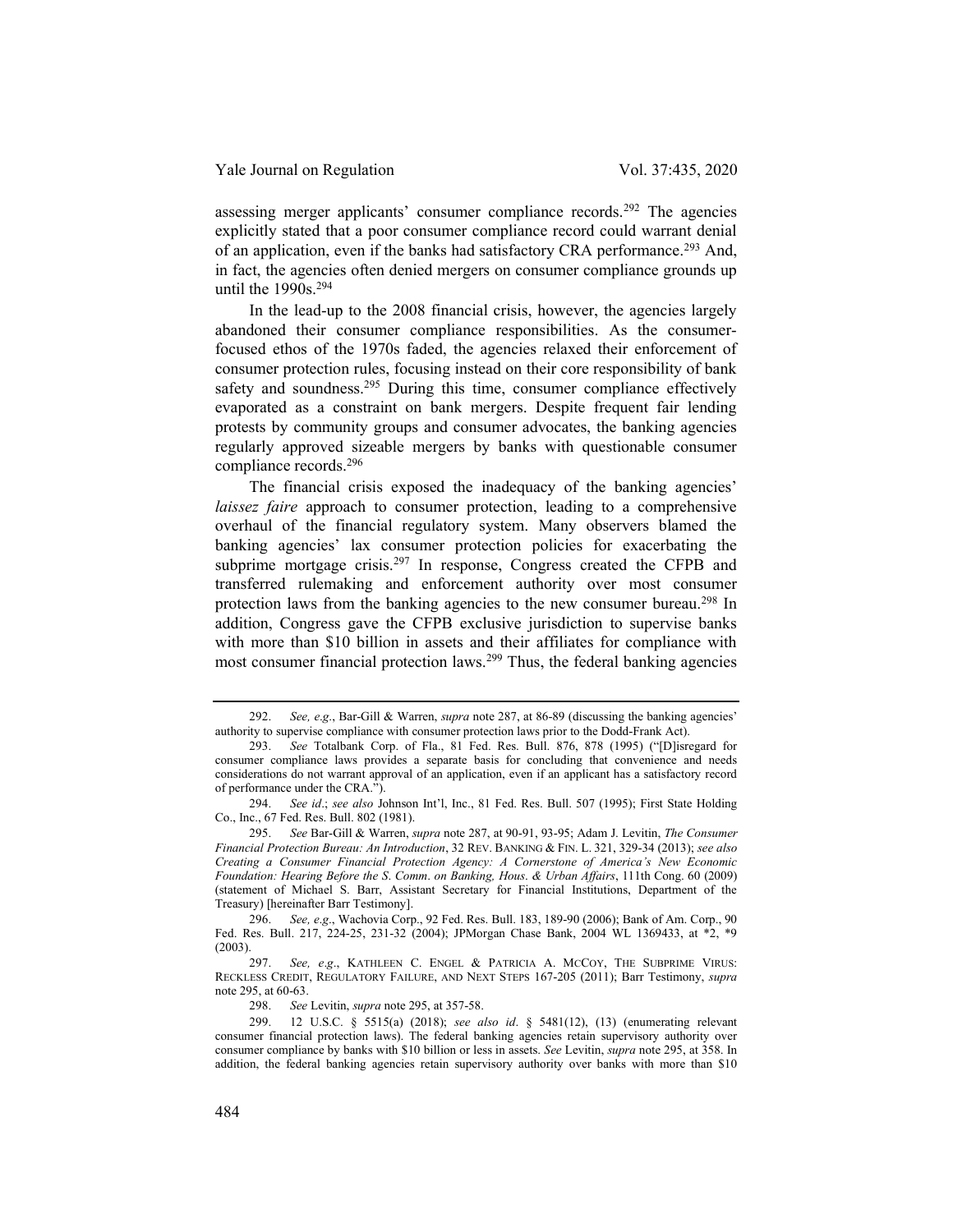assessing merger applicants' consumer compliance records.[292] The agencies explicitly stated that a poor consumer compliance record could warrant denial of an application, even if the banks had satisfactory CRA performance.[293] And, in fact, the agencies often denied mergers on consumer compliance grounds up until the 1990s.[294]

In the lead-up to the 2008 financial crisis, however, the agencies largely abandoned their consumer compliance responsibilities. As the consumer-focused ethos of the 1970s faded, the agencies relaxed their enforcement of consumer protection rules, focusing instead on their core responsibility of bank safety and soundness.[295] During this time, consumer compliance effectively evaporated as a constraint on bank mergers. Despite frequent fair lending protests by community groups and consumer advocates, the banking agencies regularly approved sizeable mergers by banks with questionable consumer compliance records.[296]

The financial crisis exposed the inadequacy of the banking agencies' *laissez faire* approach to consumer protection, leading to a comprehensive overhaul of the financial regulatory system. Many observers blamed the banking agencies' lax consumer protection policies for exacerbating the subprime mortgage crisis.[297] In response, Congress created the CFPB and transferred rulemaking and enforcement authority over most consumer protection laws from the banking agencies to the new consumer bureau.[298] In addition, Congress gave the CFPB exclusive jurisdiction to supervise banks with more than $10 billion in assets and their affiliates for compliance with most consumer financial protection laws.[299] Thus, the federal banking agencies

---

292. *See, e.g.*, Bar-Gill & Warren, *supra* note 287, at 86-89 (discussing the banking agencies' authority to supervise compliance with consumer protection laws prior to the Dodd-Frank Act).

293. *See* Totalbank Corp. of Fla., 81 Fed. Res. Bull. 876, 878 (1995) ("[D]isregard for consumer compliance laws provides a separate basis for concluding that convenience and needs considerations do not warrant approval of an application, even if an applicant has a satisfactory record of performance under the CRA.").

294. *See id*.; *see also* Johnson Int'l, Inc., 81 Fed. Res. Bull. 507 (1995); First State Holding Co., Inc., 67 Fed. Res. Bull. 802 (1981).

295. *See* Bar-Gill & Warren, *supra* note 287, at 90-91, 93-95; Adam J. Levitin, *The Consumer Financial Protection Bureau: An Introduction*, 32 REV. BANKING & FIN. L. 321, 329-34 (2013); *see also Creating a Consumer Financial Protection Agency: A Cornerstone of America's New Economic Foundation: Hearing Before the S. Comm. on Banking, Hous. & Urban Affairs*, 111th Cong. 60 (2009) (statement of Michael S. Barr, Assistant Secretary for Financial Institutions, Department of the Treasury) [hereinafter Barr Testimony].

296. *See, e.g.*, Wachovia Corp., 92 Fed. Res. Bull. 183, 189-90 (2006); Bank of Am. Corp., 90 Fed. Res. Bull. 217, 224-25, 231-32 (2004); JPMorgan Chase Bank, 2004 WL 1369433, at *2, *9 (2003).

297. *See, e.g.*, KATHLEEN C. ENGEL & PATRICIA A. MCCOY, THE SUBPRIME VIRUS: RECKLESS CREDIT, REGULATORY FAILURE, AND NEXT STEPS 167-205 (2011); Barr Testimony, *supra* note 295, at 60-63.

298. *See* Levitin, *supra* note 295, at 357-58.

299. 12 U.S.C. § 5515(a) (2018); *see also id*. § 5481(12), (13) (enumerating relevant consumer financial protection laws). The federal banking agencies retain supervisory authority over consumer compliance by banks with $10 billion or less in assets. *See* Levitin, *supra* note 295, at 358. In addition, the federal banking agencies retain supervisory authority over banks with more than $10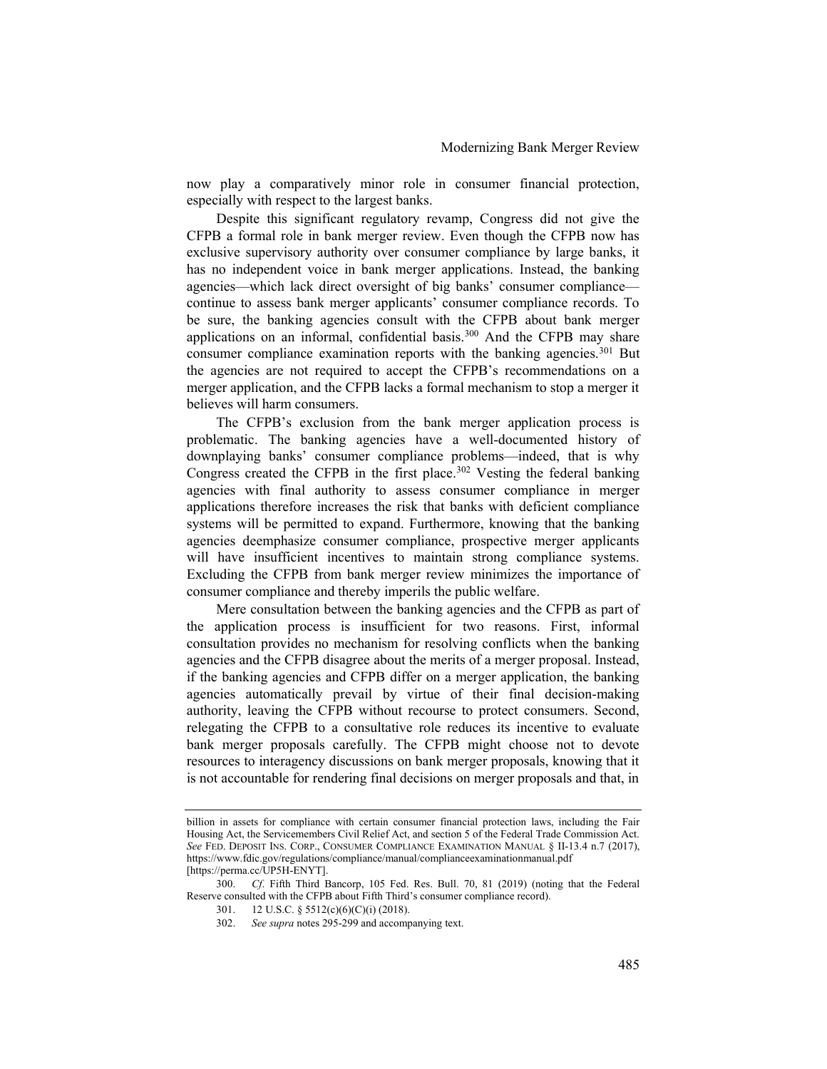now play a comparatively minor role in consumer financial protection, especially with respect to the largest banks.

Despite this significant regulatory revamp, Congress did not give the CFPB a formal role in bank merger review. Even though the CFPB now has exclusive supervisory authority over consumer compliance by large banks, it has no independent voice in bank merger applications. Instead, the banking agencies—which lack direct oversight of big banks' consumer compliance—continue to assess bank merger applicants' consumer compliance records. To be sure, the banking agencies consult with the CFPB about bank merger applications on an informal, confidential basis.[300] And the CFPB may share consumer compliance examination reports with the banking agencies.[301] But the agencies are not required to accept the CFPB's recommendations on a merger application, and the CFPB lacks a formal mechanism to stop a merger it believes will harm consumers.

The CFPB's exclusion from the bank merger application process is problematic. The banking agencies have a well-documented history of downplaying banks' consumer compliance problems—indeed, that is why Congress created the CFPB in the first place.[302] Vesting the federal banking agencies with final authority to assess consumer compliance in merger applications therefore increases the risk that banks with deficient compliance systems will be permitted to expand. Furthermore, knowing that the banking agencies deemphasize consumer compliance, prospective merger applicants will have insufficient incentives to maintain strong compliance systems. Excluding the CFPB from bank merger review minimizes the importance of consumer compliance and thereby imperils the public welfare.

Mere consultation between the banking agencies and the CFPB as part of the application process is insufficient for two reasons. First, informal consultation provides no mechanism for resolving conflicts when the banking agencies and the CFPB disagree about the merits of a merger proposal. Instead, if the banking agencies and CFPB differ on a merger application, the banking agencies automatically prevail by virtue of their final decision-making authority, leaving the CFPB without recourse to protect consumers. Second, relegating the CFPB to a consultative role reduces its incentive to evaluate bank merger proposals carefully. The CFPB might choose not to devote resources to interagency discussions on bank merger proposals, knowing that it is not accountable for rendering final decisions on merger proposals and that, in

---

billion in assets for compliance with certain consumer financial protection laws, including the Fair Housing Act, the Servicemembers Civil Relief Act, and section 5 of the Federal Trade Commission Act. *See* FED. DEPOSIT INS. CORP., CONSUMER COMPLIANCE EXAMINATION MANUAL § II-13.4 n.7 (2017), https://www.fdic.gov/regulations/compliance/manual/complianceexaminationmanual.pdf [https://perma.cc/UP5H-ENYT].

300. *Cf.* Fifth Third Bancorp, 105 Fed. Res. Bull. 70, 81 (2019) (noting that the Federal Reserve consulted with the CFPB about Fifth Third's consumer compliance record).

301. 12 U.S.C. § 5512(c)(6)(C)(i) (2018).

302. *See supra* notes 295-299 and accompanying text.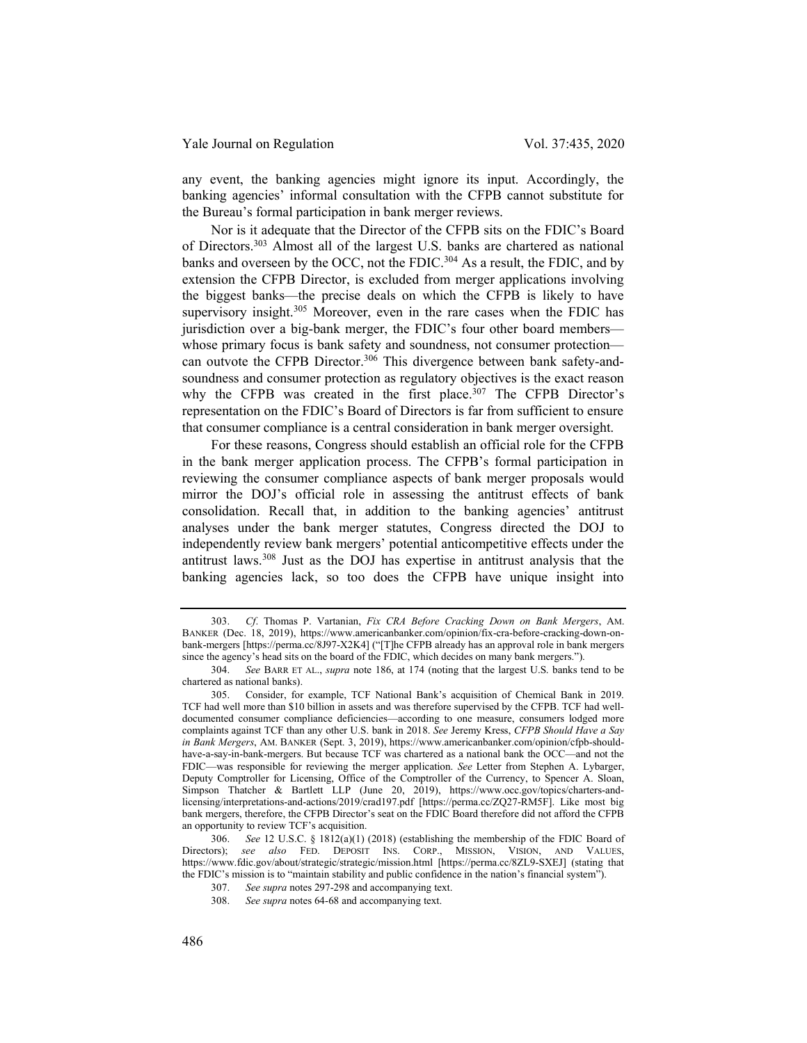any event, the banking agencies might ignore its input. Accordingly, the banking agencies' informal consultation with the CFPB cannot substitute for the Bureau's formal participation in bank merger reviews.

Nor is it adequate that the Director of the CFPB sits on the FDIC's Board of Directors.[303] Almost all of the largest U.S. banks are chartered as national banks and overseen by the OCC, not the FDIC.[304] As a result, the FDIC, and by extension the CFPB Director, is excluded from merger applications involving the biggest banks—the precise deals on which the CFPB is likely to have supervisory insight.[305] Moreover, even in the rare cases when the FDIC has jurisdiction over a big-bank merger, the FDIC's four other board members—whose primary focus is bank safety and soundness, not consumer protection—can outvote the CFPB Director.[306] This divergence between bank safety-and-soundness and consumer protection as regulatory objectives is the exact reason why the CFPB was created in the first place.[307] The CFPB Director's representation on the FDIC's Board of Directors is far from sufficient to ensure that consumer compliance is a central consideration in bank merger oversight.

For these reasons, Congress should establish an official role for the CFPB in the bank merger application process. The CFPB's formal participation in reviewing the consumer compliance aspects of bank merger proposals would mirror the DOJ's official role in assessing the antitrust effects of bank consolidation. Recall that, in addition to the banking agencies' antitrust analyses under the bank merger statutes, Congress directed the DOJ to independently review bank mergers' potential anticompetitive effects under the antitrust laws.[308] Just as the DOJ has expertise in antitrust analysis that the banking agencies lack, so too does the CFPB have unique insight into

---

303. *Cf.* Thomas P. Vartanian, *Fix CRA Before Cracking Down on Bank Mergers*, AM. BANKER (Dec. 18, 2019), https://www.americanbanker.com/opinion/fix-cra-before-cracking-down-on-bank-mergers [https://perma.cc/8J97-X2K4] ("[T]he CFPB already has an approval role in bank mergers since the agency's head sits on the board of the FDIC, which decides on many bank mergers.").

304. *See* BARR ET AL., *supra* note 186, at 174 (noting that the largest U.S. banks tend to be chartered as national banks).

305. Consider, for example, TCF National Bank's acquisition of Chemical Bank in 2019. TCF had well more than $10 billion in assets and was therefore supervised by the CFPB. TCF had well-documented consumer compliance deficiencies—according to one measure, consumers lodged more complaints against TCF than any other U.S. bank in 2018. *See* Jeremy Kress, *CFPB Should Have a Say in Bank Mergers*, AM. BANKER (Sept. 3, 2019), https://www.americanbanker.com/opinion/cfpb-should-have-a-say-in-bank-mergers. But because TCF was chartered as a national bank the OCC—and not the FDIC—was responsible for reviewing the merger application. *See* Letter from Stephen A. Lybarger, Deputy Comptroller for Licensing, Office of the Comptroller of the Currency, to Spencer A. Sloan, Simpson Thatcher & Bartlett LLP (June 20, 2019), https://www.occ.gov/topics/charters-and-licensing/interpretations-and-actions/2019/crad197.pdf [https://perma.cc/ZQ27-RM5F]. Like most big bank mergers, therefore, the CFPB Director's seat on the FDIC Board therefore did not afford the CFPB an opportunity to review TCF's acquisition.

306. *See* 12 U.S.C. § 1812(a)(1) (2018) (establishing the membership of the FDIC Board of Directors); *see also* FED. DEPOSIT INS. CORP., MISSION, VISION, AND VALUES, https://www.fdic.gov/about/strategic/strategic/mission.html [https://perma.cc/8ZL9-SXEJ] (stating that the FDIC's mission is to "maintain stability and public confidence in the nation's financial system").

307. *See supra* notes 297-298 and accompanying text.

308. *See supra* notes 64-68 and accompanying text.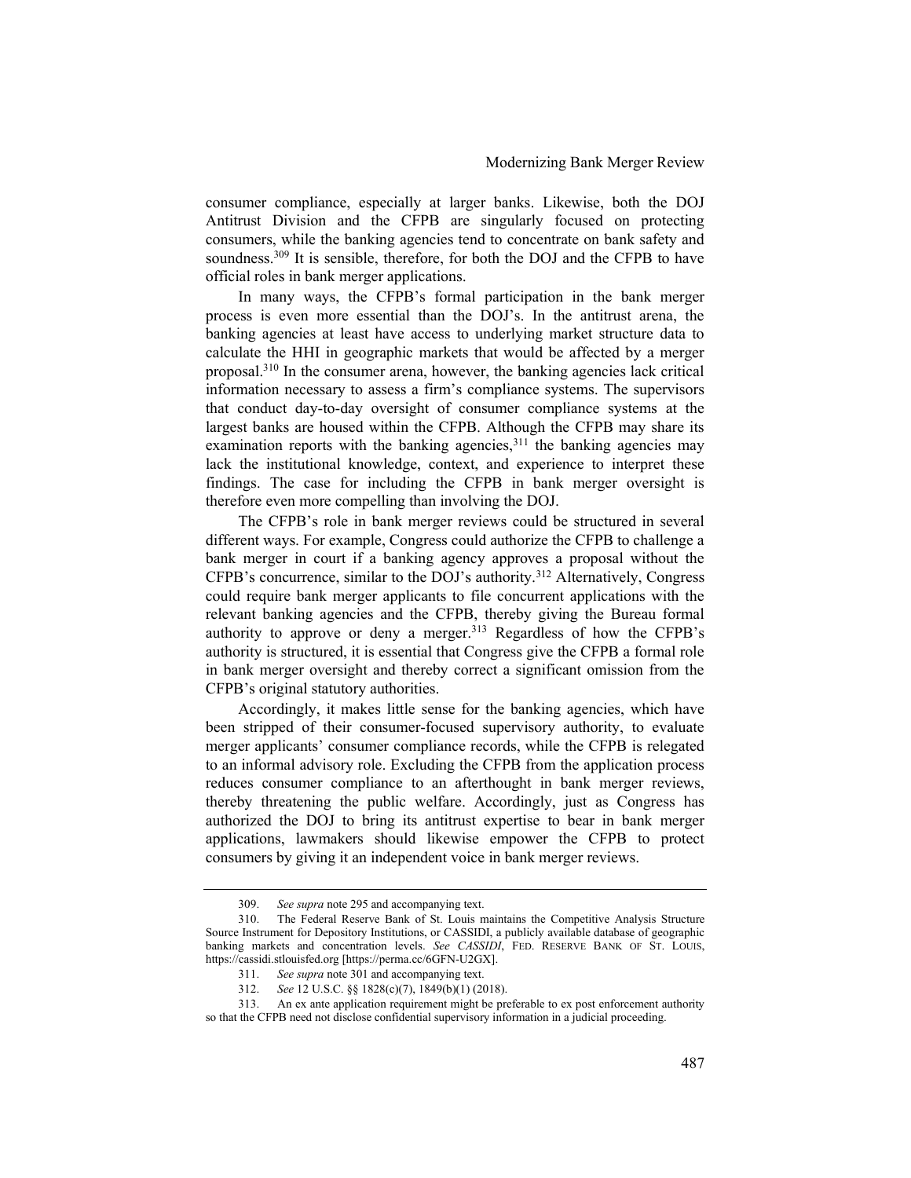consumer compliance, especially at larger banks. Likewise, both the DOJ Antitrust Division and the CFPB are singularly focused on protecting consumers, while the banking agencies tend to concentrate on bank safety and soundness.[309] It is sensible, therefore, for both the DOJ and the CFPB to have official roles in bank merger applications.

In many ways, the CFPB's formal participation in the bank merger process is even more essential than the DOJ's. In the antitrust arena, the banking agencies at least have access to underlying market structure data to calculate the HHI in geographic markets that would be affected by a merger proposal.[310] In the consumer arena, however, the banking agencies lack critical information necessary to assess a firm's compliance systems. The supervisors that conduct day-to-day oversight of consumer compliance systems at the largest banks are housed within the CFPB. Although the CFPB may share its examination reports with the banking agencies,[311] the banking agencies may lack the institutional knowledge, context, and experience to interpret these findings. The case for including the CFPB in bank merger oversight is therefore even more compelling than involving the DOJ.

The CFPB's role in bank merger reviews could be structured in several different ways. For example, Congress could authorize the CFPB to challenge a bank merger in court if a banking agency approves a proposal without the CFPB's concurrence, similar to the DOJ's authority.[312] Alternatively, Congress could require bank merger applicants to file concurrent applications with the relevant banking agencies and the CFPB, thereby giving the Bureau formal authority to approve or deny a merger.[313] Regardless of how the CFPB's authority is structured, it is essential that Congress give the CFPB a formal role in bank merger oversight and thereby correct a significant omission from the CFPB's original statutory authorities.

Accordingly, it makes little sense for the banking agencies, which have been stripped of their consumer-focused supervisory authority, to evaluate merger applicants' consumer compliance records, while the CFPB is relegated to an informal advisory role. Excluding the CFPB from the application process reduces consumer compliance to an afterthought in bank merger reviews, thereby threatening the public welfare. Accordingly, just as Congress has authorized the DOJ to bring its antitrust expertise to bear in bank merger applications, lawmakers should likewise empower the CFPB to protect consumers by giving it an independent voice in bank merger reviews.

---

309. *See supra* note 295 and accompanying text.

310. The Federal Reserve Bank of St. Louis maintains the Competitive Analysis Structure Source Instrument for Depository Institutions, or CASSIDI, a publicly available database of geographic banking markets and concentration levels. *See CASSIDI*, FED. RESERVE BANK OF ST. LOUIS, https://cassidi.stlouisfed.org [https://perma.cc/6GFN-U2GX].

311. *See supra* note 301 and accompanying text.

312. *See* 12 U.S.C. §§ 1828(c)(7), 1849(b)(1) (2018).

313. An ex ante application requirement might be preferable to ex post enforcement authority so that the CFPB need not disclose confidential supervisory information in a judicial proceeding.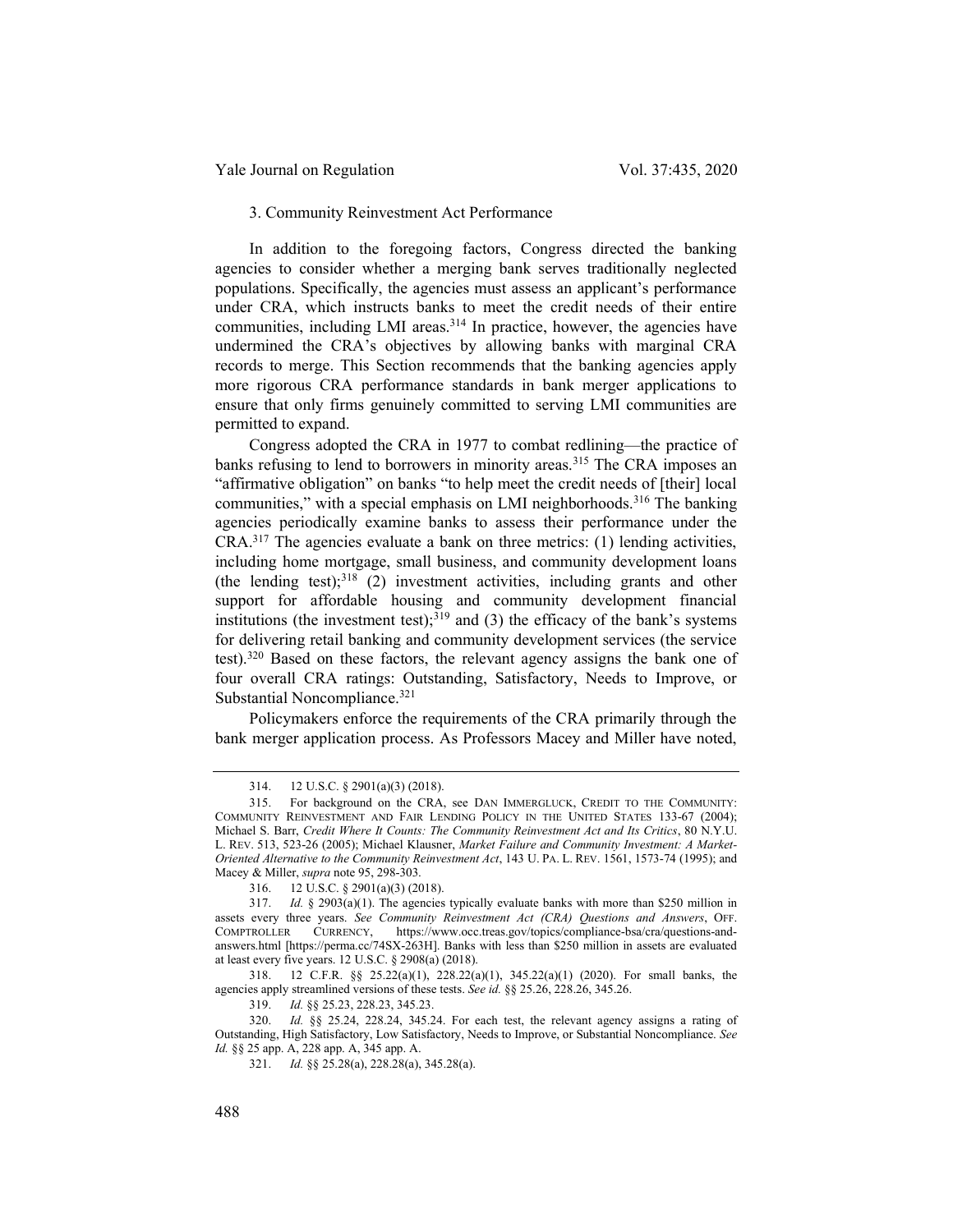### 3. Community Reinvestment Act Performance

In addition to the foregoing factors, Congress directed the banking agencies to consider whether a merging bank serves traditionally neglected populations. Specifically, the agencies must assess an applicant's performance under CRA, which instructs banks to meet the credit needs of their entire communities, including LMI areas.[314] In practice, however, the agencies have undermined the CRA's objectives by allowing banks with marginal CRA records to merge. This Section recommends that the banking agencies apply more rigorous CRA performance standards in bank merger applications to ensure that only firms genuinely committed to serving LMI communities are permitted to expand.

Congress adopted the CRA in 1977 to combat redlining—the practice of banks refusing to lend to borrowers in minority areas.[315] The CRA imposes an "affirmative obligation" on banks "to help meet the credit needs of [their] local communities," with a special emphasis on LMI neighborhoods.[316] The banking agencies periodically examine banks to assess their performance under the CRA.[317] The agencies evaluate a bank on three metrics: (1) lending activities, including home mortgage, small business, and community development loans (the lending test);[318] (2) investment activities, including grants and other support for affordable housing and community development financial institutions (the investment test);[319] and (3) the efficacy of the bank's systems for delivering retail banking and community development services (the service test).[320] Based on these factors, the relevant agency assigns the bank one of four overall CRA ratings: Outstanding, Satisfactory, Needs to Improve, or Substantial Noncompliance.[321]

Policymakers enforce the requirements of the CRA primarily through the bank merger application process. As Professors Macey and Miller have noted,

---

314. 12 U.S.C. § 2901(a)(3) (2018).

315. For background on the CRA, see DAN IMMERGLUCK, CREDIT TO THE COMMUNITY: COMMUNITY REINVESTMENT AND FAIR LENDING POLICY IN THE UNITED STATES 133-67 (2004); Michael S. Barr, *Credit Where It Counts: The Community Reinvestment Act and Its Critics*, 80 N.Y.U. L. REV. 513, 523-26 (2005); Michael Klausner, *Market Failure and Community Investment: A Market-Oriented Alternative to the Community Reinvestment Act*, 143 U. PA. L. REV. 1561, 1573-74 (1995); and Macey & Miller, *supra* note 95, 298-303.

316. 12 U.S.C. § 2901(a)(3) (2018).

317. *Id.* § 2903(a)(1). The agencies typically evaluate banks with more than $250 million in assets every three years. *See Community Reinvestment Act (CRA) Questions and Answers*, OFF. COMPTROLLER CURRENCY, https://www.occ.treas.gov/topics/compliance-bsa/cra/questions-and-answers.html [https://perma.cc/74SX-263H]. Banks with less than $250 million in assets are evaluated at least every five years. 12 U.S.C. § 2908(a) (2018).

318. 12 C.F.R. §§ 25.22(a)(1), 228.22(a)(1), 345.22(a)(1) (2020). For small banks, the agencies apply streamlined versions of these tests. *See id.* §§ 25.26, 228.26, 345.26.

319. *Id.* §§ 25.23, 228.23, 345.23.

320. *Id.* §§ 25.24, 228.24, 345.24. For each test, the relevant agency assigns a rating of Outstanding, High Satisfactory, Low Satisfactory, Needs to Improve, or Substantial Noncompliance. *See Id.* §§ 25 app. A, 228 app. A, 345 app. A.

321. *Id.* §§ 25.28(a), 228.28(a), 345.28(a).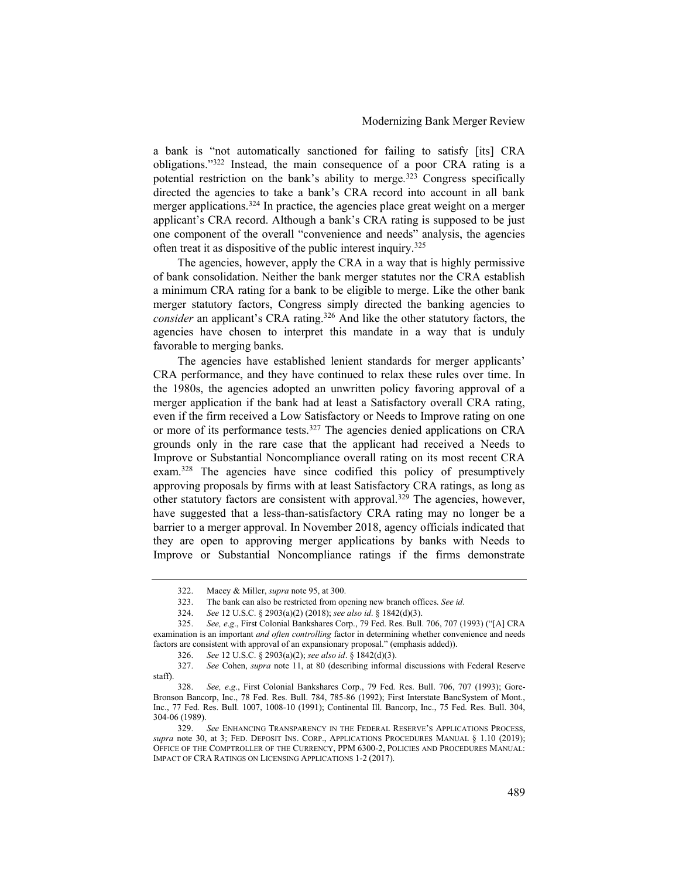a bank is "not automatically sanctioned for failing to satisfy [its] CRA obligations."[322] Instead, the main consequence of a poor CRA rating is a potential restriction on the bank's ability to merge.[323] Congress specifically directed the agencies to take a bank's CRA record into account in all bank merger applications.[324] In practice, the agencies place great weight on a merger applicant's CRA record. Although a bank's CRA rating is supposed to be just one component of the overall "convenience and needs" analysis, the agencies often treat it as dispositive of the public interest inquiry.[325]

The agencies, however, apply the CRA in a way that is highly permissive of bank consolidation. Neither the bank merger statutes nor the CRA establish a minimum CRA rating for a bank to be eligible to merge. Like the other bank merger statutory factors, Congress simply directed the banking agencies to *consider* an applicant's CRA rating.[326] And like the other statutory factors, the agencies have chosen to interpret this mandate in a way that is unduly favorable to merging banks.

The agencies have established lenient standards for merger applicants' CRA performance, and they have continued to relax these rules over time. In the 1980s, the agencies adopted an unwritten policy favoring approval of a merger application if the bank had at least a Satisfactory overall CRA rating, even if the firm received a Low Satisfactory or Needs to Improve rating on one or more of its performance tests.[327] The agencies denied applications on CRA grounds only in the rare case that the applicant had received a Needs to Improve or Substantial Noncompliance overall rating on its most recent CRA exam.[328] The agencies have since codified this policy of presumptively approving proposals by firms with at least Satisfactory CRA ratings, as long as other statutory factors are consistent with approval.[329] The agencies, however, have suggested that a less-than-satisfactory CRA rating may no longer be a barrier to a merger approval. In November 2018, agency officials indicated that they are open to approving merger applications by banks with Needs to Improve or Substantial Noncompliance ratings if the firms demonstrate

---

322. Macey & Miller, *supra* note 95, at 300.

323. The bank can also be restricted from opening new branch offices. *See id*.

324. *See* 12 U.S.C. § 2903(a)(2) (2018); *see also id*. § 1842(d)(3).

325. *See, e.g*., First Colonial Bankshares Corp., 79 Fed. Res. Bull. 706, 707 (1993) ("[A] CRA examination is an important *and often controlling* factor in determining whether convenience and needs factors are consistent with approval of an expansionary proposal." (emphasis added)).

326. *See* 12 U.S.C. § 2903(a)(2); *see also id*. § 1842(d)(3).

327. *See* Cohen, *supra* note 11, at 80 (describing informal discussions with Federal Reserve staff).

328. *See, e.g*., First Colonial Bankshares Corp., 79 Fed. Res. Bull. 706, 707 (1993); Gore-Bronson Bancorp, Inc., 78 Fed. Res. Bull. 784, 785-86 (1992); First Interstate BancSystem of Mont., Inc., 77 Fed. Res. Bull. 1007, 1008-10 (1991); Continental Ill. Bancorp, Inc., 75 Fed. Res. Bull. 304, 304-06 (1989).

329. *See* ENHANCING TRANSPARENCY IN THE FEDERAL RESERVE'S APPLICATIONS PROCESS, *supra* note 30, at 3; FED. DEPOSIT INS. CORP., APPLICATIONS PROCEDURES MANUAL § 1.10 (2019); OFFICE OF THE COMPTROLLER OF THE CURRENCY, PPM 6300-2, POLICIES AND PROCEDURES MANUAL: IMPACT OF CRA RATINGS ON LICENSING APPLICATIONS 1-2 (2017).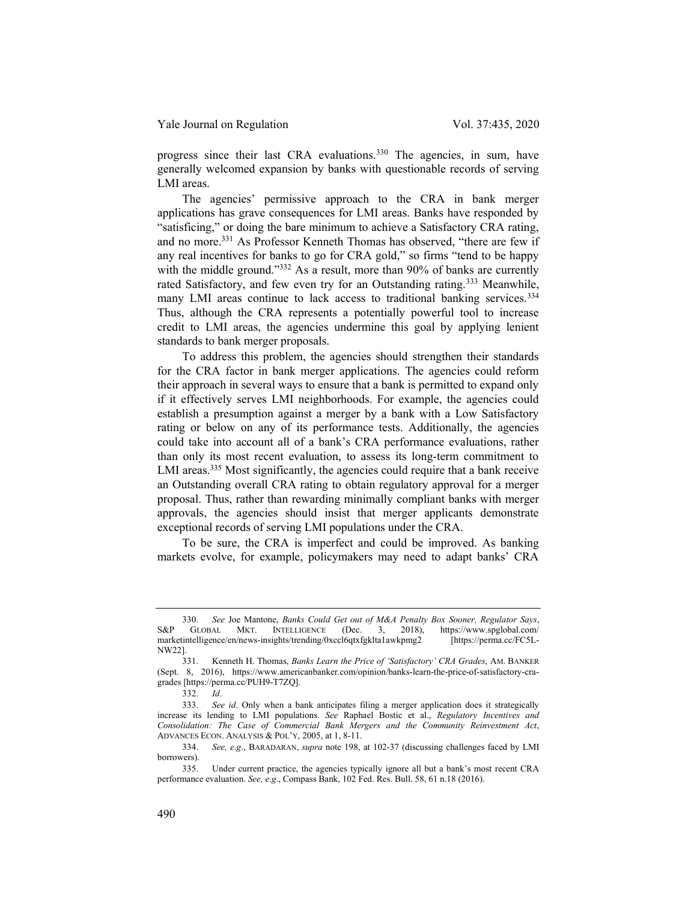progress since their last CRA evaluations.[330] The agencies, in sum, have generally welcomed expansion by banks with questionable records of serving LMI areas.

The agencies' permissive approach to the CRA in bank merger applications has grave consequences for LMI areas. Banks have responded by "satisficing," or doing the bare minimum to achieve a Satisfactory CRA rating, and no more.[331] As Professor Kenneth Thomas has observed, "there are few if any real incentives for banks to go for CRA gold," so firms "tend to be happy with the middle ground."[332] As a result, more than 90% of banks are currently rated Satisfactory, and few even try for an Outstanding rating.[333] Meanwhile, many LMI areas continue to lack access to traditional banking services.[334] Thus, although the CRA represents a potentially powerful tool to increase credit to LMI areas, the agencies undermine this goal by applying lenient standards to bank merger proposals.

To address this problem, the agencies should strengthen their standards for the CRA factor in bank merger applications. The agencies could reform their approach in several ways to ensure that a bank is permitted to expand only if it effectively serves LMI neighborhoods. For example, the agencies could establish a presumption against a merger by a bank with a Low Satisfactory rating or below on any of its performance tests. Additionally, the agencies could take into account all of a bank's CRA performance evaluations, rather than only its most recent evaluation, to assess its long-term commitment to LMI areas.[335] Most significantly, the agencies could require that a bank receive an Outstanding overall CRA rating to obtain regulatory approval for a merger proposal. Thus, rather than rewarding minimally compliant banks with merger approvals, the agencies should insist that merger applicants demonstrate exceptional records of serving LMI populations under the CRA.

To be sure, the CRA is imperfect and could be improved. As banking markets evolve, for example, policymakers may need to adapt banks' CRA

---

330. *See* Joe Mantone, *Banks Could Get out of M&A Penalty Box Sooner, Regulator Says*, S&P GLOBAL MKT. INTELLIGENCE (Dec. 3, 2018), https://www.spglobal.com/marketintelligence/en/news-insights/trending/0xccl6qtxfgklta1awkpmg2 [https://perma.cc/FC5L-NW22].

331. Kenneth H. Thomas, *Banks Learn the Price of 'Satisfactory' CRA Grades*, AM. BANKER (Sept. 8, 2016), https://www.americanbanker.com/opinion/banks-learn-the-price-of-satisfactory-cra-grades [https://perma.cc/PUH9-T7ZQ].

332. *Id*.

333. *See id*. Only when a bank anticipates filing a merger application does it strategically increase its lending to LMI populations. *See* Raphael Bostic et al., *Regulatory Incentives and Consolidation: The Case of Commercial Bank Mergers and the Community Reinvestment Act*, ADVANCES ECON. ANALYSIS & POL'Y, 2005, at 1, 8-11.

334. *See, e.g*., BARADARAN, *supra* note 198, at 102-37 (discussing challenges faced by LMI borrowers).

335. Under current practice, the agencies typically ignore all but a bank's most recent CRA performance evaluation. *See, e.g*., Compass Bank, 102 Fed. Res. Bull. 58, 61 n.18 (2016).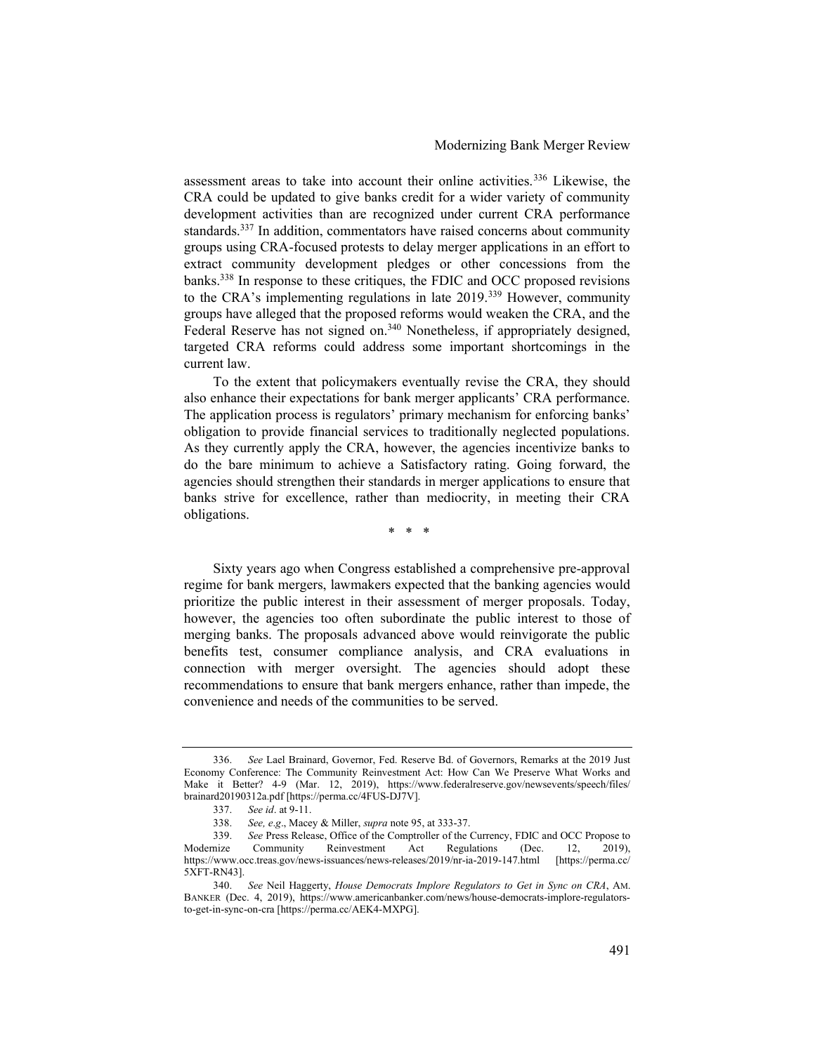assessment areas to take into account their online activities.[336] Likewise, the CRA could be updated to give banks credit for a wider variety of community development activities than are recognized under current CRA performance standards.[337] In addition, commentators have raised concerns about community groups using CRA-focused protests to delay merger applications in an effort to extract community development pledges or other concessions from the banks.[338] In response to these critiques, the FDIC and OCC proposed revisions to the CRA's implementing regulations in late 2019.[339] However, community groups have alleged that the proposed reforms would weaken the CRA, and the Federal Reserve has not signed on.[340] Nonetheless, if appropriately designed, targeted CRA reforms could address some important shortcomings in the current law.

To the extent that policymakers eventually revise the CRA, they should also enhance their expectations for bank merger applicants' CRA performance. The application process is regulators' primary mechanism for enforcing banks' obligation to provide financial services to traditionally neglected populations. As they currently apply the CRA, however, the agencies incentivize banks to do the bare minimum to achieve a Satisfactory rating. Going forward, the agencies should strengthen their standards in merger applications to ensure that banks strive for excellence, rather than mediocrity, in meeting their CRA obligations.

\* \* \*

Sixty years ago when Congress established a comprehensive pre-approval regime for bank mergers, lawmakers expected that the banking agencies would prioritize the public interest in their assessment of merger proposals. Today, however, the agencies too often subordinate the public interest to those of merging banks. The proposals advanced above would reinvigorate the public benefits test, consumer compliance analysis, and CRA evaluations in connection with merger oversight. The agencies should adopt these recommendations to ensure that bank mergers enhance, rather than impede, the convenience and needs of the communities to be served.

---

336. *See* Lael Brainard, Governor, Fed. Reserve Bd. of Governors, Remarks at the 2019 Just Economy Conference: The Community Reinvestment Act: How Can We Preserve What Works and Make it Better? 4-9 (Mar. 12, 2019), https://www.federalreserve.gov/newsevents/speech/files/brainard20190312a.pdf [https://perma.cc/4FUS-DJ7V].

337. *See id*. at 9-11.

338. *See, e.g*., Macey & Miller, *supra* note 95, at 333-37.

339. *See* Press Release, Office of the Comptroller of the Currency, FDIC and OCC Propose to Modernize Community Reinvestment Act Regulations (Dec. 12, 2019), https://www.occ.treas.gov/news-issuances/news-releases/2019/nr-ia-2019-147.html [https://perma.cc/5XFT-RN43].

340. *See* Neil Haggerty, *House Democrats Implore Regulators to Get in Sync on CRA*, AM. BANKER (Dec. 4, 2019), https://www.americanbanker.com/news/house-democrats-implore-regulators-to-get-in-sync-on-cra [https://perma.cc/AEK4-MXPG].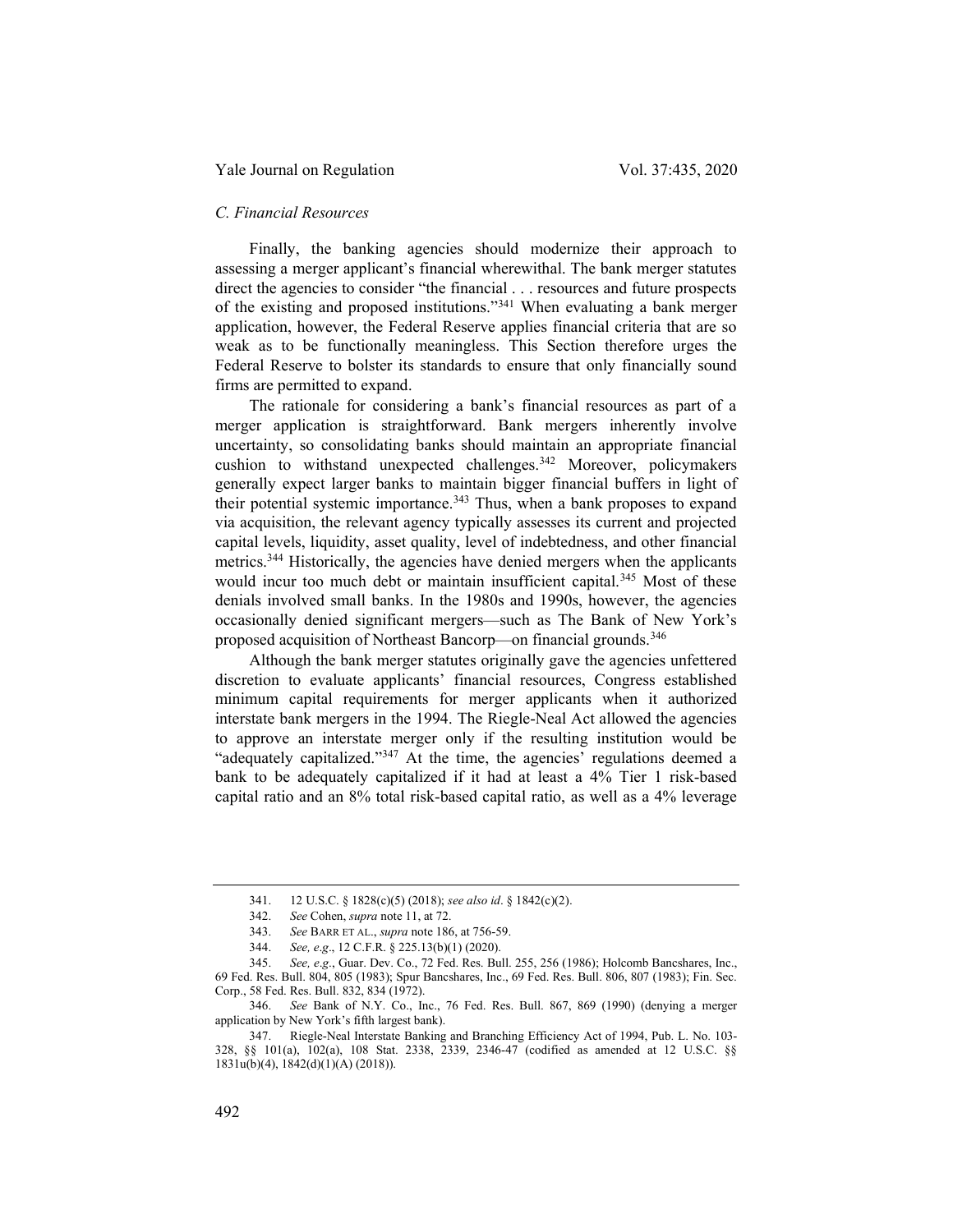### C. Financial Resources

Finally, the banking agencies should modernize their approach to assessing a merger applicant's financial wherewithal. The bank merger statutes direct the agencies to consider "the financial . . . resources and future prospects of the existing and proposed institutions."[341] When evaluating a bank merger application, however, the Federal Reserve applies financial criteria that are so weak as to be functionally meaningless. This Section therefore urges the Federal Reserve to bolster its standards to ensure that only financially sound firms are permitted to expand.

The rationale for considering a bank's financial resources as part of a merger application is straightforward. Bank mergers inherently involve uncertainty, so consolidating banks should maintain an appropriate financial cushion to withstand unexpected challenges.[342] Moreover, policymakers generally expect larger banks to maintain bigger financial buffers in light of their potential systemic importance.[343] Thus, when a bank proposes to expand via acquisition, the relevant agency typically assesses its current and projected capital levels, liquidity, asset quality, level of indebtedness, and other financial metrics.[344] Historically, the agencies have denied mergers when the applicants would incur too much debt or maintain insufficient capital.[345] Most of these denials involved small banks. In the 1980s and 1990s, however, the agencies occasionally denied significant mergers—such as The Bank of New York's proposed acquisition of Northeast Bancorp—on financial grounds.[346]

Although the bank merger statutes originally gave the agencies unfettered discretion to evaluate applicants' financial resources, Congress established minimum capital requirements for merger applicants when it authorized interstate bank mergers in the 1994. The Riegle-Neal Act allowed the agencies to approve an interstate merger only if the resulting institution would be "adequately capitalized."[347] At the time, the agencies' regulations deemed a bank to be adequately capitalized if it had at least a 4% Tier 1 risk-based capital ratio and an 8% total risk-based capital ratio, as well as a 4% leverage

---

341. 12 U.S.C. § 1828(c)(5) (2018); *see also id*. § 1842(c)(2).

342. *See* Cohen, *supra* note 11, at 72.

343. *See* BARR ET AL., *supra* note 186, at 756-59.

344. *See, e.g*., 12 C.F.R. § 225.13(b)(1) (2020).

345. *See, e.g*., Guar. Dev. Co., 72 Fed. Res. Bull. 255, 256 (1986); Holcomb Bancshares, Inc., 69 Fed. Res. Bull. 804, 805 (1983); Spur Bancshares, Inc., 69 Fed. Res. Bull. 806, 807 (1983); Fin. Sec. Corp., 58 Fed. Res. Bull. 832, 834 (1972).

346. *See* Bank of N.Y. Co., Inc., 76 Fed. Res. Bull. 867, 869 (1990) (denying a merger application by New York's fifth largest bank).

347. Riegle-Neal Interstate Banking and Branching Efficiency Act of 1994, Pub. L. No. 103-328, §§ 101(a), 102(a), 108 Stat. 2338, 2339, 2346-47 (codified as amended at 12 U.S.C. §§ 1831u(b)(4), 1842(d)(1)(A) (2018)).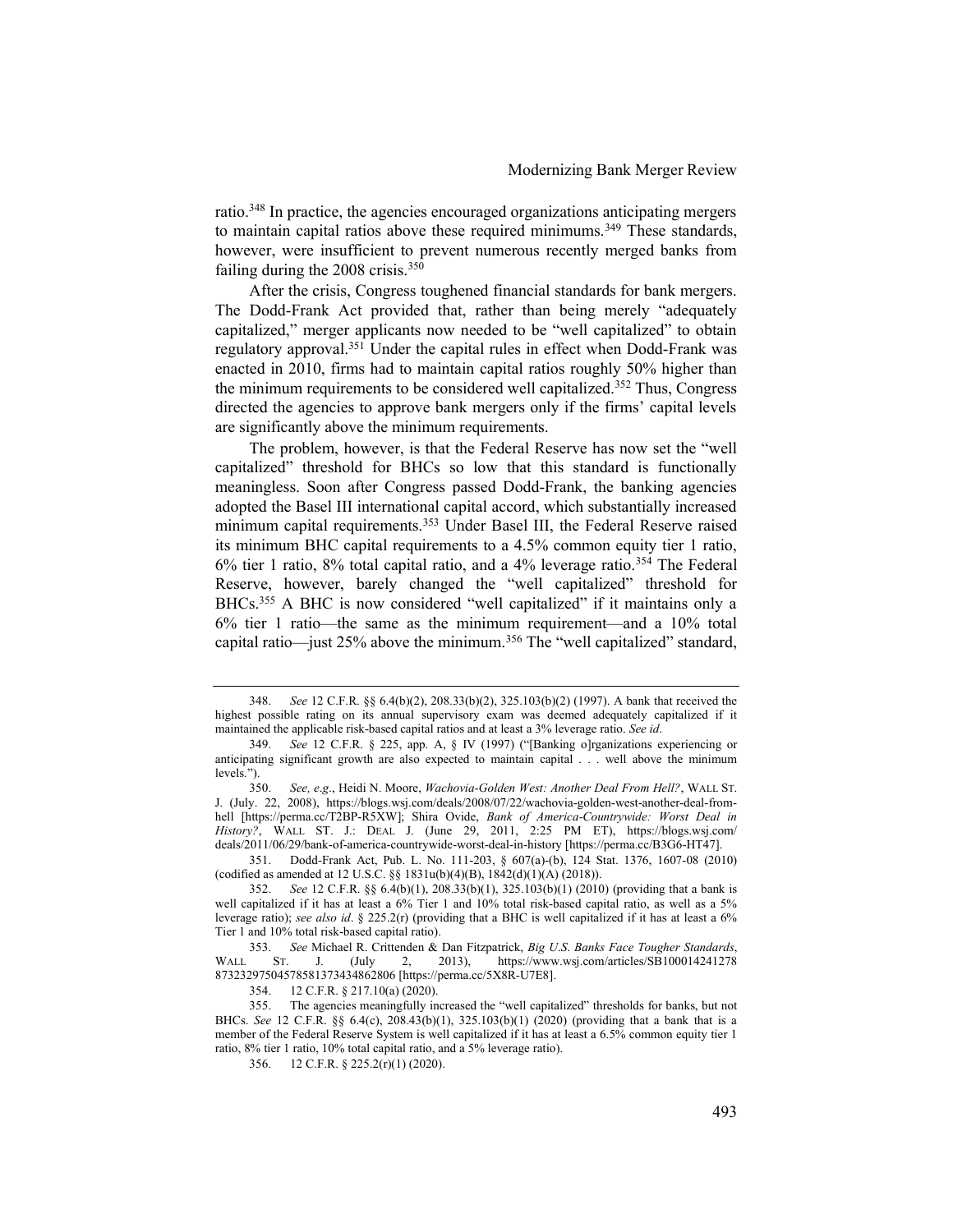ratio.[348] In practice, the agencies encouraged organizations anticipating mergers to maintain capital ratios above these required minimums.[349] These standards, however, were insufficient to prevent numerous recently merged banks from failing during the 2008 crisis.[350]

After the crisis, Congress toughened financial standards for bank mergers. The Dodd-Frank Act provided that, rather than being merely "adequately capitalized," merger applicants now needed to be "well capitalized" to obtain regulatory approval.[351] Under the capital rules in effect when Dodd-Frank was enacted in 2010, firms had to maintain capital ratios roughly 50% higher than the minimum requirements to be considered well capitalized.[352] Thus, Congress directed the agencies to approve bank mergers only if the firms' capital levels are significantly above the minimum requirements.

The problem, however, is that the Federal Reserve has now set the "well capitalized" threshold for BHCs so low that this standard is functionally meaningless. Soon after Congress passed Dodd-Frank, the banking agencies adopted the Basel III international capital accord, which substantially increased minimum capital requirements.[353] Under Basel III, the Federal Reserve raised its minimum BHC capital requirements to a 4.5% common equity tier 1 ratio, 6% tier 1 ratio, 8% total capital ratio, and a 4% leverage ratio.[354] The Federal Reserve, however, barely changed the "well capitalized" threshold for BHCs.[355] A BHC is now considered "well capitalized" if it maintains only a 6% tier 1 ratio—the same as the minimum requirement—and a 10% total capital ratio—just 25% above the minimum.[356] The "well capitalized" standard,

---

348. *See* 12 C.F.R. §§ 6.4(b)(2), 208.33(b)(2), 325.103(b)(2) (1997). A bank that received the highest possible rating on its annual supervisory exam was deemed adequately capitalized if it maintained the applicable risk-based capital ratios and at least a 3% leverage ratio. *See id*.

349. *See* 12 C.F.R. § 225, app. A, § IV (1997) ("[Banking o]rganizations experiencing or anticipating significant growth are also expected to maintain capital . . . well above the minimum levels.").

350. *See, e.g*., Heidi N. Moore, *Wachovia-Golden West: Another Deal From Hell?*, WALL ST. J. (July. 22, 2008), https://blogs.wsj.com/deals/2008/07/22/wachovia-golden-west-another-deal-from-hell [https://perma.cc/T2BP-R5XW]; Shira Ovide, *Bank of America-Countrywide: Worst Deal in History?*, WALL ST. J.: DEAL J. (June 29, 2011, 2:25 PM ET), https://blogs.wsj.com/deals/2011/06/29/bank-of-america-countrywide-worst-deal-in-history [https://perma.cc/B3G6-HT47].

351. Dodd-Frank Act, Pub. L. No. 111-203, § 607(a)-(b), 124 Stat. 1376, 1607-08 (2010) (codified as amended at 12 U.S.C. §§ 1831u(b)(4)(B), 1842(d)(1)(A) (2018)).

352. *See* 12 C.F.R. §§ 6.4(b)(1), 208.33(b)(1), 325.103(b)(1) (2010) (providing that a bank is well capitalized if it has at least a 6% Tier 1 and 10% total risk-based capital ratio, as well as a 5% leverage ratio); *see also id*. § 225.2(r) (providing that a BHC is well capitalized if it has at least a 6% Tier 1 and 10% total risk-based capital ratio).

353. *See* Michael R. Crittenden & Dan Fitzpatrick, *Big U.S. Banks Face Tougher Standards*, WALL ST. J. (July 2, 2013), https://www.wsj.com/articles/SB10001424127887323297504578581373434862806 [https://perma.cc/5X8R-U7E8].

354. 12 C.F.R. § 217.10(a) (2020).

355. The agencies meaningfully increased the "well capitalized" thresholds for banks, but not BHCs. *See* 12 C.F.R. §§ 6.4(c), 208.43(b)(1), 325.103(b)(1) (2020) (providing that a bank that is a member of the Federal Reserve System is well capitalized if it has at least a 6.5% common equity tier 1 ratio, 8% tier 1 ratio, 10% total capital ratio, and a 5% leverage ratio).

356. 12 C.F.R. § 225.2(r)(1) (2020).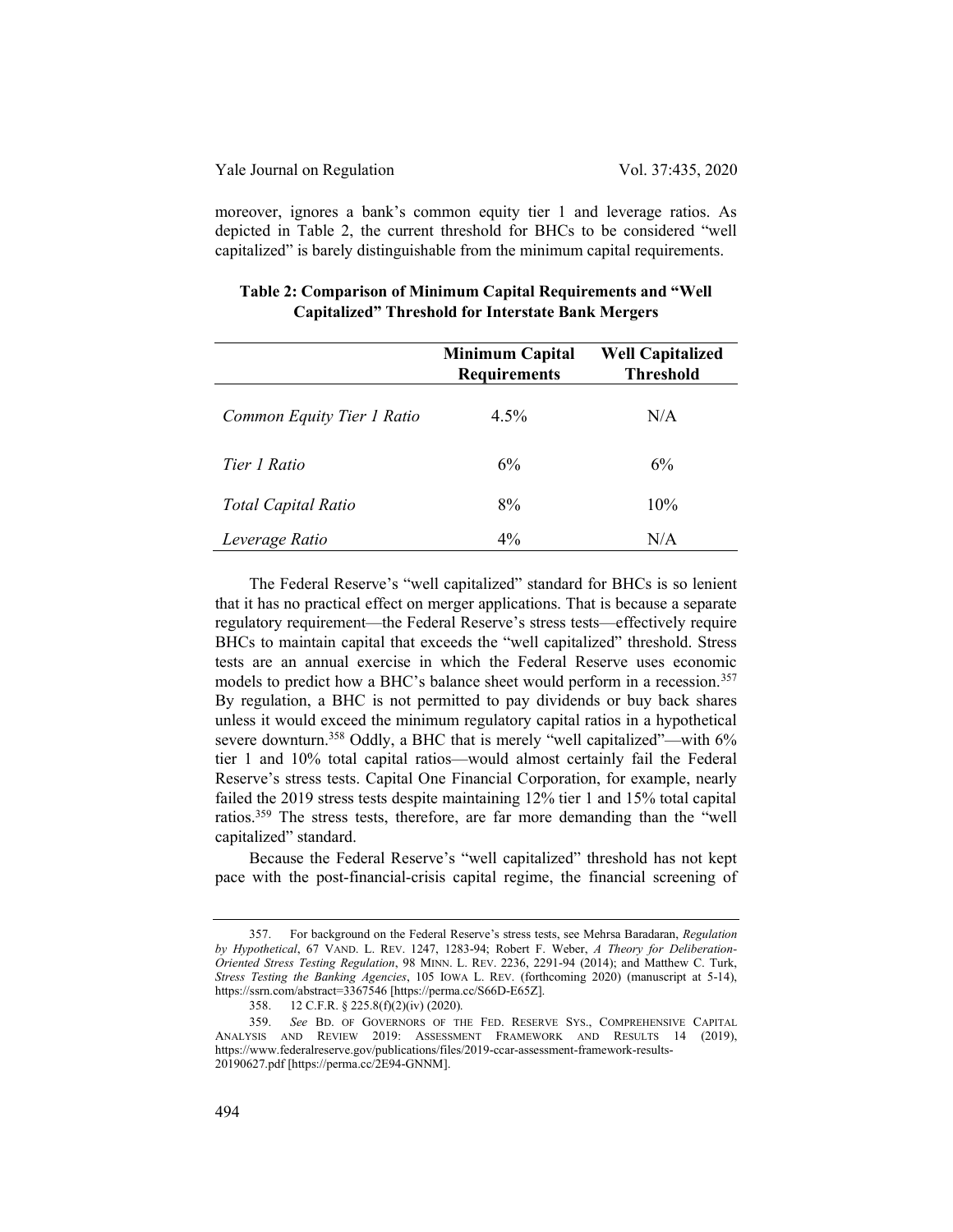moreover, ignores a bank's common equity tier 1 and leverage ratios. As depicted in Table 2, the current threshold for BHCs to be considered "well capitalized" is barely distinguishable from the minimum capital requirements.

**Table 2: Comparison of Minimum Capital Requirements and "Well Capitalized" Threshold for Interstate Bank Mergers**

| | **Minimum Capital Requirements** | **Well Capitalized Threshold** |
|---|---|---|
| *Common Equity Tier 1 Ratio* | 4.5% | N/A |
| *Tier 1 Ratio* | 6% | 6% |
| *Total Capital Ratio* | 8% | 10% |
| *Leverage Ratio* | 4% | N/A |

The Federal Reserve's "well capitalized" standard for BHCs is so lenient that it has no practical effect on merger applications. That is because a separate regulatory requirement—the Federal Reserve's stress tests—effectively require BHCs to maintain capital that exceeds the "well capitalized" threshold. Stress tests are an annual exercise in which the Federal Reserve uses economic models to predict how a BHC's balance sheet would perform in a recession.[357] By regulation, a BHC is not permitted to pay dividends or buy back shares unless it would exceed the minimum regulatory capital ratios in a hypothetical severe downturn.[358] Oddly, a BHC that is merely "well capitalized"—with 6% tier 1 and 10% total capital ratios—would almost certainly fail the Federal Reserve's stress tests. Capital One Financial Corporation, for example, nearly failed the 2019 stress tests despite maintaining 12% tier 1 and 15% total capital ratios.[359] The stress tests, therefore, are far more demanding than the "well capitalized" standard.

Because the Federal Reserve's "well capitalized" threshold has not kept pace with the post-financial-crisis capital regime, the financial screening of

---

357. For background on the Federal Reserve's stress tests, see Mehrsa Baradaran, *Regulation by Hypothetical*, 67 VAND. L. REV. 1247, 1283-94; Robert F. Weber, *A Theory for Deliberation-Oriented Stress Testing Regulation*, 98 MINN. L. REV. 2236, 2291-94 (2014); and Matthew C. Turk, *Stress Testing the Banking Agencies*, 105 IOWA L. REV. (forthcoming 2020) (manuscript at 5-14), https://ssrn.com/abstract=3367546 [https://perma.cc/S66D-E65Z].

358. 12 C.F.R. § 225.8(f)(2)(iv) (2020).

359. *See* BD. OF GOVERNORS OF THE FED. RESERVE SYS., COMPREHENSIVE CAPITAL ANALYSIS AND REVIEW 2019: ASSESSMENT FRAMEWORK AND RESULTS 14 (2019), https://www.federalreserve.gov/publications/files/2019-ccar-assessment-framework-results-20190627.pdf [https://perma.cc/2E94-GNNM].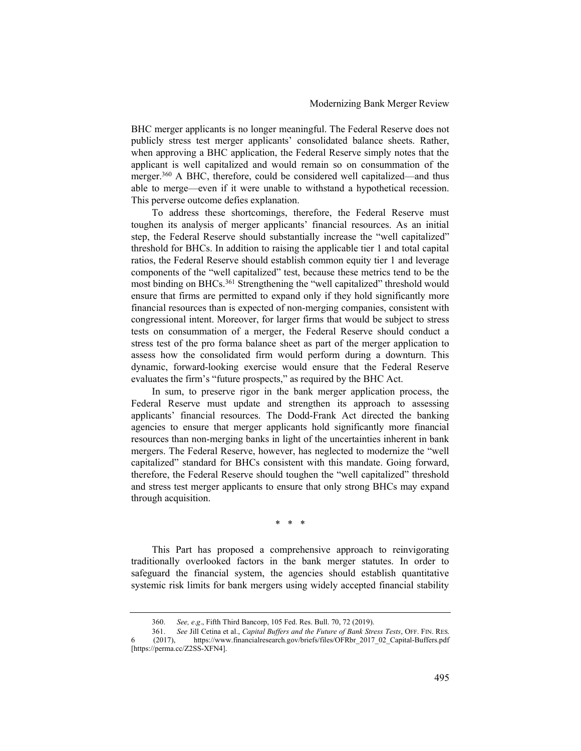BHC merger applicants is no longer meaningful. The Federal Reserve does not publicly stress test merger applicants' consolidated balance sheets. Rather, when approving a BHC application, the Federal Reserve simply notes that the applicant is well capitalized and would remain so on consummation of the merger.[360] A BHC, therefore, could be considered well capitalized—and thus able to merge—even if it were unable to withstand a hypothetical recession. This perverse outcome defies explanation.

To address these shortcomings, therefore, the Federal Reserve must toughen its analysis of merger applicants' financial resources. As an initial step, the Federal Reserve should substantially increase the "well capitalized" threshold for BHCs. In addition to raising the applicable tier 1 and total capital ratios, the Federal Reserve should establish common equity tier 1 and leverage components of the "well capitalized" test, because these metrics tend to be the most binding on BHCs.[361] Strengthening the "well capitalized" threshold would ensure that firms are permitted to expand only if they hold significantly more financial resources than is expected of non-merging companies, consistent with congressional intent. Moreover, for larger firms that would be subject to stress tests on consummation of a merger, the Federal Reserve should conduct a stress test of the pro forma balance sheet as part of the merger application to assess how the consolidated firm would perform during a downturn. This dynamic, forward-looking exercise would ensure that the Federal Reserve evaluates the firm's "future prospects," as required by the BHC Act.

In sum, to preserve rigor in the bank merger application process, the Federal Reserve must update and strengthen its approach to assessing applicants' financial resources. The Dodd-Frank Act directed the banking agencies to ensure that merger applicants hold significantly more financial resources than non-merging banks in light of the uncertainties inherent in bank mergers. The Federal Reserve, however, has neglected to modernize the "well capitalized" standard for BHCs consistent with this mandate. Going forward, therefore, the Federal Reserve should toughen the "well capitalized" threshold and stress test merger applicants to ensure that only strong BHCs may expand through acquisition.

\* \* \*

This Part has proposed a comprehensive approach to reinvigorating traditionally overlooked factors in the bank merger statutes. In order to safeguard the financial system, the agencies should establish quantitative systemic risk limits for bank mergers using widely accepted financial stability

---

360. *See, e.g*., Fifth Third Bancorp, 105 Fed. Res. Bull. 70, 72 (2019).

361. *See* Jill Cetina et al., *Capital Buffers and the Future of Bank Stress Tests*, OFF. FIN. RES. 6 (2017), https://www.financialresearch.gov/briefs/files/OFRbr_2017_02_Capital-Buffers.pdf [https://perma.cc/Z2SS-XFN4].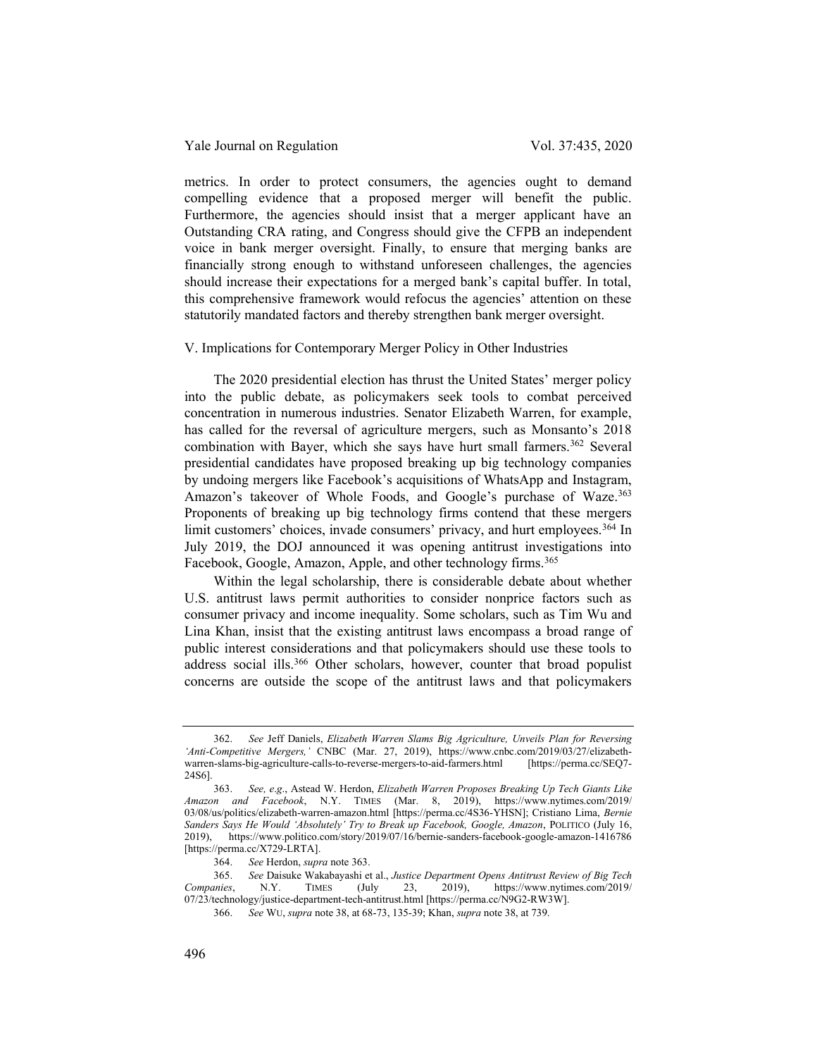metrics. In order to protect consumers, the agencies ought to demand compelling evidence that a proposed merger will benefit the public. Furthermore, the agencies should insist that a merger applicant have an Outstanding CRA rating, and Congress should give the CFPB an independent voice in bank merger oversight. Finally, to ensure that merging banks are financially strong enough to withstand unforeseen challenges, the agencies should increase their expectations for a merged bank's capital buffer. In total, this comprehensive framework would refocus the agencies' attention on these statutorily mandated factors and thereby strengthen bank merger oversight.

## V. Implications for Contemporary Merger Policy in Other Industries

The 2020 presidential election has thrust the United States' merger policy into the public debate, as policymakers seek tools to combat perceived concentration in numerous industries. Senator Elizabeth Warren, for example, has called for the reversal of agriculture mergers, such as Monsanto's 2018 combination with Bayer, which she says have hurt small farmers.[362] Several presidential candidates have proposed breaking up big technology companies by undoing mergers like Facebook's acquisitions of WhatsApp and Instagram, Amazon's takeover of Whole Foods, and Google's purchase of Waze.[363] Proponents of breaking up big technology firms contend that these mergers limit customers' choices, invade consumers' privacy, and hurt employees.[364] In July 2019, the DOJ announced it was opening antitrust investigations into Facebook, Google, Amazon, Apple, and other technology firms.[365]

Within the legal scholarship, there is considerable debate about whether U.S. antitrust laws permit authorities to consider nonprice factors such as consumer privacy and income inequality. Some scholars, such as Tim Wu and Lina Khan, insist that the existing antitrust laws encompass a broad range of public interest considerations and that policymakers should use these tools to address social ills.[366] Other scholars, however, counter that broad populist concerns are outside the scope of the antitrust laws and that policymakers

---

362. *See* Jeff Daniels, *Elizabeth Warren Slams Big Agriculture, Unveils Plan for Reversing 'Anti-Competitive Mergers,'* CNBC (Mar. 27, 2019), https://www.cnbc.com/2019/03/27/elizabeth-warren-slams-big-agriculture-calls-to-reverse-mergers-to-aid-farmers.html [https://perma.cc/SEQ7-24S6].

363. *See, e.g.*, Astead W. Herdon, *Elizabeth Warren Proposes Breaking Up Tech Giants Like Amazon and Facebook*, N.Y. TIMES (Mar. 8, 2019), https://www.nytimes.com/2019/03/08/us/politics/elizabeth-warren-amazon.html [https://perma.cc/4S36-YHSN]; Cristiano Lima, *Bernie Sanders Says He Would 'Absolutely' Try to Break up Facebook, Google, Amazon*, POLITICO (July 16, 2019), https://www.politico.com/story/2019/07/16/bernie-sanders-facebook-google-amazon-1416786 [https://perma.cc/X729-LRTA].

364. *See* Herdon, *supra* note 363.

365. *See* Daisuke Wakabayashi et al., *Justice Department Opens Antitrust Review of Big Tech Companies*, N.Y. TIMES (July 23, 2019), https://www.nytimes.com/2019/07/23/technology/justice-department-tech-antitrust.html [https://perma.cc/N9G2-RW3W].

366. *See* WU, *supra* note 38, at 68-73, 135-39; Khan, *supra* note 38, at 739.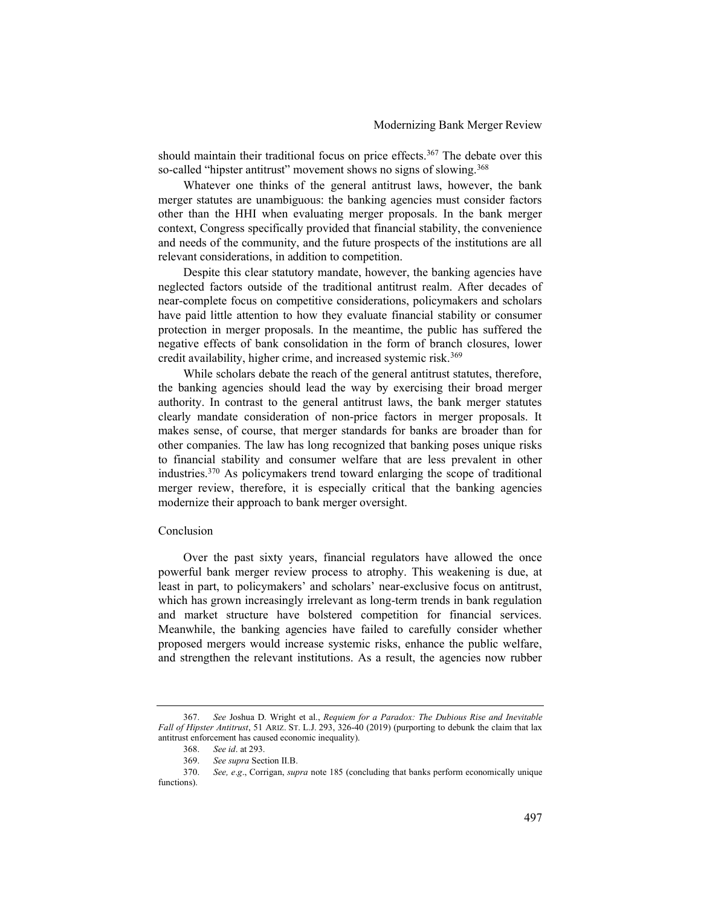should maintain their traditional focus on price effects.[367] The debate over this so-called "hipster antitrust" movement shows no signs of slowing.[368]

Whatever one thinks of the general antitrust laws, however, the bank merger statutes are unambiguous: the banking agencies must consider factors other than the HHI when evaluating merger proposals. In the bank merger context, Congress specifically provided that financial stability, the convenience and needs of the community, and the future prospects of the institutions are all relevant considerations, in addition to competition.

Despite this clear statutory mandate, however, the banking agencies have neglected factors outside of the traditional antitrust realm. After decades of near-complete focus on competitive considerations, policymakers and scholars have paid little attention to how they evaluate financial stability or consumer protection in merger proposals. In the meantime, the public has suffered the negative effects of bank consolidation in the form of branch closures, lower credit availability, higher crime, and increased systemic risk.[369]

While scholars debate the reach of the general antitrust statutes, therefore, the banking agencies should lead the way by exercising their broad merger authority. In contrast to the general antitrust laws, the bank merger statutes clearly mandate consideration of non-price factors in merger proposals. It makes sense, of course, that merger standards for banks are broader than for other companies. The law has long recognized that banking poses unique risks to financial stability and consumer welfare that are less prevalent in other industries.[370] As policymakers trend toward enlarging the scope of traditional merger review, therefore, it is especially critical that the banking agencies modernize their approach to bank merger oversight.

## Conclusion

Over the past sixty years, financial regulators have allowed the once powerful bank merger review process to atrophy. This weakening is due, at least in part, to policymakers' and scholars' near-exclusive focus on antitrust, which has grown increasingly irrelevant as long-term trends in bank regulation and market structure have bolstered competition for financial services. Meanwhile, the banking agencies have failed to carefully consider whether proposed mergers would increase systemic risks, enhance the public welfare, and strengthen the relevant institutions. As a result, the agencies now rubber

---

367. *See* Joshua D. Wright et al., *Requiem for a Paradox: The Dubious Rise and Inevitable Fall of Hipster Antitrust*, 51 ARIZ. ST. L.J. 293, 326-40 (2019) (purporting to debunk the claim that lax antitrust enforcement has caused economic inequality).

368. *See id*. at 293.

369. *See supra* Section II.B.

370. *See, e.g*., Corrigan, *supra* note 185 (concluding that banks perform economically unique functions).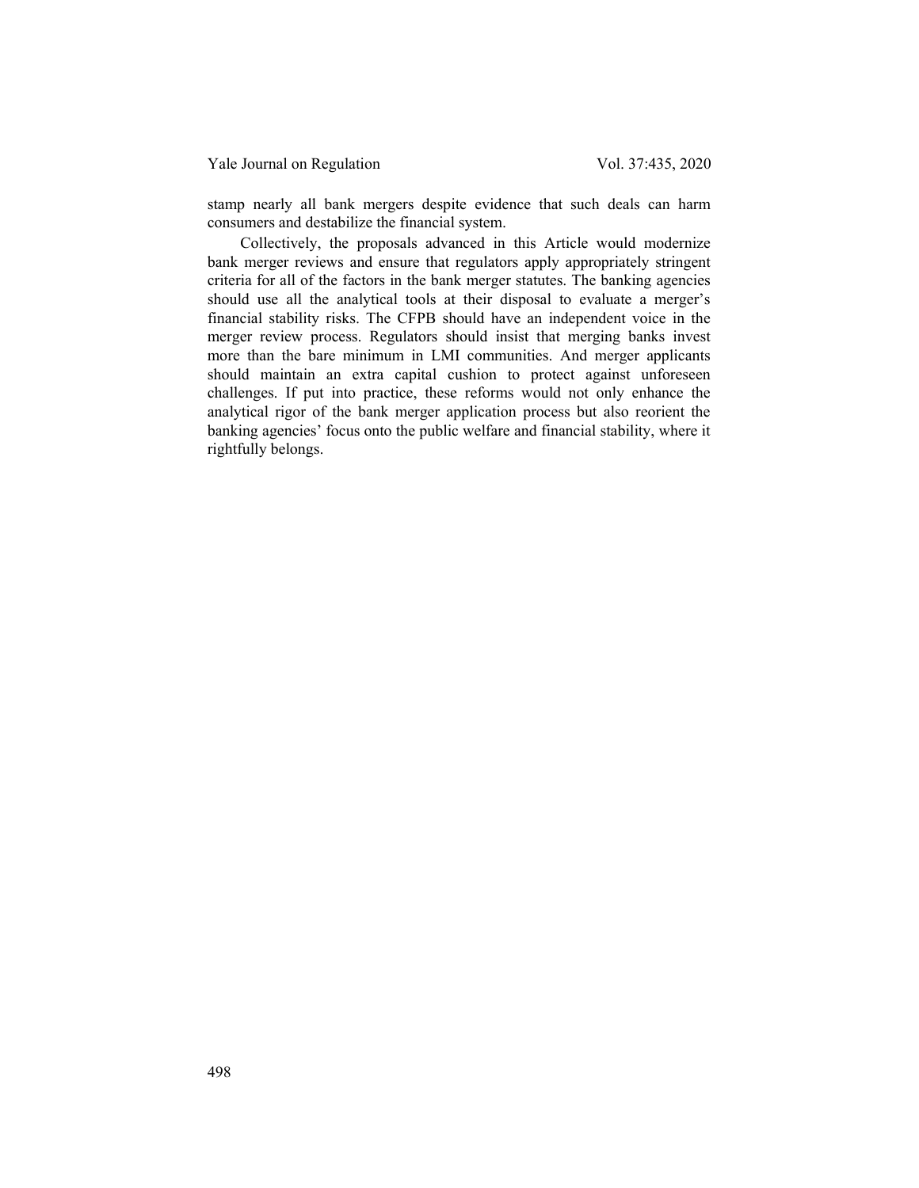stamp nearly all bank mergers despite evidence that such deals can harm consumers and destabilize the financial system.

Collectively, the proposals advanced in this Article would modernize bank merger reviews and ensure that regulators apply appropriately stringent criteria for all of the factors in the bank merger statutes. The banking agencies should use all the analytical tools at their disposal to evaluate a merger's financial stability risks. The CFPB should have an independent voice in the merger review process. Regulators should insist that merging banks invest more than the bare minimum in LMI communities. And merger applicants should maintain an extra capital cushion to protect against unforeseen challenges. If put into practice, these reforms would not only enhance the analytical rigor of the bank merger application process but also reorient the banking agencies' focus onto the public welfare and financial stability, where it rightfully belongs.